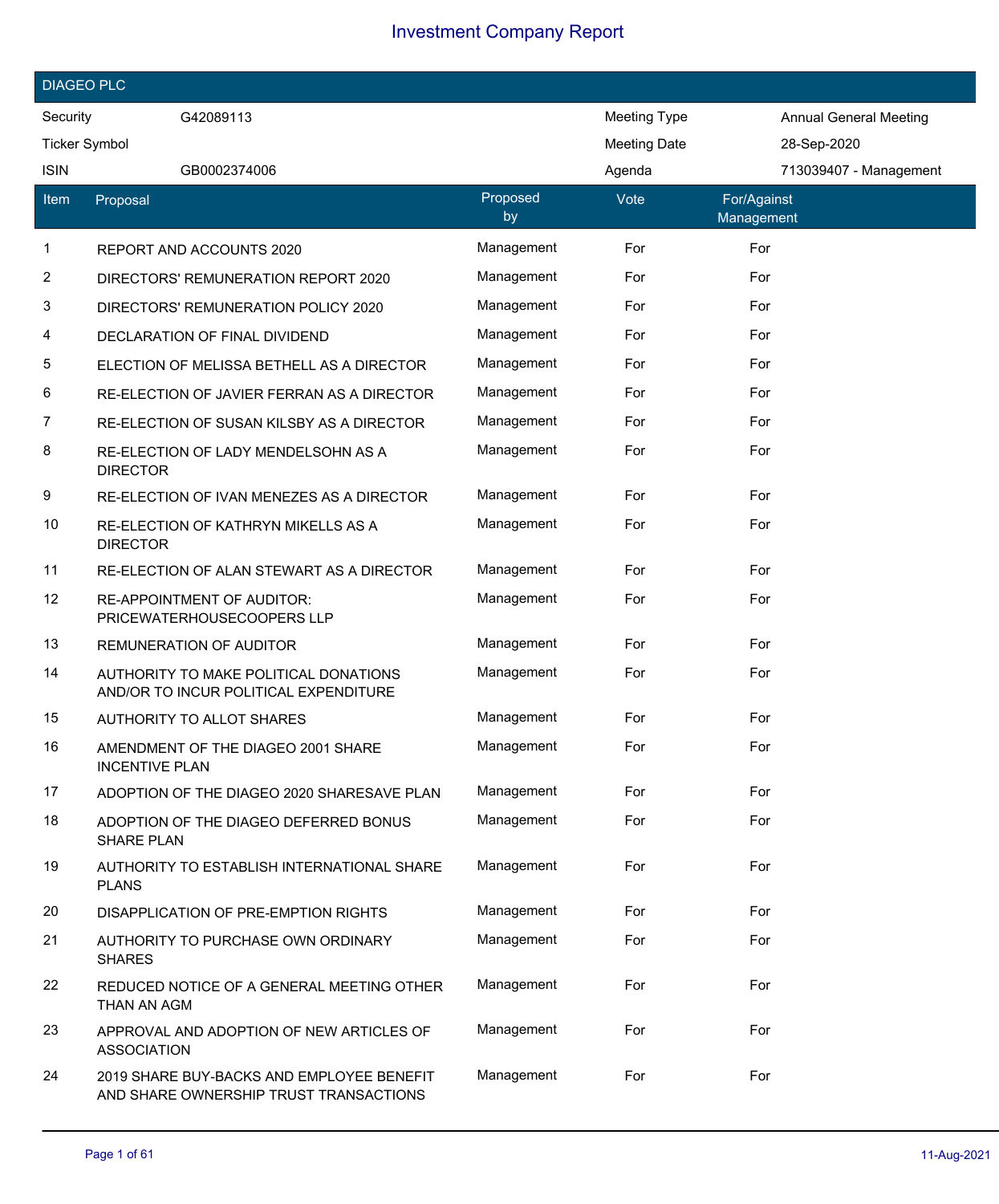# Investment Company Report

## DIAGEO PLC

| Security | G42089113 | Meeting Type | Annual General Meeting |
|---|---|---|---|
| Ticker Symbol | | Meeting Date | 28-Sep-2020 |
| ISIN | GB0002374006 | Agenda | 713039407 - Management |

| Item | Proposal | Proposed by | Vote | For/Against Management |
|---|---|---|---|---|
| 1 | REPORT AND ACCOUNTS 2020 | Management | For | For |
| 2 | DIRECTORS' REMUNERATION REPORT 2020 | Management | For | For |
| 3 | DIRECTORS' REMUNERATION POLICY 2020 | Management | For | For |
| 4 | DECLARATION OF FINAL DIVIDEND | Management | For | For |
| 5 | ELECTION OF MELISSA BETHELL AS A DIRECTOR | Management | For | For |
| 6 | RE-ELECTION OF JAVIER FERRAN AS A DIRECTOR | Management | For | For |
| 7 | RE-ELECTION OF SUSAN KILSBY AS A DIRECTOR | Management | For | For |
| 8 | RE-ELECTION OF LADY MENDELSOHN AS A DIRECTOR | Management | For | For |
| 9 | RE-ELECTION OF IVAN MENEZES AS A DIRECTOR | Management | For | For |
| 10 | RE-ELECTION OF KATHRYN MIKELLS AS A DIRECTOR | Management | For | For |
| 11 | RE-ELECTION OF ALAN STEWART AS A DIRECTOR | Management | For | For |
| 12 | RE-APPOINTMENT OF AUDITOR: PRICEWATERHOUSECOOPERS LLP | Management | For | For |
| 13 | REMUNERATION OF AUDITOR | Management | For | For |
| 14 | AUTHORITY TO MAKE POLITICAL DONATIONS AND/OR TO INCUR POLITICAL EXPENDITURE | Management | For | For |
| 15 | AUTHORITY TO ALLOT SHARES | Management | For | For |
| 16 | AMENDMENT OF THE DIAGEO 2001 SHARE INCENTIVE PLAN | Management | For | For |
| 17 | ADOPTION OF THE DIAGEO 2020 SHARESAVE PLAN | Management | For | For |
| 18 | ADOPTION OF THE DIAGEO DEFERRED BONUS SHARE PLAN | Management | For | For |
| 19 | AUTHORITY TO ESTABLISH INTERNATIONAL SHARE PLANS | Management | For | For |
| 20 | DISAPPLICATION OF PRE-EMPTION RIGHTS | Management | For | For |
| 21 | AUTHORITY TO PURCHASE OWN ORDINARY SHARES | Management | For | For |
| 22 | REDUCED NOTICE OF A GENERAL MEETING OTHER THAN AN AGM | Management | For | For |
| 23 | APPROVAL AND ADOPTION OF NEW ARTICLES OF ASSOCIATION | Management | For | For |
| 24 | 2019 SHARE BUY-BACKS AND EMPLOYEE BENEFIT AND SHARE OWNERSHIP TRUST TRANSACTIONS | Management | For | For |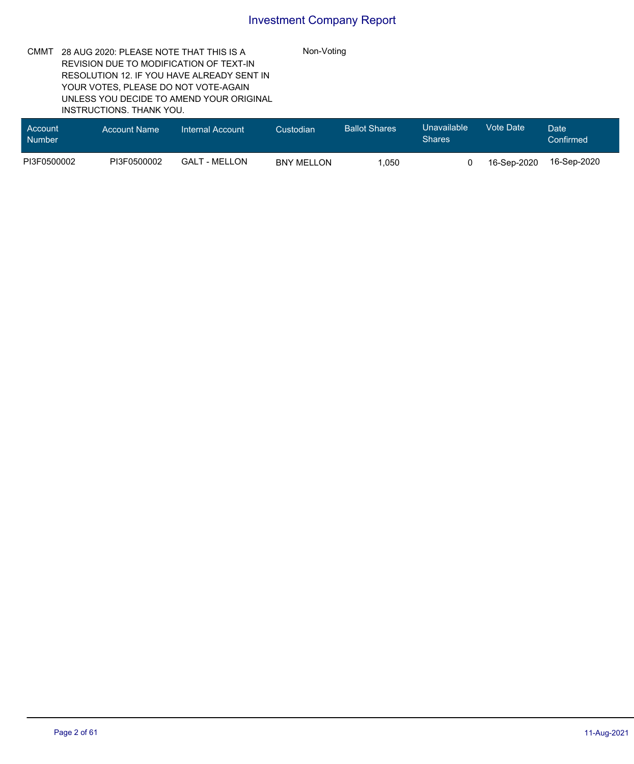# Investment Company Report

| | | |
|---|---|---|
| CMMT | 28 AUG 2020: PLEASE NOTE THAT THIS IS A REVISION DUE TO MODIFICATION OF TEXT-IN RESOLUTION 12. IF YOU HAVE ALREADY SENT IN YOUR VOTES, PLEASE DO NOT VOTE-AGAIN UNLESS YOU DECIDE TO AMEND YOUR ORIGINAL INSTRUCTIONS. THANK YOU. | Non-Voting |

| Account Number | Account Name | Internal Account | Custodian | Ballot Shares | Unavailable Shares | Vote Date | Date Confirmed |
|---|---|---|---|---|---|---|---|
| PI3F0500002 | PI3F0500002 | GALT - MELLON | BNY MELLON | 1,050 | 0 | 16-Sep-2020 | 16-Sep-2020 |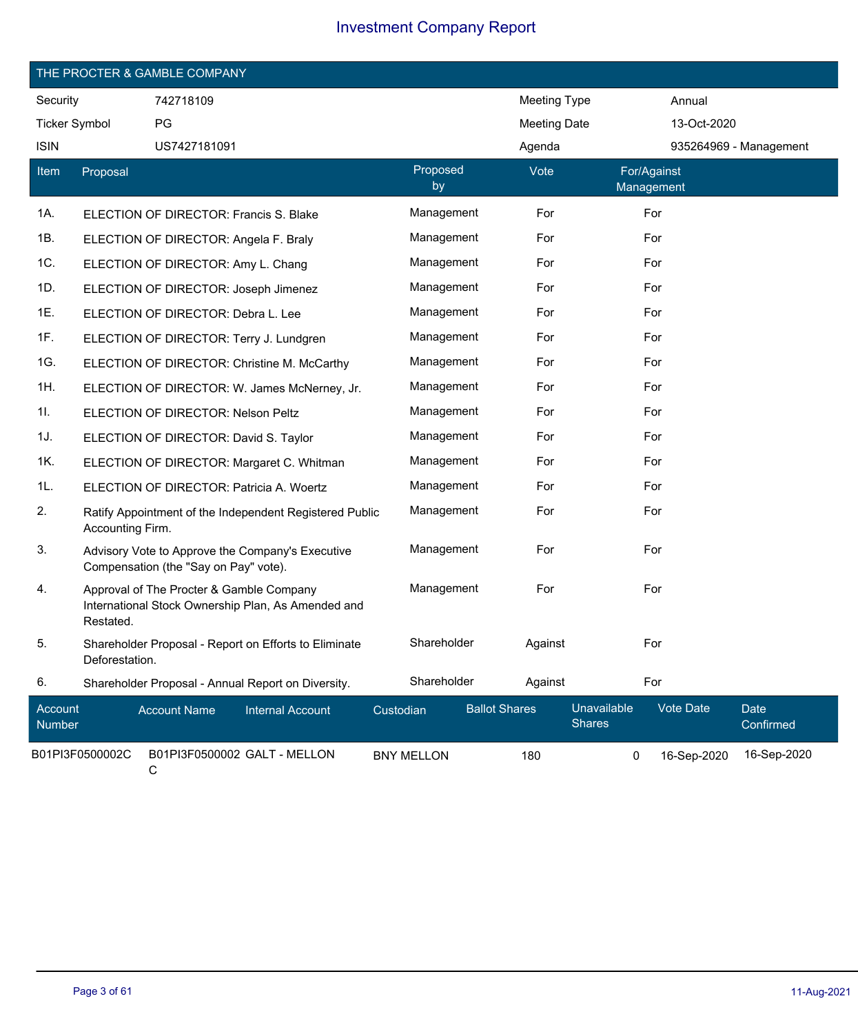# Investment Company Report

## THE PROCTER & GAMBLE COMPANY

| | | | |
|---|---|---|---|
| Security | 742718109 | Meeting Type | Annual |
| Ticker Symbol | PG | Meeting Date | 13-Oct-2020 |
| ISIN | US7427181091 | Agenda | 935264969 - Management |

| Item | Proposal | Proposed by | Vote | For/Against Management |
|---|---|---|---|---|
| 1A. | ELECTION OF DIRECTOR: Francis S. Blake | Management | For | For |
| 1B. | ELECTION OF DIRECTOR: Angela F. Braly | Management | For | For |
| 1C. | ELECTION OF DIRECTOR: Amy L. Chang | Management | For | For |
| 1D. | ELECTION OF DIRECTOR: Joseph Jimenez | Management | For | For |
| 1E. | ELECTION OF DIRECTOR: Debra L. Lee | Management | For | For |
| 1F. | ELECTION OF DIRECTOR: Terry J. Lundgren | Management | For | For |
| 1G. | ELECTION OF DIRECTOR: Christine M. McCarthy | Management | For | For |
| 1H. | ELECTION OF DIRECTOR: W. James McNerney, Jr. | Management | For | For |
| 1I. | ELECTION OF DIRECTOR: Nelson Peltz | Management | For | For |
| 1J. | ELECTION OF DIRECTOR: David S. Taylor | Management | For | For |
| 1K. | ELECTION OF DIRECTOR: Margaret C. Whitman | Management | For | For |
| 1L. | ELECTION OF DIRECTOR: Patricia A. Woertz | Management | For | For |
| 2. | Ratify Appointment of the Independent Registered Public Accounting Firm. | Management | For | For |
| 3. | Advisory Vote to Approve the Company's Executive Compensation (the "Say on Pay" vote). | Management | For | For |
| 4. | Approval of The Procter & Gamble Company International Stock Ownership Plan, As Amended and Restated. | Management | For | For |
| 5. | Shareholder Proposal - Report on Efforts to Eliminate Deforestation. | Shareholder | Against | For |
| 6. | Shareholder Proposal - Annual Report on Diversity. | Shareholder | Against | For |

| Account Number | Account Name | Internal Account | Custodian | Ballot Shares | Unavailable Shares | Vote Date | Date Confirmed |
|---|---|---|---|---|---|---|---|
| B01PI3F0500002C | B01PI3F0500002C | GALT - MELLON | BNY MELLON | 180 | 0 | 16-Sep-2020 | 16-Sep-2020 |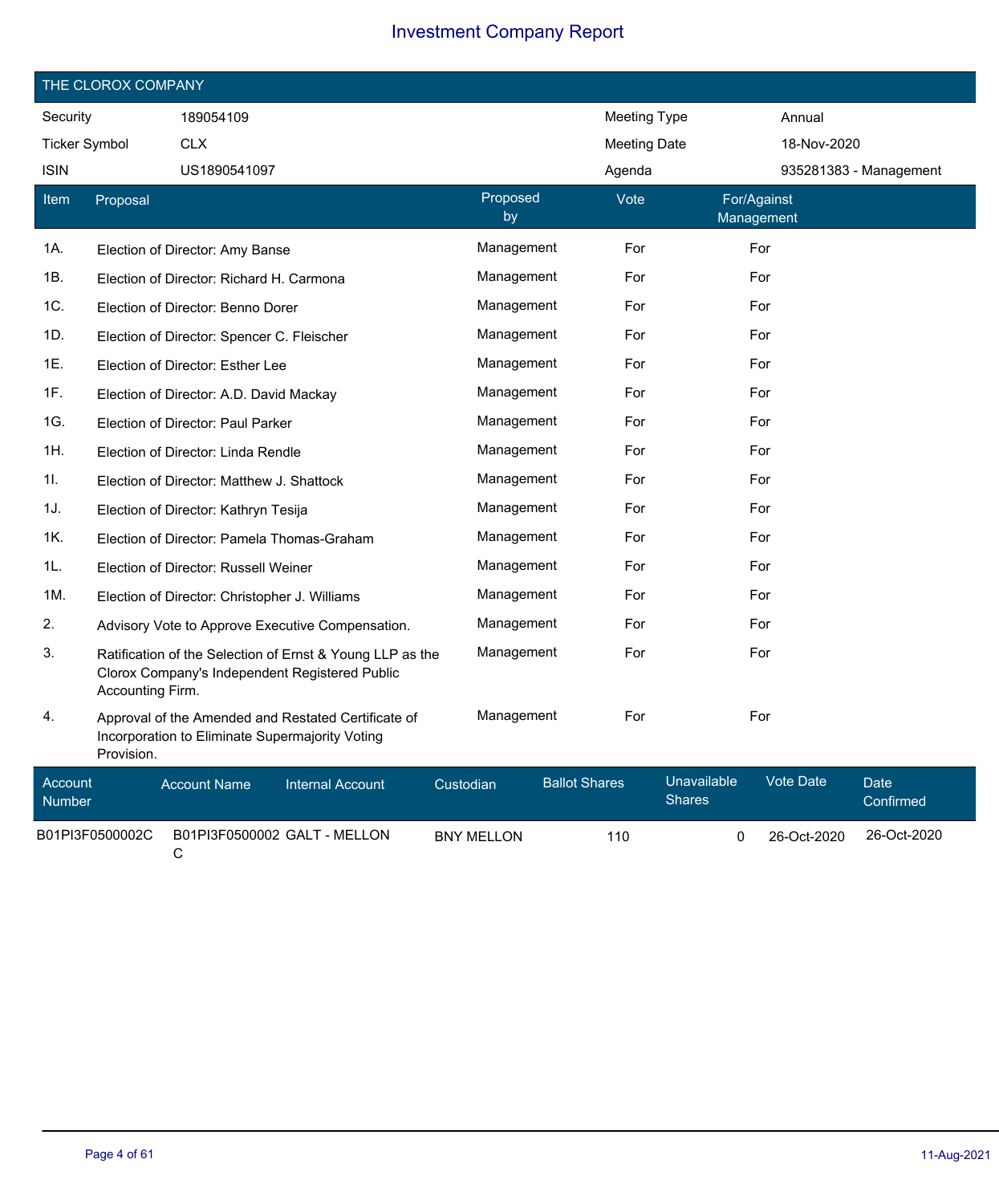# Investment Company Report

## THE CLOROX COMPANY

| Security | 189054109 | Meeting Type | Annual |
|---|---|---|---|
| Ticker Symbol | CLX | Meeting Date | 18-Nov-2020 |
| ISIN | US1890541097 | Agenda | 935281383 - Management |

| Item | Proposal | Proposed by | Vote | For/Against Management |
|---|---|---|---|---|
| 1A. | Election of Director: Amy Banse | Management | For | For |
| 1B. | Election of Director: Richard H. Carmona | Management | For | For |
| 1C. | Election of Director: Benno Dorer | Management | For | For |
| 1D. | Election of Director: Spencer C. Fleischer | Management | For | For |
| 1E. | Election of Director: Esther Lee | Management | For | For |
| 1F. | Election of Director: A.D. David Mackay | Management | For | For |
| 1G. | Election of Director: Paul Parker | Management | For | For |
| 1H. | Election of Director: Linda Rendle | Management | For | For |
| 1I. | Election of Director: Matthew J. Shattock | Management | For | For |
| 1J. | Election of Director: Kathryn Tesija | Management | For | For |
| 1K. | Election of Director: Pamela Thomas-Graham | Management | For | For |
| 1L. | Election of Director: Russell Weiner | Management | For | For |
| 1M. | Election of Director: Christopher J. Williams | Management | For | For |
| 2. | Advisory Vote to Approve Executive Compensation. | Management | For | For |
| 3. | Ratification of the Selection of Ernst & Young LLP as the Clorox Company's Independent Registered Public Accounting Firm. | Management | For | For |
| 4. | Approval of the Amended and Restated Certificate of Incorporation to Eliminate Supermajority Voting Provision. | Management | For | For |

| Account Number | Account Name | Internal Account | Custodian | Ballot Shares | Unavailable Shares | Vote Date | Date Confirmed |
|---|---|---|---|---|---|---|---|
| B01PI3F0500002C | B01PI3F0500002C | GALT - MELLON | BNY MELLON | 110 | 0 | 26-Oct-2020 | 26-Oct-2020 |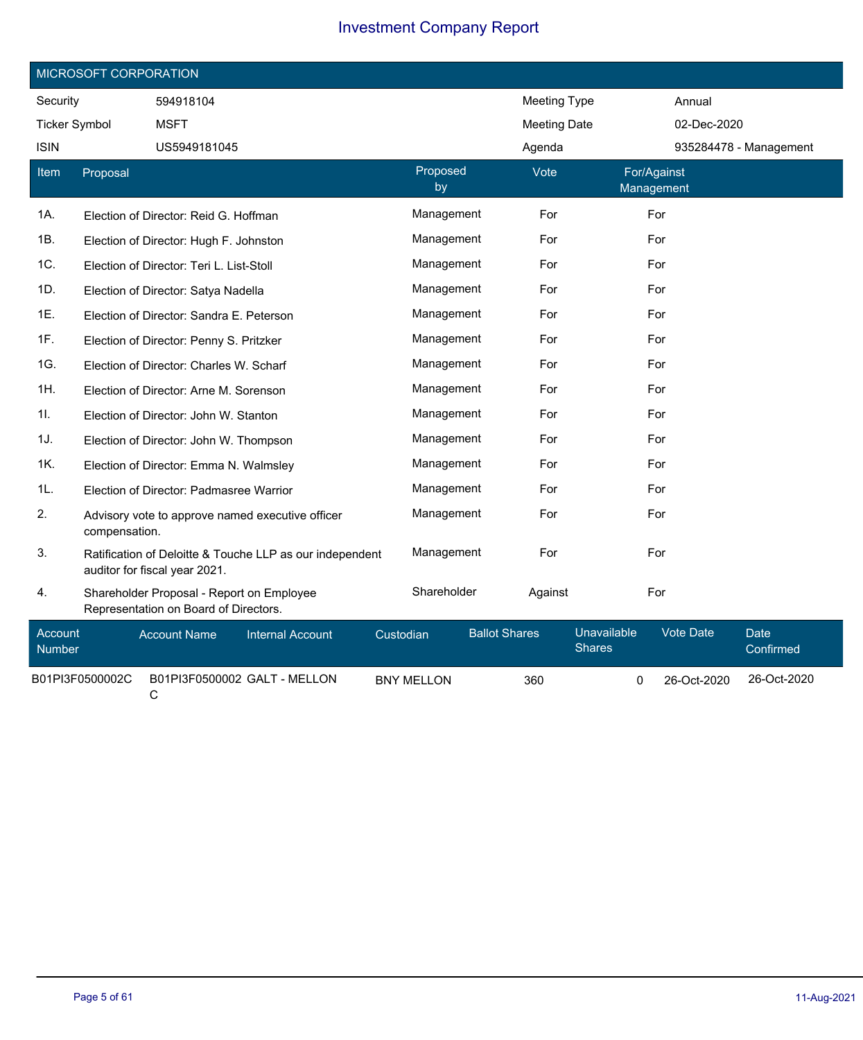# Investment Company Report

## MICROSOFT CORPORATION

| | | | |
|---|---|---|---|
| Security | 594918104 | Meeting Type | Annual |
| Ticker Symbol | MSFT | Meeting Date | 02-Dec-2020 |
| ISIN | US5949181045 | Agenda | 935284478 - Management |

| Item | Proposal | Proposed by | Vote | For/Against Management |
|---|---|---|---|---|
| 1A. | Election of Director: Reid G. Hoffman | Management | For | For |
| 1B. | Election of Director: Hugh F. Johnston | Management | For | For |
| 1C. | Election of Director: Teri L. List-Stoll | Management | For | For |
| 1D. | Election of Director: Satya Nadella | Management | For | For |
| 1E. | Election of Director: Sandra E. Peterson | Management | For | For |
| 1F. | Election of Director: Penny S. Pritzker | Management | For | For |
| 1G. | Election of Director: Charles W. Scharf | Management | For | For |
| 1H. | Election of Director: Arne M. Sorenson | Management | For | For |
| 1I. | Election of Director: John W. Stanton | Management | For | For |
| 1J. | Election of Director: John W. Thompson | Management | For | For |
| 1K. | Election of Director: Emma N. Walmsley | Management | For | For |
| 1L. | Election of Director: Padmasree Warrior | Management | For | For |
| 2. | Advisory vote to approve named executive officer compensation. | Management | For | For |
| 3. | Ratification of Deloitte & Touche LLP as our independent auditor for fiscal year 2021. | Management | For | For |
| 4. | Shareholder Proposal - Report on Employee Representation on Board of Directors. | Shareholder | Against | For |

| Account Number | Account Name | Internal Account | Custodian | Ballot Shares | Unavailable Shares | Vote Date | Date Confirmed |
|---|---|---|---|---|---|---|---|
| B01PI3F0500002C | B01PI3F0500002C | GALT - MELLON | BNY MELLON | 360 | 0 | 26-Oct-2020 | 26-Oct-2020 |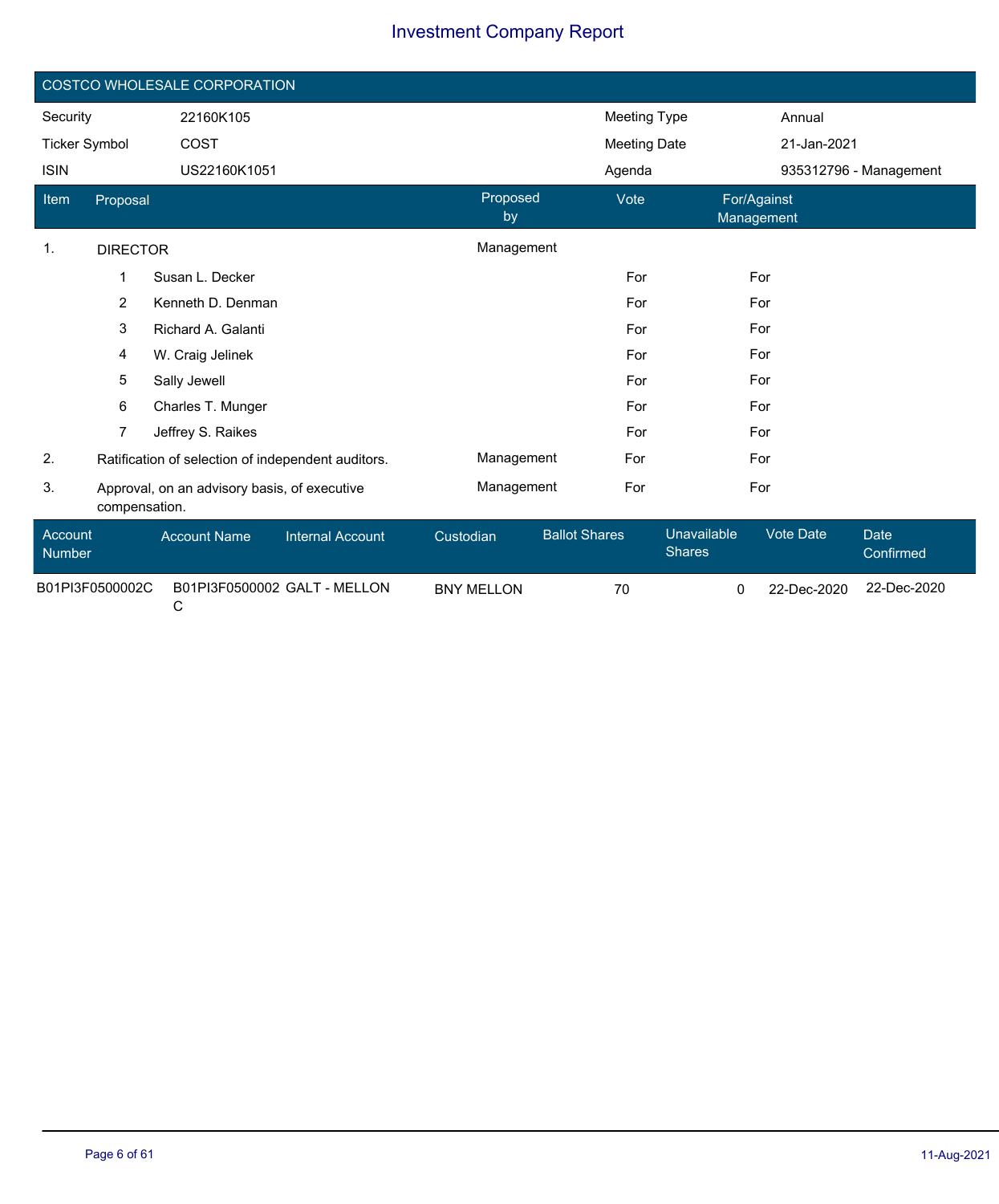# Investment Company Report

## COSTCO WHOLESALE CORPORATION

| | | | |
|---|---|---|---|
| Security | 22160K105 | Meeting Type | Annual |
| Ticker Symbol | COST | Meeting Date | 21-Jan-2021 |
| ISIN | US22160K1051 | Agenda | 935312796 - Management |

| Item | Proposal | Proposed by | Vote | For/Against Management |
|---|---|---|---|---|
| 1. | DIRECTOR | Management | | |
| | 1 Susan L. Decker | | For | For |
| | 2 Kenneth D. Denman | | For | For |
| | 3 Richard A. Galanti | | For | For |
| | 4 W. Craig Jelinek | | For | For |
| | 5 Sally Jewell | | For | For |
| | 6 Charles T. Munger | | For | For |
| | 7 Jeffrey S. Raikes | | For | For |
| 2. | Ratification of selection of independent auditors. | Management | For | For |
| 3. | Approval, on an advisory basis, of executive compensation. | Management | For | For |

| Account Number | Account Name | Internal Account | Custodian | Ballot Shares | Unavailable Shares | Vote Date | Date Confirmed |
|---|---|---|---|---|---|---|---|
| B01PI3F0500002C | B01PI3F0500002C | GALT - MELLON | BNY MELLON | 70 | 0 | 22-Dec-2020 | 22-Dec-2020 |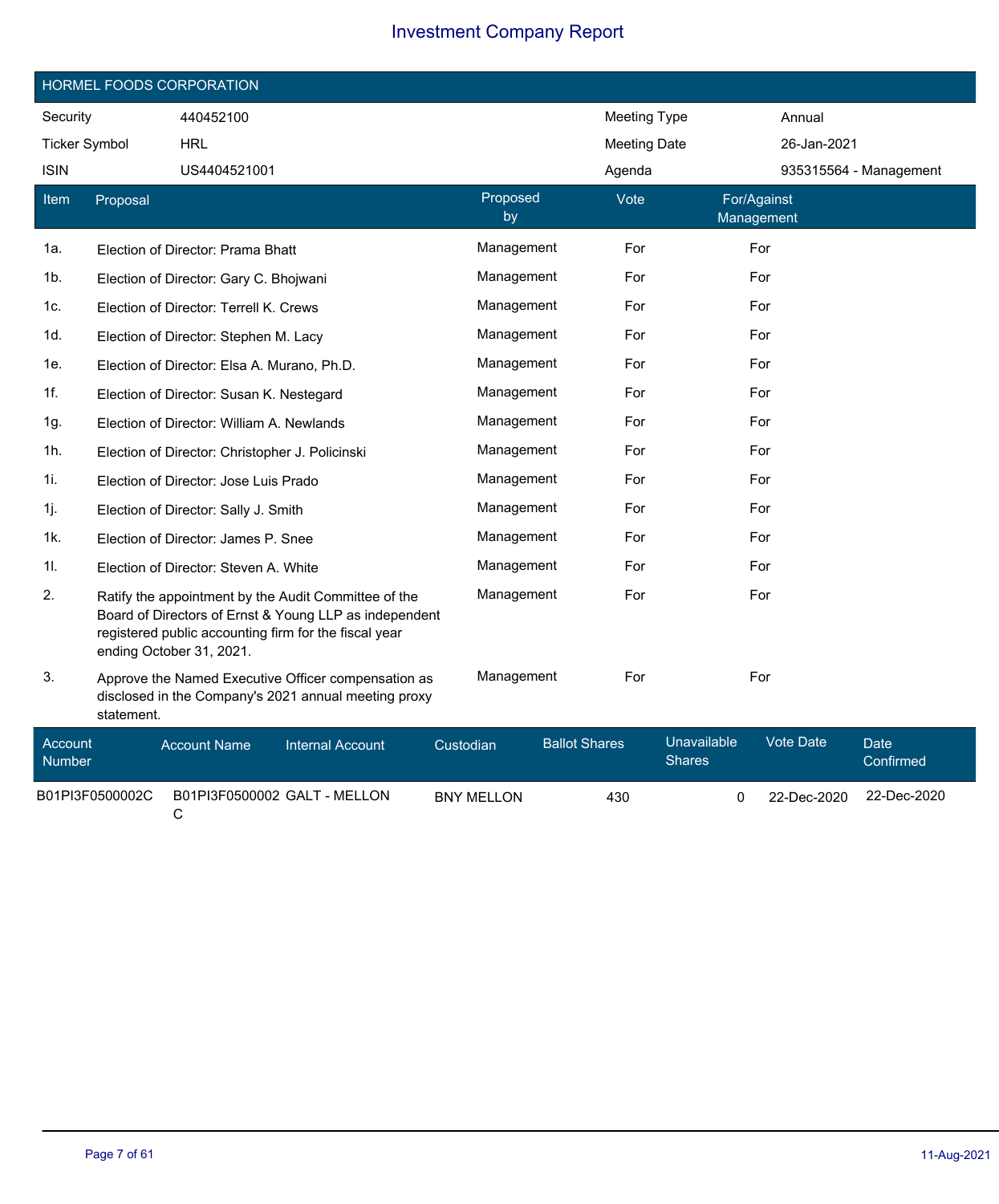# Investment Company Report

## HORMEL FOODS CORPORATION

| Security | 440452100 | Meeting Type | Annual |
|---|---|---|---|
| Ticker Symbol | HRL | Meeting Date | 26-Jan-2021 |
| ISIN | US4404521001 | Agenda | 935315564 - Management |

| Item | Proposal | Proposed by | Vote | For/Against Management |
|---|---|---|---|---|
| 1a. | Election of Director: Prama Bhatt | Management | For | For |
| 1b. | Election of Director: Gary C. Bhojwani | Management | For | For |
| 1c. | Election of Director: Terrell K. Crews | Management | For | For |
| 1d. | Election of Director: Stephen M. Lacy | Management | For | For |
| 1e. | Election of Director: Elsa A. Murano, Ph.D. | Management | For | For |
| 1f. | Election of Director: Susan K. Nestegard | Management | For | For |
| 1g. | Election of Director: William A. Newlands | Management | For | For |
| 1h. | Election of Director: Christopher J. Policinski | Management | For | For |
| 1i. | Election of Director: Jose Luis Prado | Management | For | For |
| 1j. | Election of Director: Sally J. Smith | Management | For | For |
| 1k. | Election of Director: James P. Snee | Management | For | For |
| 1l. | Election of Director: Steven A. White | Management | For | For |
| 2. | Ratify the appointment by the Audit Committee of the Board of Directors of Ernst & Young LLP as independent registered public accounting firm for the fiscal year ending October 31, 2021. | Management | For | For |
| 3. | Approve the Named Executive Officer compensation as disclosed in the Company's 2021 annual meeting proxy statement. | Management | For | For |

| Account Number | Account Name | Internal Account | Custodian | Ballot Shares | Unavailable Shares | Vote Date | Date Confirmed |
|---|---|---|---|---|---|---|---|
| B01PI3F0500002C | B01PI3F0500002C | GALT - MELLON | BNY MELLON | 430 | 0 | 22-Dec-2020 | 22-Dec-2020 |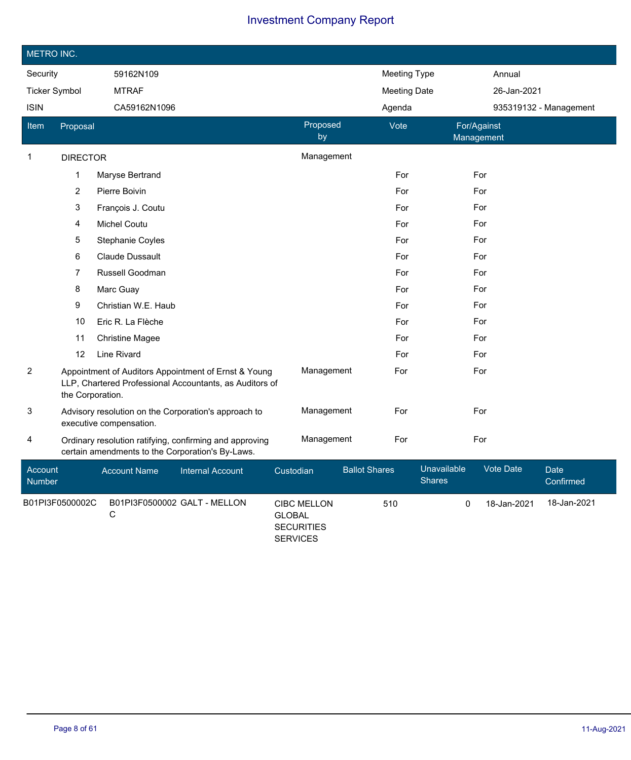# Investment Company Report

## METRO INC.

| Security | 59162N109 | Meeting Type | Annual |
|---|---|---|---|
| Ticker Symbol | MTRAF | Meeting Date | 26-Jan-2021 |
| ISIN | CA59162N1096 | Agenda | 935319132 - Management |

| Item | Proposal | Proposed by | Vote | For/Against Management |
|---|---|---|---|---|
| 1 | DIRECTOR | Management | | |
| | 1 Maryse Bertrand | | For | For |
| | 2 Pierre Boivin | | For | For |
| | 3 François J. Coutu | | For | For |
| | 4 Michel Coutu | | For | For |
| | 5 Stephanie Coyles | | For | For |
| | 6 Claude Dussault | | For | For |
| | 7 Russell Goodman | | For | For |
| | 8 Marc Guay | | For | For |
| | 9 Christian W.E. Haub | | For | For |
| | 10 Eric R. La Flèche | | For | For |
| | 11 Christine Magee | | For | For |
| | 12 Line Rivard | | For | For |
| 2 | Appointment of Auditors Appointment of Ernst & Young LLP, Chartered Professional Accountants, as Auditors of the Corporation. | Management | For | For |
| 3 | Advisory resolution on the Corporation's approach to executive compensation. | Management | For | For |
| 4 | Ordinary resolution ratifying, confirming and approving certain amendments to the Corporation's By-Laws. | Management | For | For |

| Account Number | Account Name | Internal Account | Custodian | Ballot Shares | Unavailable Shares | Vote Date | Date Confirmed |
|---|---|---|---|---|---|---|---|
| B01PI3F0500002C | B01PI3F0500002C | GALT - MELLON | CIBC MELLON GLOBAL SECURITIES SERVICES | 510 | 0 | 18-Jan-2021 | 18-Jan-2021 |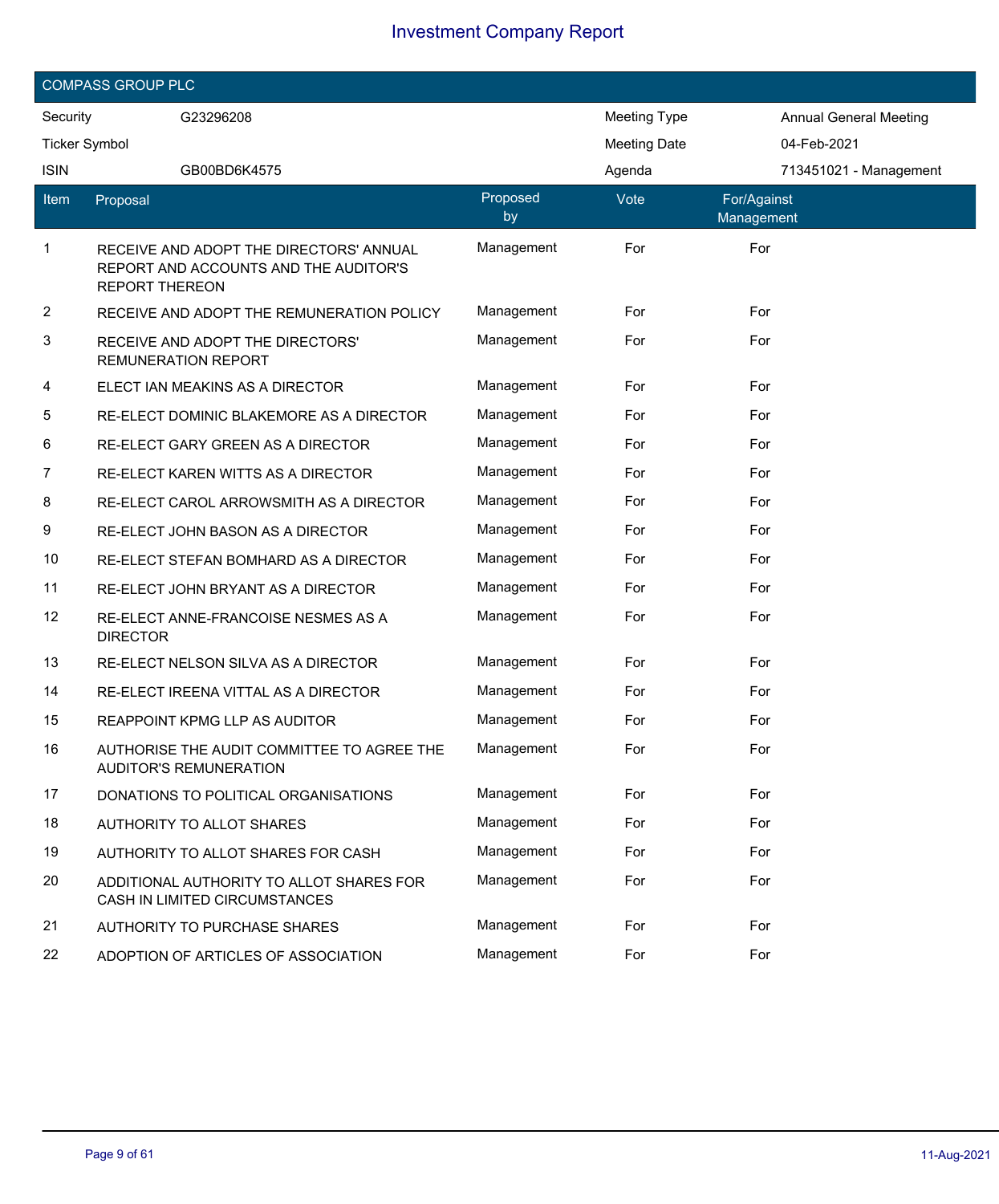# Investment Company Report

## COMPASS GROUP PLC

| | | | |
|---|---|---|---|
| Security | G23296208 | Meeting Type | Annual General Meeting |
| Ticker Symbol | | Meeting Date | 04-Feb-2021 |
| ISIN | GB00BD6K4575 | Agenda | 713451021 - Management |

| Item | Proposal | Proposed by | Vote | For/Against Management |
|---|---|---|---|---|
| 1 | RECEIVE AND ADOPT THE DIRECTORS' ANNUAL REPORT AND ACCOUNTS AND THE AUDITOR'S REPORT THEREON | Management | For | For |
| 2 | RECEIVE AND ADOPT THE REMUNERATION POLICY | Management | For | For |
| 3 | RECEIVE AND ADOPT THE DIRECTORS' REMUNERATION REPORT | Management | For | For |
| 4 | ELECT IAN MEAKINS AS A DIRECTOR | Management | For | For |
| 5 | RE-ELECT DOMINIC BLAKEMORE AS A DIRECTOR | Management | For | For |
| 6 | RE-ELECT GARY GREEN AS A DIRECTOR | Management | For | For |
| 7 | RE-ELECT KAREN WITTS AS A DIRECTOR | Management | For | For |
| 8 | RE-ELECT CAROL ARROWSMITH AS A DIRECTOR | Management | For | For |
| 9 | RE-ELECT JOHN BASON AS A DIRECTOR | Management | For | For |
| 10 | RE-ELECT STEFAN BOMHARD AS A DIRECTOR | Management | For | For |
| 11 | RE-ELECT JOHN BRYANT AS A DIRECTOR | Management | For | For |
| 12 | RE-ELECT ANNE-FRANCOISE NESMES AS A DIRECTOR | Management | For | For |
| 13 | RE-ELECT NELSON SILVA AS A DIRECTOR | Management | For | For |
| 14 | RE-ELECT IREENA VITTAL AS A DIRECTOR | Management | For | For |
| 15 | REAPPOINT KPMG LLP AS AUDITOR | Management | For | For |
| 16 | AUTHORISE THE AUDIT COMMITTEE TO AGREE THE AUDITOR'S REMUNERATION | Management | For | For |
| 17 | DONATIONS TO POLITICAL ORGANISATIONS | Management | For | For |
| 18 | AUTHORITY TO ALLOT SHARES | Management | For | For |
| 19 | AUTHORITY TO ALLOT SHARES FOR CASH | Management | For | For |
| 20 | ADDITIONAL AUTHORITY TO ALLOT SHARES FOR CASH IN LIMITED CIRCUMSTANCES | Management | For | For |
| 21 | AUTHORITY TO PURCHASE SHARES | Management | For | For |
| 22 | ADOPTION OF ARTICLES OF ASSOCIATION | Management | For | For |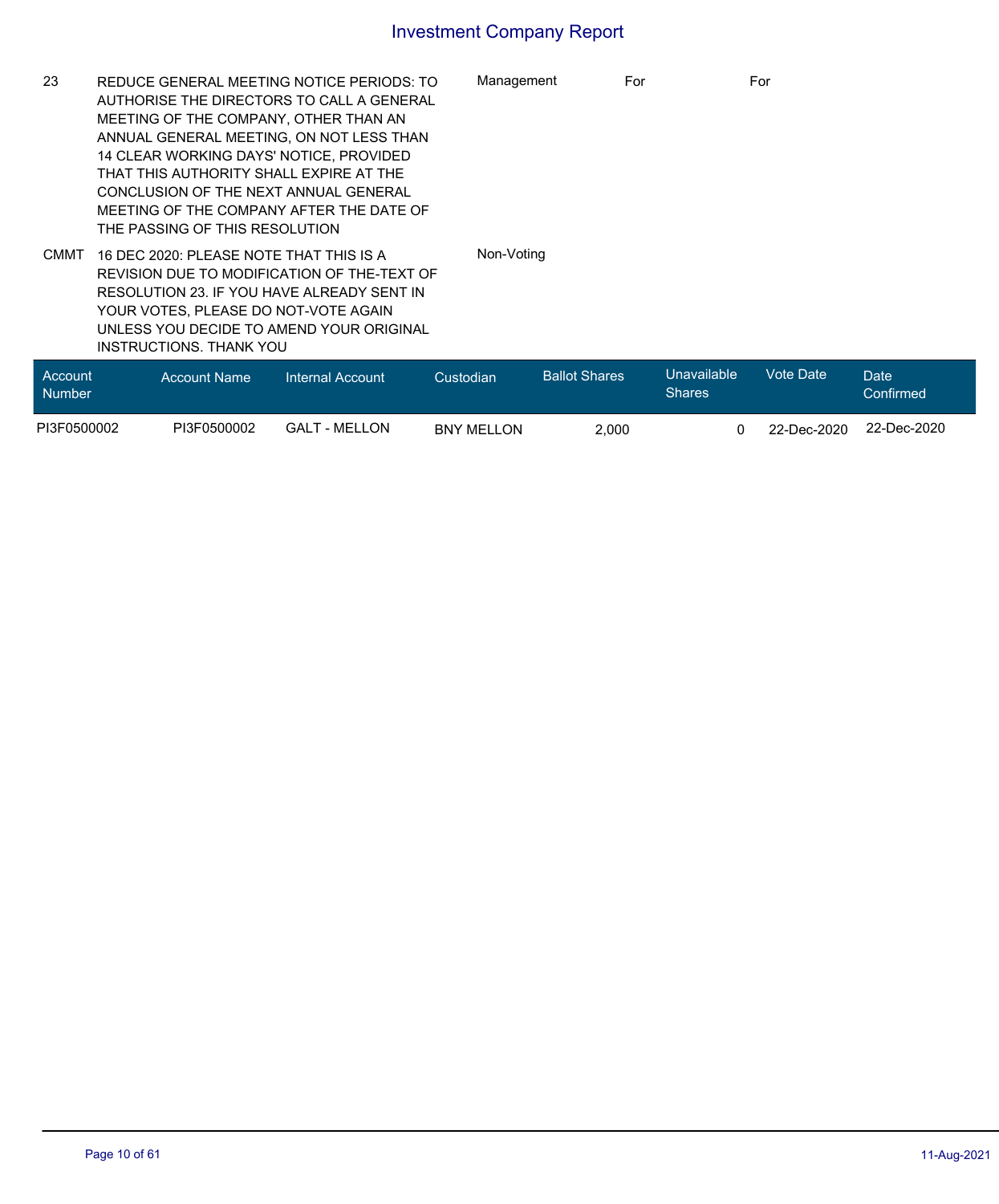# Investment Company Report

| | | | | |
|---|---|---|---|---|
| 23 | REDUCE GENERAL MEETING NOTICE PERIODS: TO AUTHORISE THE DIRECTORS TO CALL A GENERAL MEETING OF THE COMPANY, OTHER THAN AN ANNUAL GENERAL MEETING, ON NOT LESS THAN 14 CLEAR WORKING DAYS' NOTICE, PROVIDED THAT THIS AUTHORITY SHALL EXPIRE AT THE CONCLUSION OF THE NEXT ANNUAL GENERAL MEETING OF THE COMPANY AFTER THE DATE OF THE PASSING OF THIS RESOLUTION | Management | For | For |
| CMMT | 16 DEC 2020: PLEASE NOTE THAT THIS IS A REVISION DUE TO MODIFICATION OF THE-TEXT OF RESOLUTION 23. IF YOU HAVE ALREADY SENT IN YOUR VOTES, PLEASE DO NOT-VOTE AGAIN UNLESS YOU DECIDE TO AMEND YOUR ORIGINAL INSTRUCTIONS. THANK YOU | Non-Voting | | |

| Account Number | Account Name | Internal Account | Custodian | Ballot Shares | Unavailable Shares | Vote Date | Date Confirmed |
|---|---|---|---|---|---|---|---|
| PI3F0500002 | PI3F0500002 | GALT - MELLON | BNY MELLON | 2,000 | 0 | 22-Dec-2020 | 22-Dec-2020 |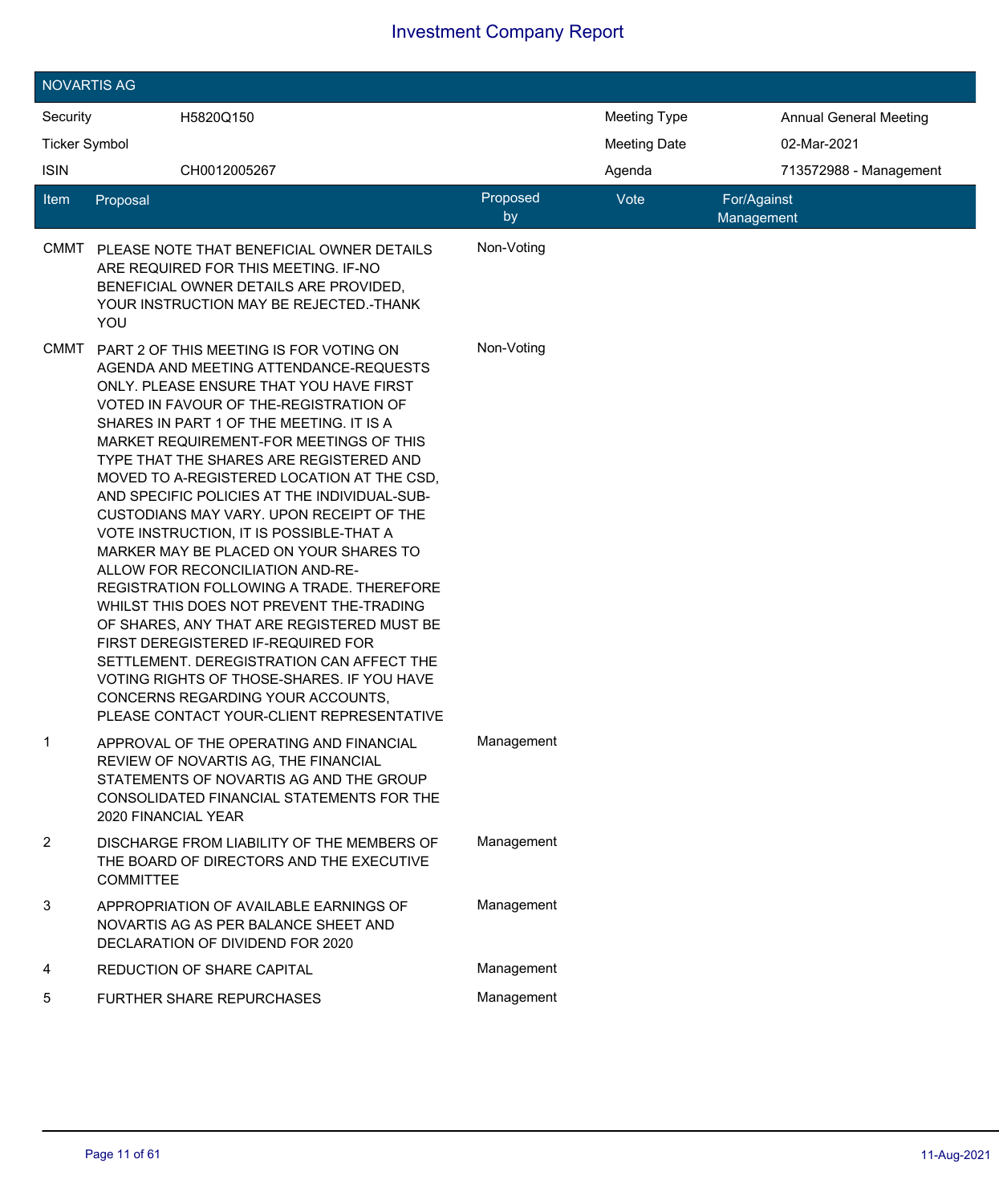# Investment Company Report

## NOVARTIS AG

| Security | H5820Q150 | Meeting Type | Annual General Meeting |
|---|---|---|---|
| Ticker Symbol | | Meeting Date | 02-Mar-2021 |
| ISIN | CH0012005267 | Agenda | 713572988 - Management |

| Item | Proposal | Proposed by | Vote | For/Against Management |
|---|---|---|---|---|
| CMMT | PLEASE NOTE THAT BENEFICIAL OWNER DETAILS ARE REQUIRED FOR THIS MEETING. IF-NO BENEFICIAL OWNER DETAILS ARE PROVIDED, YOUR INSTRUCTION MAY BE REJECTED.-THANK YOU | Non-Voting | | |
| CMMT | PART 2 OF THIS MEETING IS FOR VOTING ON AGENDA AND MEETING ATTENDANCE-REQUESTS ONLY. PLEASE ENSURE THAT YOU HAVE FIRST VOTED IN FAVOUR OF THE-REGISTRATION OF SHARES IN PART 1 OF THE MEETING. IT IS A MARKET REQUIREMENT-FOR MEETINGS OF THIS TYPE THAT THE SHARES ARE REGISTERED AND MOVED TO A-REGISTERED LOCATION AT THE CSD, AND SPECIFIC POLICIES AT THE INDIVIDUAL-SUB-CUSTODIANS MAY VARY. UPON RECEIPT OF THE VOTE INSTRUCTION, IT IS POSSIBLE-THAT A MARKER MAY BE PLACED ON YOUR SHARES TO ALLOW FOR RECONCILIATION AND-RE-REGISTRATION FOLLOWING A TRADE. THEREFORE WHILST THIS DOES NOT PREVENT THE-TRADING OF SHARES, ANY THAT ARE REGISTERED MUST BE FIRST DEREGISTERED IF-REQUIRED FOR SETTLEMENT. DEREGISTRATION CAN AFFECT THE VOTING RIGHTS OF THOSE-SHARES. IF YOU HAVE CONCERNS REGARDING YOUR ACCOUNTS, PLEASE CONTACT YOUR-CLIENT REPRESENTATIVE | Non-Voting | | |
| 1 | APPROVAL OF THE OPERATING AND FINANCIAL REVIEW OF NOVARTIS AG, THE FINANCIAL STATEMENTS OF NOVARTIS AG AND THE GROUP CONSOLIDATED FINANCIAL STATEMENTS FOR THE 2020 FINANCIAL YEAR | Management | | |
| 2 | DISCHARGE FROM LIABILITY OF THE MEMBERS OF THE BOARD OF DIRECTORS AND THE EXECUTIVE COMMITTEE | Management | | |
| 3 | APPROPRIATION OF AVAILABLE EARNINGS OF NOVARTIS AG AS PER BALANCE SHEET AND DECLARATION OF DIVIDEND FOR 2020 | Management | | |
| 4 | REDUCTION OF SHARE CAPITAL | Management | | |
| 5 | FURTHER SHARE REPURCHASES | Management | | |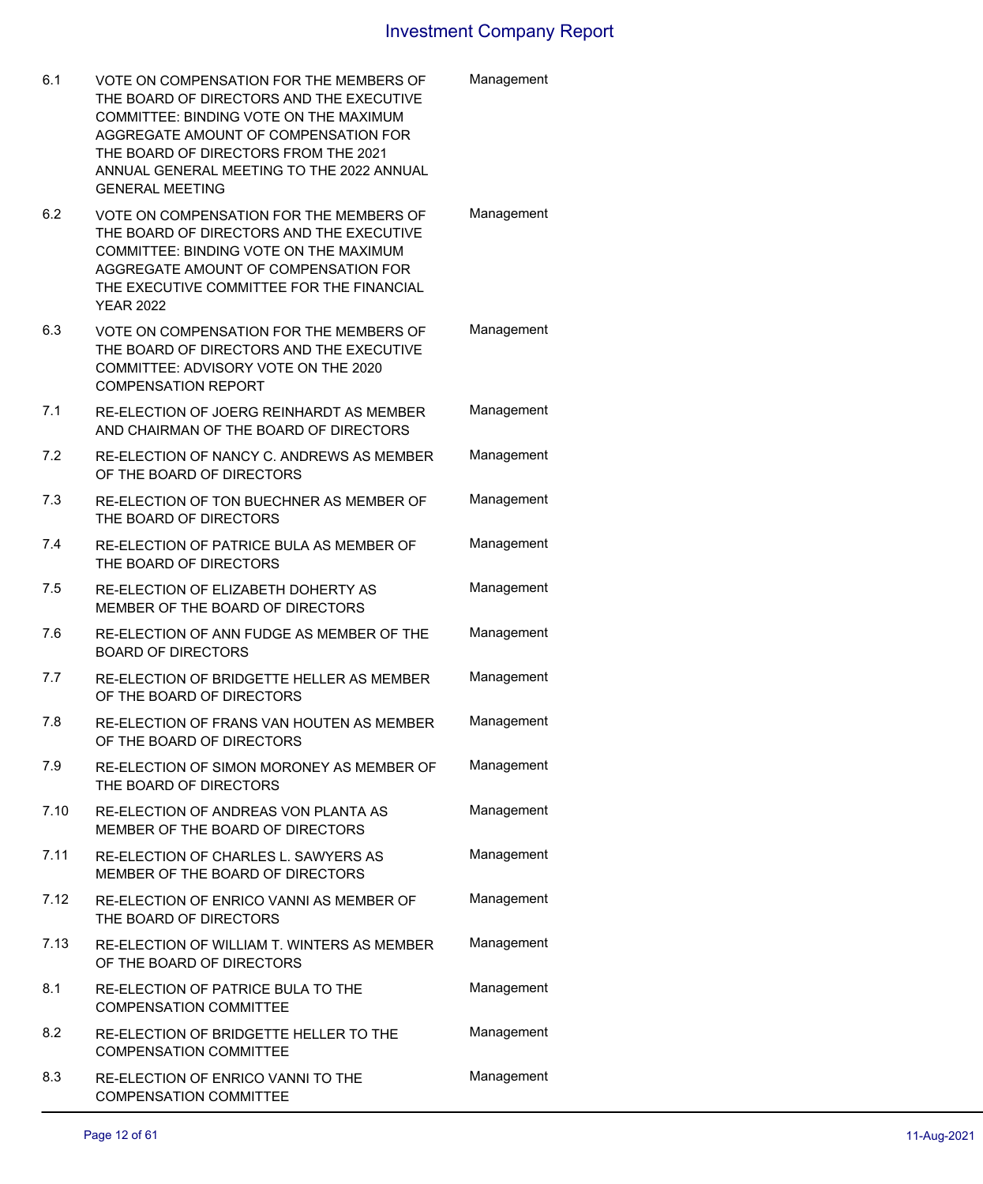| | | |
|---|---|---|
| 6.1 | VOTE ON COMPENSATION FOR THE MEMBERS OF THE BOARD OF DIRECTORS AND THE EXECUTIVE COMMITTEE: BINDING VOTE ON THE MAXIMUM AGGREGATE AMOUNT OF COMPENSATION FOR THE BOARD OF DIRECTORS FROM THE 2021 ANNUAL GENERAL MEETING TO THE 2022 ANNUAL GENERAL MEETING | Management |
| 6.2 | VOTE ON COMPENSATION FOR THE MEMBERS OF THE BOARD OF DIRECTORS AND THE EXECUTIVE COMMITTEE: BINDING VOTE ON THE MAXIMUM AGGREGATE AMOUNT OF COMPENSATION FOR THE EXECUTIVE COMMITTEE FOR THE FINANCIAL YEAR 2022 | Management |
| 6.3 | VOTE ON COMPENSATION FOR THE MEMBERS OF THE BOARD OF DIRECTORS AND THE EXECUTIVE COMMITTEE: ADVISORY VOTE ON THE 2020 COMPENSATION REPORT | Management |
| 7.1 | RE-ELECTION OF JOERG REINHARDT AS MEMBER AND CHAIRMAN OF THE BOARD OF DIRECTORS | Management |
| 7.2 | RE-ELECTION OF NANCY C. ANDREWS AS MEMBER OF THE BOARD OF DIRECTORS | Management |
| 7.3 | RE-ELECTION OF TON BUECHNER AS MEMBER OF THE BOARD OF DIRECTORS | Management |
| 7.4 | RE-ELECTION OF PATRICE BULA AS MEMBER OF THE BOARD OF DIRECTORS | Management |
| 7.5 | RE-ELECTION OF ELIZABETH DOHERTY AS MEMBER OF THE BOARD OF DIRECTORS | Management |
| 7.6 | RE-ELECTION OF ANN FUDGE AS MEMBER OF THE BOARD OF DIRECTORS | Management |
| 7.7 | RE-ELECTION OF BRIDGETTE HELLER AS MEMBER OF THE BOARD OF DIRECTORS | Management |
| 7.8 | RE-ELECTION OF FRANS VAN HOUTEN AS MEMBER OF THE BOARD OF DIRECTORS | Management |
| 7.9 | RE-ELECTION OF SIMON MORONEY AS MEMBER OF THE BOARD OF DIRECTORS | Management |
| 7.10 | RE-ELECTION OF ANDREAS VON PLANTA AS MEMBER OF THE BOARD OF DIRECTORS | Management |
| 7.11 | RE-ELECTION OF CHARLES L. SAWYERS AS MEMBER OF THE BOARD OF DIRECTORS | Management |
| 7.12 | RE-ELECTION OF ENRICO VANNI AS MEMBER OF THE BOARD OF DIRECTORS | Management |
| 7.13 | RE-ELECTION OF WILLIAM T. WINTERS AS MEMBER OF THE BOARD OF DIRECTORS | Management |
| 8.1 | RE-ELECTION OF PATRICE BULA TO THE COMPENSATION COMMITTEE | Management |
| 8.2 | RE-ELECTION OF BRIDGETTE HELLER TO THE COMPENSATION COMMITTEE | Management |
| 8.3 | RE-ELECTION OF ENRICO VANNI TO THE COMPENSATION COMMITTEE | Management |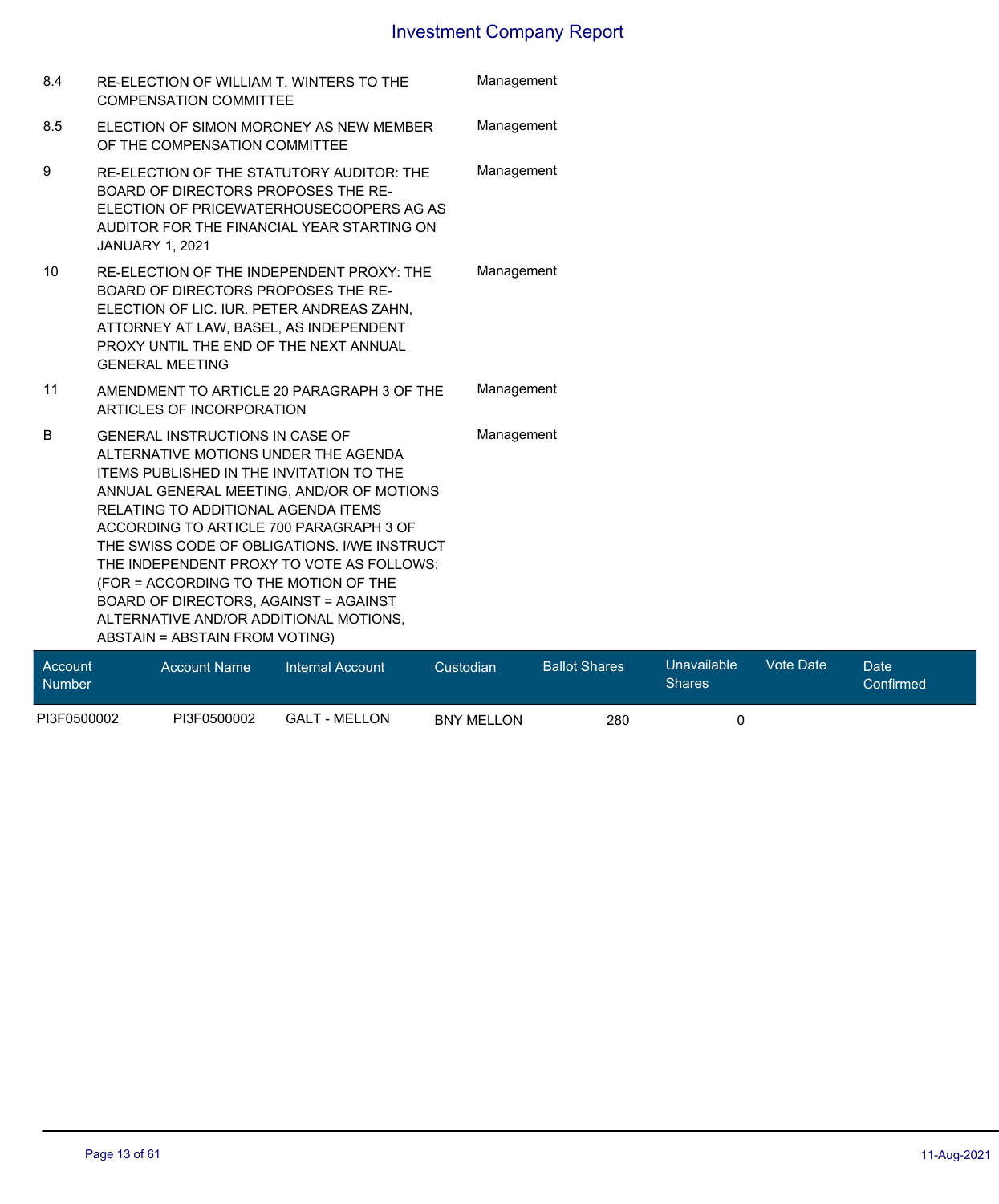| | | |
|---|---|---|
| 8.4 | RE-ELECTION OF WILLIAM T. WINTERS TO THE COMPENSATION COMMITTEE | Management |
| 8.5 | ELECTION OF SIMON MORONEY AS NEW MEMBER OF THE COMPENSATION COMMITTEE | Management |
| 9 | RE-ELECTION OF THE STATUTORY AUDITOR: THE BOARD OF DIRECTORS PROPOSES THE RE-ELECTION OF PRICEWATERHOUSECOOPERS AG AS AUDITOR FOR THE FINANCIAL YEAR STARTING ON JANUARY 1, 2021 | Management |
| 10 | RE-ELECTION OF THE INDEPENDENT PROXY: THE BOARD OF DIRECTORS PROPOSES THE RE-ELECTION OF LIC. IUR. PETER ANDREAS ZAHN, ATTORNEY AT LAW, BASEL, AS INDEPENDENT PROXY UNTIL THE END OF THE NEXT ANNUAL GENERAL MEETING | Management |
| 11 | AMENDMENT TO ARTICLE 20 PARAGRAPH 3 OF THE ARTICLES OF INCORPORATION | Management |
| B | GENERAL INSTRUCTIONS IN CASE OF ALTERNATIVE MOTIONS UNDER THE AGENDA ITEMS PUBLISHED IN THE INVITATION TO THE ANNUAL GENERAL MEETING, AND/OR OF MOTIONS RELATING TO ADDITIONAL AGENDA ITEMS ACCORDING TO ARTICLE 700 PARAGRAPH 3 OF THE SWISS CODE OF OBLIGATIONS. I/WE INSTRUCT THE INDEPENDENT PROXY TO VOTE AS FOLLOWS: (FOR = ACCORDING TO THE MOTION OF THE BOARD OF DIRECTORS, AGAINST = AGAINST ALTERNATIVE AND/OR ADDITIONAL MOTIONS, ABSTAIN = ABSTAIN FROM VOTING) | Management |

| Account Number | Account Name | Internal Account | Custodian | Ballot Shares | Unavailable Shares | Vote Date | Date Confirmed |
|---|---|---|---|---|---|---|---|
| PI3F0500002 | PI3F0500002 | GALT - MELLON | BNY MELLON | 280 | 0 | | |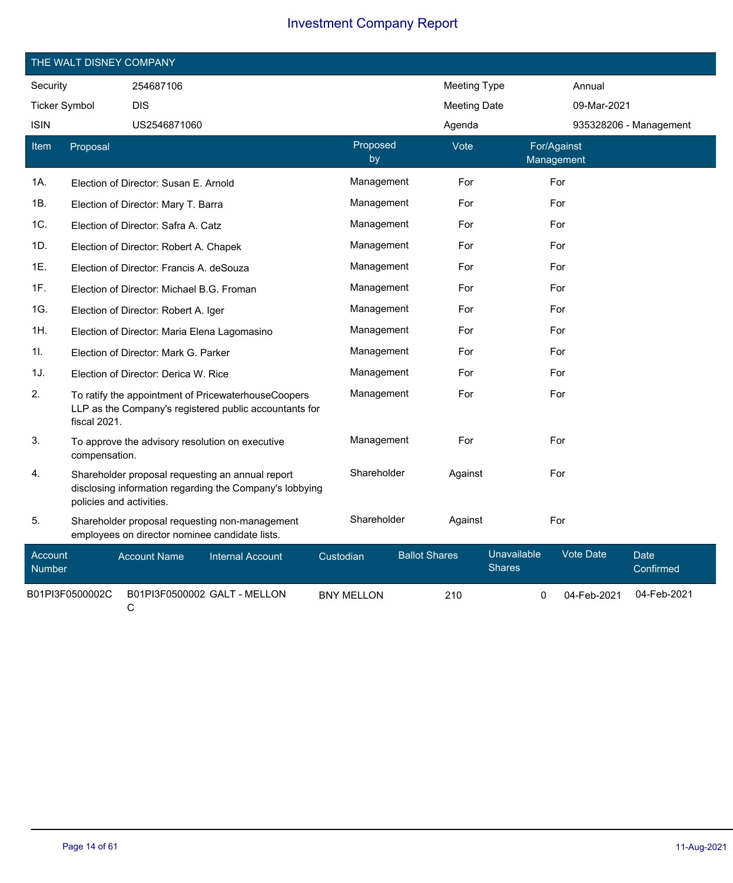# Investment Company Report

## THE WALT DISNEY COMPANY

| | | | |
|---|---|---|---|
| Security | 254687106 | Meeting Type | Annual |
| Ticker Symbol | DIS | Meeting Date | 09-Mar-2021 |
| ISIN | US2546871060 | Agenda | 935328206 - Management |

| Item | Proposal | Proposed by | Vote | For/Against Management |
|---|---|---|---|---|
| 1A. | Election of Director: Susan E. Arnold | Management | For | For |
| 1B. | Election of Director: Mary T. Barra | Management | For | For |
| 1C. | Election of Director: Safra A. Catz | Management | For | For |
| 1D. | Election of Director: Robert A. Chapek | Management | For | For |
| 1E. | Election of Director: Francis A. deSouza | Management | For | For |
| 1F. | Election of Director: Michael B.G. Froman | Management | For | For |
| 1G. | Election of Director: Robert A. Iger | Management | For | For |
| 1H. | Election of Director: Maria Elena Lagomasino | Management | For | For |
| 1I. | Election of Director: Mark G. Parker | Management | For | For |
| 1J. | Election of Director: Derica W. Rice | Management | For | For |
| 2. | To ratify the appointment of PricewaterhouseCoopers LLP as the Company's registered public accountants for fiscal 2021. | Management | For | For |
| 3. | To approve the advisory resolution on executive compensation. | Management | For | For |
| 4. | Shareholder proposal requesting an annual report disclosing information regarding the Company's lobbying policies and activities. | Shareholder | Against | For |
| 5. | Shareholder proposal requesting non-management employees on director nominee candidate lists. | Shareholder | Against | For |

| Account Number | Account Name | Internal Account | Custodian | Ballot Shares | Unavailable Shares | Vote Date | Date Confirmed |
|---|---|---|---|---|---|---|---|
| B01PI3F0500002C | B01PI3F0500002C | GALT - MELLON | BNY MELLON | 210 | 0 | 04-Feb-2021 | 04-Feb-2021 |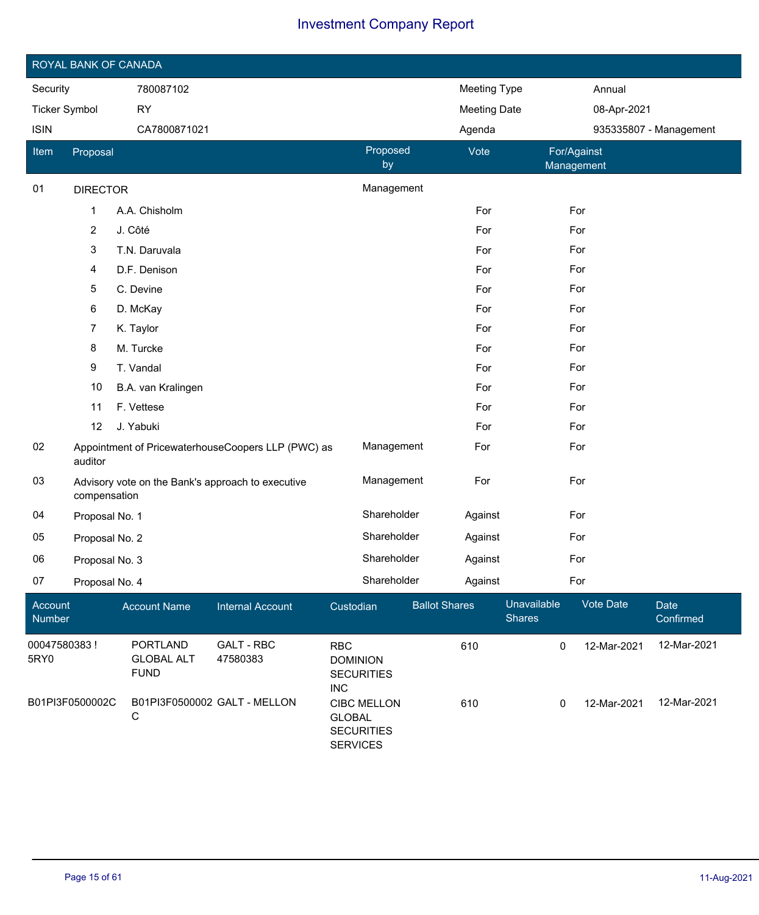# Investment Company Report

## ROYAL BANK OF CANADA

| | | | |
|---|---|---|---|
| Security | 780087102 | Meeting Type | Annual |
| Ticker Symbol | RY | Meeting Date | 08-Apr-2021 |
| ISIN | CA7800871021 | Agenda | 935335807 - Management |

| Item | Proposal | Proposed by | Vote | For/Against Management |
|---|---|---|---|---|
| 01 | DIRECTOR | Management | | |
| | 1 A.A. Chisholm | | For | For |
| | 2 J. Côté | | For | For |
| | 3 T.N. Daruvala | | For | For |
| | 4 D.F. Denison | | For | For |
| | 5 C. Devine | | For | For |
| | 6 D. McKay | | For | For |
| | 7 K. Taylor | | For | For |
| | 8 M. Turcke | | For | For |
| | 9 T. Vandal | | For | For |
| | 10 B.A. van Kralingen | | For | For |
| | 11 F. Vettese | | For | For |
| | 12 J. Yabuki | | For | For |
| 02 | Appointment of PricewaterhouseCoopers LLP (PWC) as auditor | Management | For | For |
| 03 | Advisory vote on the Bank's approach to executive compensation | Management | For | For |
| 04 | Proposal No. 1 | Shareholder | Against | For |
| 05 | Proposal No. 2 | Shareholder | Against | For |
| 06 | Proposal No. 3 | Shareholder | Against | For |
| 07 | Proposal No. 4 | Shareholder | Against | For |

| Account Number | Account Name | Internal Account | Custodian | Ballot Shares | Unavailable Shares | Vote Date | Date Confirmed |
|---|---|---|---|---|---|---|---|
| 00047580383 ! 5RY0 | PORTLAND GLOBAL ALT FUND | GALT - RBC 47580383 | RBC DOMINION SECURITIES INC | 610 | 0 | 12-Mar-2021 | 12-Mar-2021 |
| B01PI3F0500002C | B01PI3F0500002C | GALT - MELLON | CIBC MELLON GLOBAL SECURITIES SERVICES | 610 | 0 | 12-Mar-2021 | 12-Mar-2021 |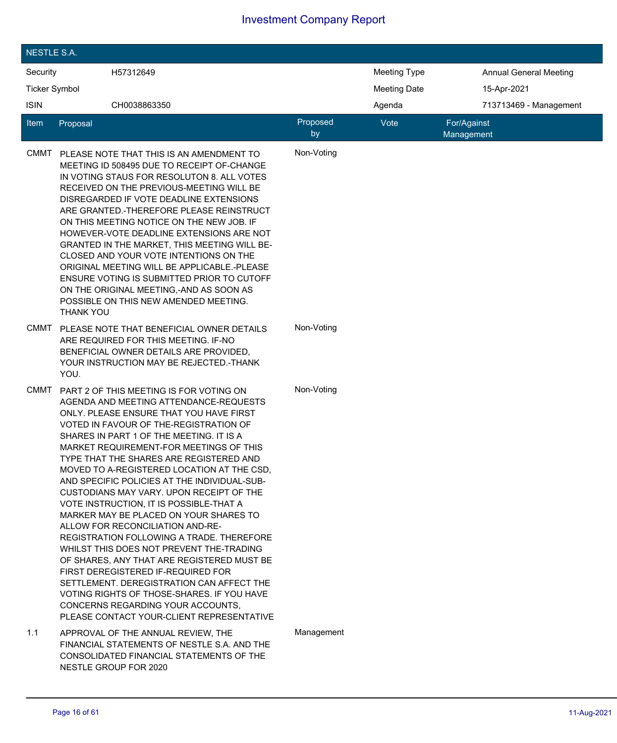## Investment Company Report

| NESTLE S.A. | | | |
|---|---|---|---|
| Security | H57312649 | Meeting Type | Annual General Meeting |
| Ticker Symbol | | Meeting Date | 15-Apr-2021 |
| ISIN | CH0038863350 | Agenda | 713713469 - Management |

| Item | Proposal | Proposed by | Vote | For/Against Management |
|---|---|---|---|---|
| CMMT | PLEASE NOTE THAT THIS IS AN AMENDMENT TO MEETING ID 508495 DUE TO RECEIPT OF-CHANGE IN VOTING STAUS FOR RESOLUTON 8. ALL VOTES RECEIVED ON THE PREVIOUS-MEETING WILL BE DISREGARDED IF VOTE DEADLINE EXTENSIONS ARE GRANTED.-THEREFORE PLEASE REINSTRUCT ON THIS MEETING NOTICE ON THE NEW JOB. IF HOWEVER-VOTE DEADLINE EXTENSIONS ARE NOT GRANTED IN THE MARKET, THIS MEETING WILL BE-CLOSED AND YOUR VOTE INTENTIONS ON THE ORIGINAL MEETING WILL BE APPLICABLE.-PLEASE ENSURE VOTING IS SUBMITTED PRIOR TO CUTOFF ON THE ORIGINAL MEETING,-AND AS SOON AS POSSIBLE ON THIS NEW AMENDED MEETING. THANK YOU | Non-Voting | | |
| CMMT | PLEASE NOTE THAT BENEFICIAL OWNER DETAILS ARE REQUIRED FOR THIS MEETING. IF-NO BENEFICIAL OWNER DETAILS ARE PROVIDED, YOUR INSTRUCTION MAY BE REJECTED.-THANK YOU. | Non-Voting | | |
| CMMT | PART 2 OF THIS MEETING IS FOR VOTING ON AGENDA AND MEETING ATTENDANCE-REQUESTS ONLY. PLEASE ENSURE THAT YOU HAVE FIRST VOTED IN FAVOUR OF THE-REGISTRATION OF SHARES IN PART 1 OF THE MEETING. IT IS A MARKET REQUIREMENT-FOR MEETINGS OF THIS TYPE THAT THE SHARES ARE REGISTERED AND MOVED TO A-REGISTERED LOCATION AT THE CSD, AND SPECIFIC POLICIES AT THE INDIVIDUAL-SUB-CUSTODIANS MAY VARY. UPON RECEIPT OF THE VOTE INSTRUCTION, IT IS POSSIBLE-THAT A MARKER MAY BE PLACED ON YOUR SHARES TO ALLOW FOR RECONCILIATION AND-RE-REGISTRATION FOLLOWING A TRADE. THEREFORE WHILST THIS DOES NOT PREVENT THE-TRADING OF SHARES, ANY THAT ARE REGISTERED MUST BE FIRST DEREGISTERED IF-REQUIRED FOR SETTLEMENT. DEREGISTRATION CAN AFFECT THE VOTING RIGHTS OF THOSE-SHARES. IF YOU HAVE CONCERNS REGARDING YOUR ACCOUNTS, PLEASE CONTACT YOUR-CLIENT REPRESENTATIVE | Non-Voting | | |
| 1.1 | APPROVAL OF THE ANNUAL REVIEW, THE FINANCIAL STATEMENTS OF NESTLE S.A. AND THE CONSOLIDATED FINANCIAL STATEMENTS OF THE NESTLE GROUP FOR 2020 | Management | | |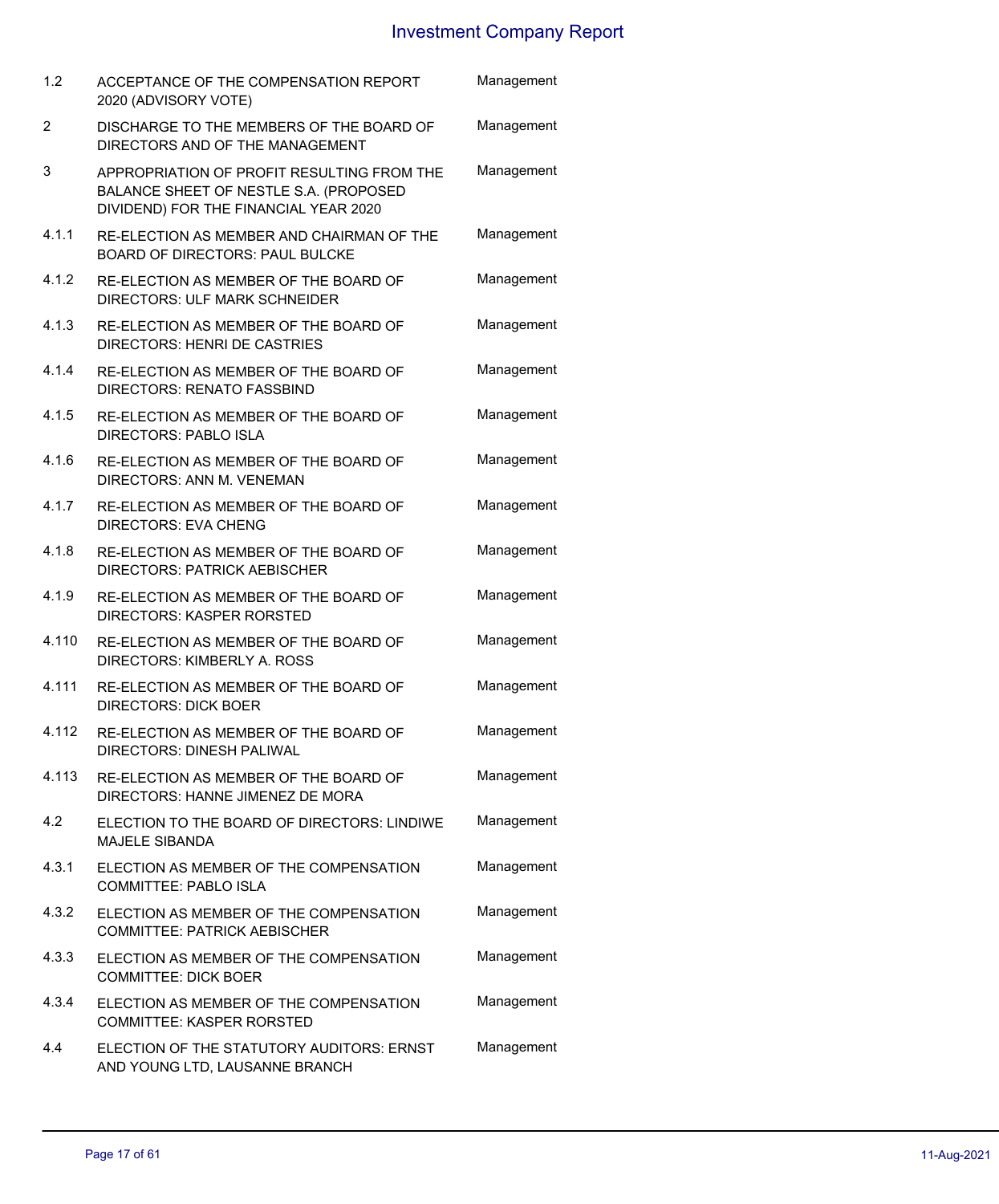| | | |
|---|---|---|
| 1.2 | ACCEPTANCE OF THE COMPENSATION REPORT 2020 (ADVISORY VOTE) | Management |
| 2 | DISCHARGE TO THE MEMBERS OF THE BOARD OF DIRECTORS AND OF THE MANAGEMENT | Management |
| 3 | APPROPRIATION OF PROFIT RESULTING FROM THE BALANCE SHEET OF NESTLE S.A. (PROPOSED DIVIDEND) FOR THE FINANCIAL YEAR 2020 | Management |
| 4.1.1 | RE-ELECTION AS MEMBER AND CHAIRMAN OF THE BOARD OF DIRECTORS: PAUL BULCKE | Management |
| 4.1.2 | RE-ELECTION AS MEMBER OF THE BOARD OF DIRECTORS: ULF MARK SCHNEIDER | Management |
| 4.1.3 | RE-ELECTION AS MEMBER OF THE BOARD OF DIRECTORS: HENRI DE CASTRIES | Management |
| 4.1.4 | RE-ELECTION AS MEMBER OF THE BOARD OF DIRECTORS: RENATO FASSBIND | Management |
| 4.1.5 | RE-ELECTION AS MEMBER OF THE BOARD OF DIRECTORS: PABLO ISLA | Management |
| 4.1.6 | RE-ELECTION AS MEMBER OF THE BOARD OF DIRECTORS: ANN M. VENEMAN | Management |
| 4.1.7 | RE-ELECTION AS MEMBER OF THE BOARD OF DIRECTORS: EVA CHENG | Management |
| 4.1.8 | RE-ELECTION AS MEMBER OF THE BOARD OF DIRECTORS: PATRICK AEBISCHER | Management |
| 4.1.9 | RE-ELECTION AS MEMBER OF THE BOARD OF DIRECTORS: KASPER RORSTED | Management |
| 4.110 | RE-ELECTION AS MEMBER OF THE BOARD OF DIRECTORS: KIMBERLY A. ROSS | Management |
| 4.111 | RE-ELECTION AS MEMBER OF THE BOARD OF DIRECTORS: DICK BOER | Management |
| 4.112 | RE-ELECTION AS MEMBER OF THE BOARD OF DIRECTORS: DINESH PALIWAL | Management |
| 4.113 | RE-ELECTION AS MEMBER OF THE BOARD OF DIRECTORS: HANNE JIMENEZ DE MORA | Management |
| 4.2 | ELECTION TO THE BOARD OF DIRECTORS: LINDIWE MAJELE SIBANDA | Management |
| 4.3.1 | ELECTION AS MEMBER OF THE COMPENSATION COMMITTEE: PABLO ISLA | Management |
| 4.3.2 | ELECTION AS MEMBER OF THE COMPENSATION COMMITTEE: PATRICK AEBISCHER | Management |
| 4.3.3 | ELECTION AS MEMBER OF THE COMPENSATION COMMITTEE: DICK BOER | Management |
| 4.3.4 | ELECTION AS MEMBER OF THE COMPENSATION COMMITTEE: KASPER RORSTED | Management |
| 4.4 | ELECTION OF THE STATUTORY AUDITORS: ERNST AND YOUNG LTD, LAUSANNE BRANCH | Management |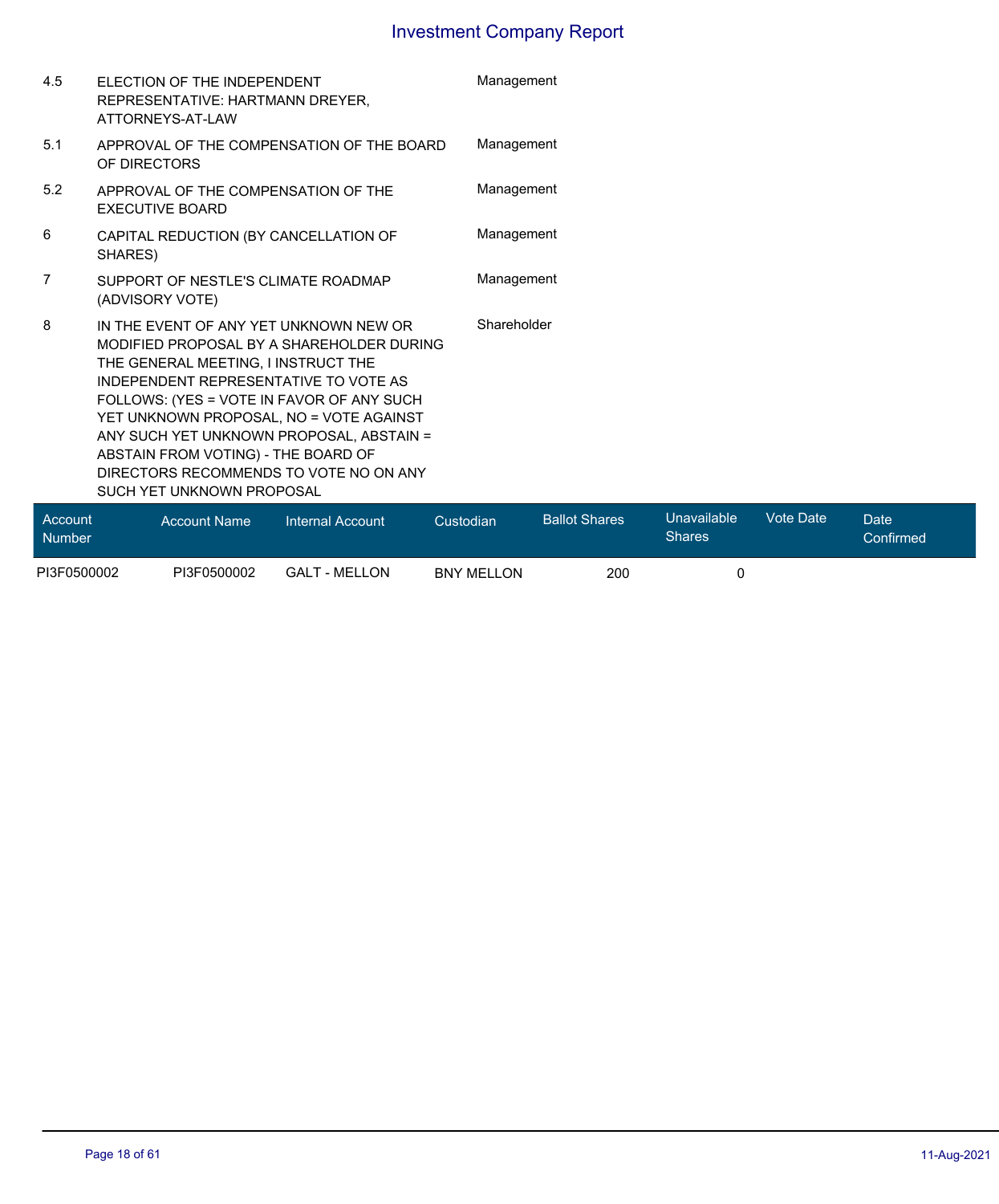| | | |
|---|---|---|
| 4.5 | ELECTION OF THE INDEPENDENT REPRESENTATIVE: HARTMANN DREYER, ATTORNEYS-AT-LAW | Management |
| 5.1 | APPROVAL OF THE COMPENSATION OF THE BOARD OF DIRECTORS | Management |
| 5.2 | APPROVAL OF THE COMPENSATION OF THE EXECUTIVE BOARD | Management |
| 6 | CAPITAL REDUCTION (BY CANCELLATION OF SHARES) | Management |
| 7 | SUPPORT OF NESTLE'S CLIMATE ROADMAP (ADVISORY VOTE) | Management |
| 8 | IN THE EVENT OF ANY YET UNKNOWN NEW OR MODIFIED PROPOSAL BY A SHAREHOLDER DURING THE GENERAL MEETING, I INSTRUCT THE INDEPENDENT REPRESENTATIVE TO VOTE AS FOLLOWS: (YES = VOTE IN FAVOR OF ANY SUCH YET UNKNOWN PROPOSAL, NO = VOTE AGAINST ANY SUCH YET UNKNOWN PROPOSAL, ABSTAIN = ABSTAIN FROM VOTING) - THE BOARD OF DIRECTORS RECOMMENDS TO VOTE NO ON ANY SUCH YET UNKNOWN PROPOSAL | Shareholder |

| Account Number | Account Name | Internal Account | Custodian | Ballot Shares | Unavailable Shares | Vote Date | Date Confirmed |
|---|---|---|---|---|---|---|---|
| PI3F0500002 | PI3F0500002 | GALT - MELLON | BNY MELLON | 200 | 0 | | |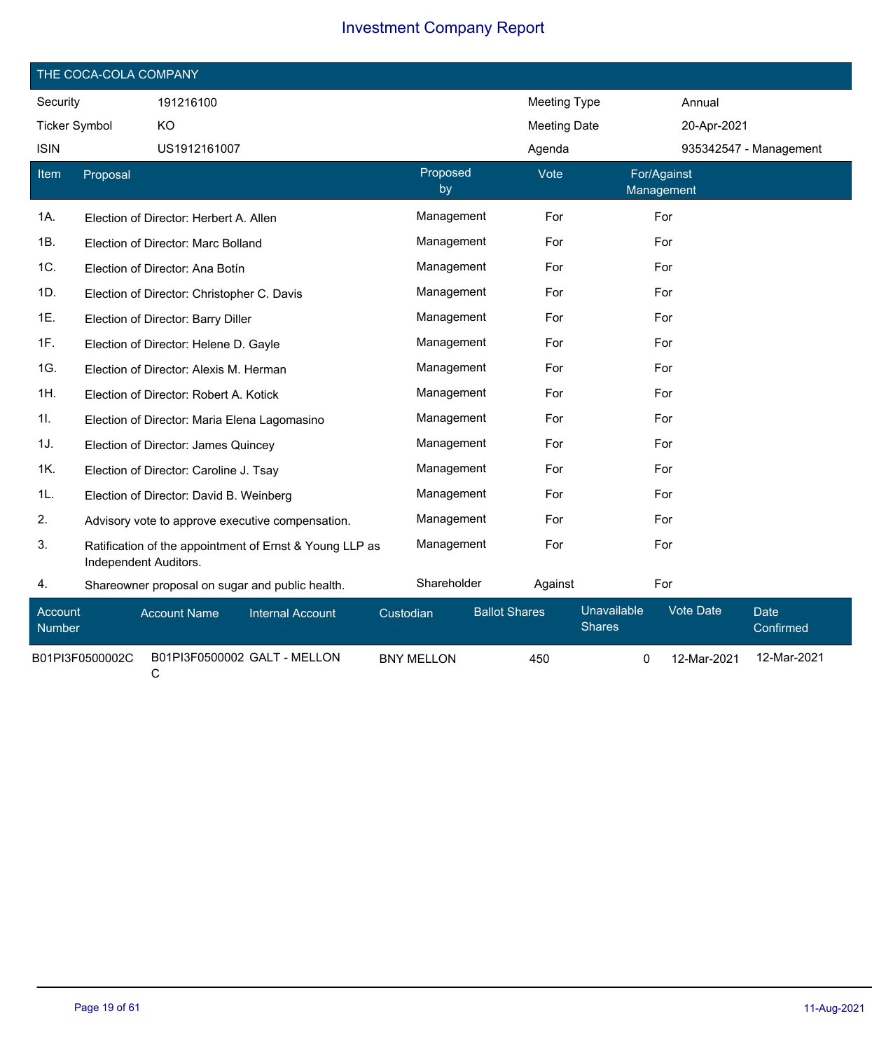# Investment Company Report

## THE COCA-COLA COMPANY

| Security | 191216100 | Meeting Type | Annual |
|---|---|---|---|
| Ticker Symbol | KO | Meeting Date | 20-Apr-2021 |
| ISIN | US1912161007 | Agenda | 935342547 - Management |

| Item | Proposal | Proposed by | Vote | For/Against Management |
|---|---|---|---|---|
| 1A. | Election of Director: Herbert A. Allen | Management | For | For |
| 1B. | Election of Director: Marc Bolland | Management | For | For |
| 1C. | Election of Director: Ana Botín | Management | For | For |
| 1D. | Election of Director: Christopher C. Davis | Management | For | For |
| 1E. | Election of Director: Barry Diller | Management | For | For |
| 1F. | Election of Director: Helene D. Gayle | Management | For | For |
| 1G. | Election of Director: Alexis M. Herman | Management | For | For |
| 1H. | Election of Director: Robert A. Kotick | Management | For | For |
| 1I. | Election of Director: Maria Elena Lagomasino | Management | For | For |
| 1J. | Election of Director: James Quincey | Management | For | For |
| 1K. | Election of Director: Caroline J. Tsay | Management | For | For |
| 1L. | Election of Director: David B. Weinberg | Management | For | For |
| 2. | Advisory vote to approve executive compensation. | Management | For | For |
| 3. | Ratification of the appointment of Ernst & Young LLP as Independent Auditors. | Management | For | For |
| 4. | Shareowner proposal on sugar and public health. | Shareholder | Against | For |

| Account Number | Account Name | Internal Account | Custodian | Ballot Shares | Unavailable Shares | Vote Date | Date Confirmed |
|---|---|---|---|---|---|---|---|
| B01PI3F0500002C | B01PI3F0500002C | GALT - MELLON | BNY MELLON | 450 | 0 | 12-Mar-2021 | 12-Mar-2021 |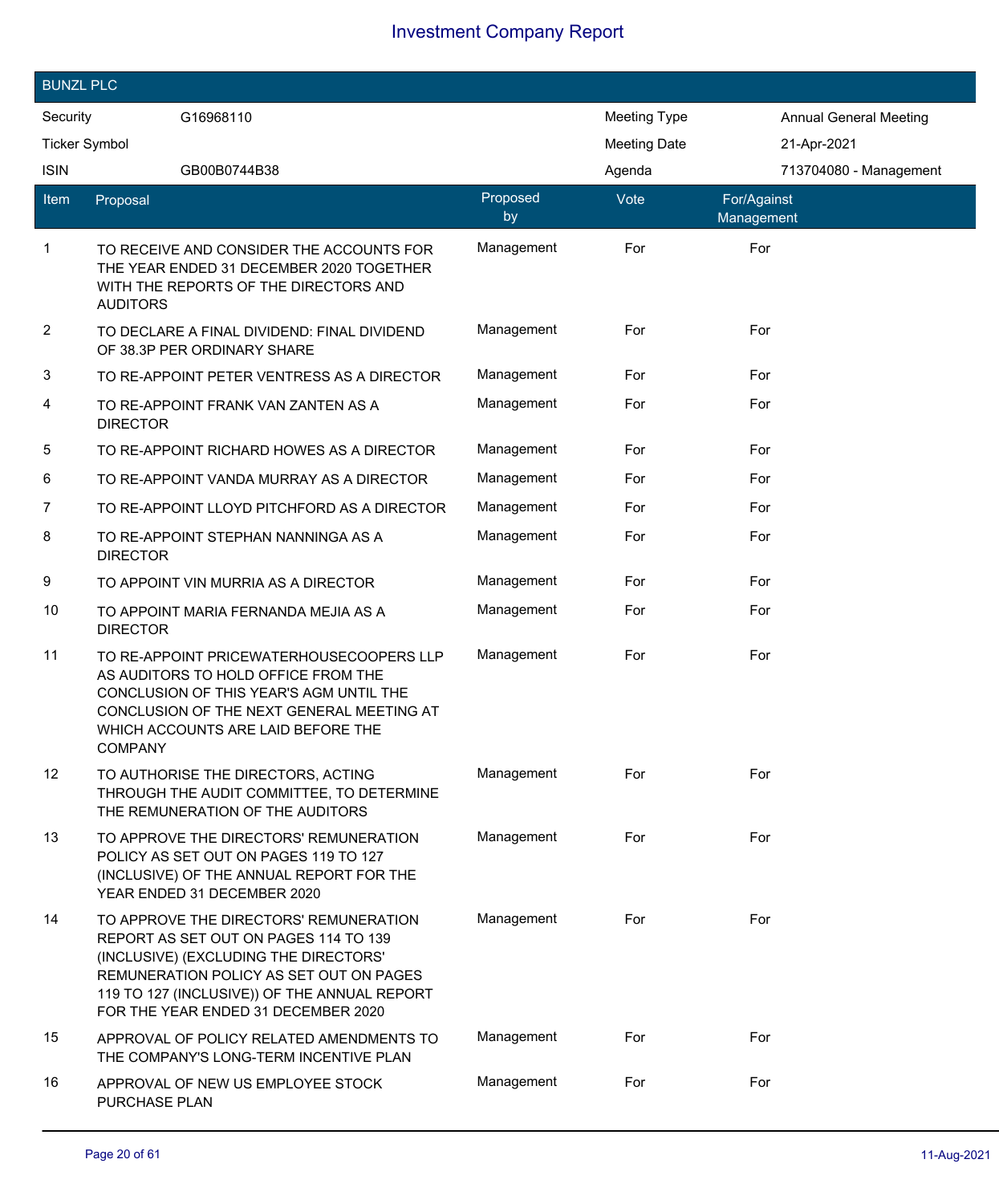# Investment Company Report

## BUNZL PLC

| Security | G16968110 | Meeting Type | Annual General Meeting |
| --- | --- | --- | --- |
| Ticker Symbol | | Meeting Date | 21-Apr-2021 |
| ISIN | GB00B0744B38 | Agenda | 713704080 - Management |

| Item | Proposal | Proposed by | Vote | For/Against Management |
| --- | --- | --- | --- | --- |
| 1 | TO RECEIVE AND CONSIDER THE ACCOUNTS FOR THE YEAR ENDED 31 DECEMBER 2020 TOGETHER WITH THE REPORTS OF THE DIRECTORS AND AUDITORS | Management | For | For |
| 2 | TO DECLARE A FINAL DIVIDEND: FINAL DIVIDEND OF 38.3P PER ORDINARY SHARE | Management | For | For |
| 3 | TO RE-APPOINT PETER VENTRESS AS A DIRECTOR | Management | For | For |
| 4 | TO RE-APPOINT FRANK VAN ZANTEN AS A DIRECTOR | Management | For | For |
| 5 | TO RE-APPOINT RICHARD HOWES AS A DIRECTOR | Management | For | For |
| 6 | TO RE-APPOINT VANDA MURRAY AS A DIRECTOR | Management | For | For |
| 7 | TO RE-APPOINT LLOYD PITCHFORD AS A DIRECTOR | Management | For | For |
| 8 | TO RE-APPOINT STEPHAN NANNINGA AS A DIRECTOR | Management | For | For |
| 9 | TO APPOINT VIN MURRIA AS A DIRECTOR | Management | For | For |
| 10 | TO APPOINT MARIA FERNANDA MEJIA AS A DIRECTOR | Management | For | For |
| 11 | TO RE-APPOINT PRICEWATERHOUSECOOPERS LLP AS AUDITORS TO HOLD OFFICE FROM THE CONCLUSION OF THIS YEAR'S AGM UNTIL THE CONCLUSION OF THE NEXT GENERAL MEETING AT WHICH ACCOUNTS ARE LAID BEFORE THE COMPANY | Management | For | For |
| 12 | TO AUTHORISE THE DIRECTORS, ACTING THROUGH THE AUDIT COMMITTEE, TO DETERMINE THE REMUNERATION OF THE AUDITORS | Management | For | For |
| 13 | TO APPROVE THE DIRECTORS' REMUNERATION POLICY AS SET OUT ON PAGES 119 TO 127 (INCLUSIVE) OF THE ANNUAL REPORT FOR THE YEAR ENDED 31 DECEMBER 2020 | Management | For | For |
| 14 | TO APPROVE THE DIRECTORS' REMUNERATION REPORT AS SET OUT ON PAGES 114 TO 139 (INCLUSIVE) (EXCLUDING THE DIRECTORS' REMUNERATION POLICY AS SET OUT ON PAGES 119 TO 127 (INCLUSIVE)) OF THE ANNUAL REPORT FOR THE YEAR ENDED 31 DECEMBER 2020 | Management | For | For |
| 15 | APPROVAL OF POLICY RELATED AMENDMENTS TO THE COMPANY'S LONG-TERM INCENTIVE PLAN | Management | For | For |
| 16 | APPROVAL OF NEW US EMPLOYEE STOCK PURCHASE PLAN | Management | For | For |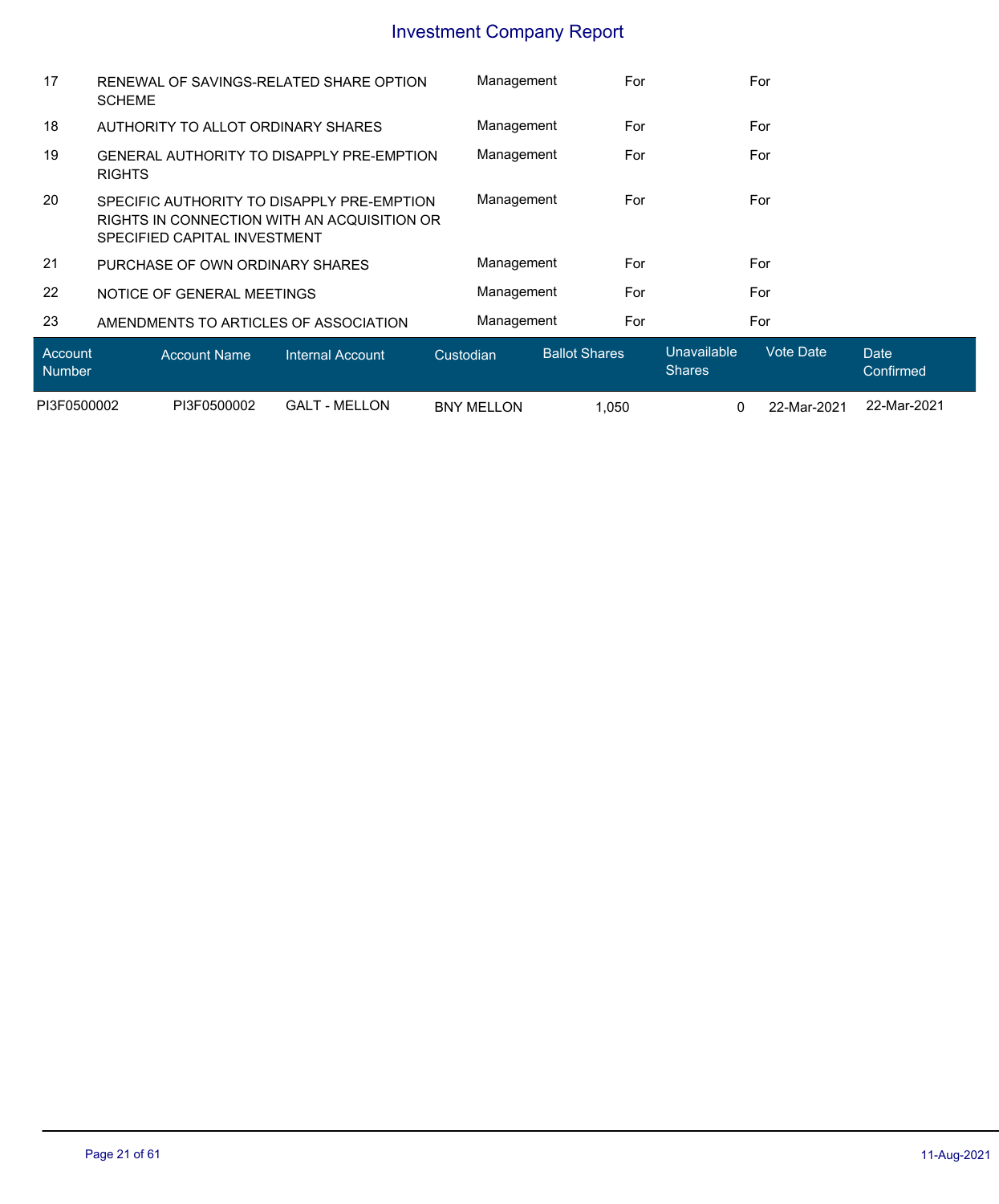# Investment Company Report

| | | | | |
|---|---|---|---|---|
| 17 | RENEWAL OF SAVINGS-RELATED SHARE OPTION SCHEME | Management | For | For |
| 18 | AUTHORITY TO ALLOT ORDINARY SHARES | Management | For | For |
| 19 | GENERAL AUTHORITY TO DISAPPLY PRE-EMPTION RIGHTS | Management | For | For |
| 20 | SPECIFIC AUTHORITY TO DISAPPLY PRE-EMPTION RIGHTS IN CONNECTION WITH AN ACQUISITION OR SPECIFIED CAPITAL INVESTMENT | Management | For | For |
| 21 | PURCHASE OF OWN ORDINARY SHARES | Management | For | For |
| 22 | NOTICE OF GENERAL MEETINGS | Management | For | For |
| 23 | AMENDMENTS TO ARTICLES OF ASSOCIATION | Management | For | For |

| Account Number | Account Name | Internal Account | Custodian | Ballot Shares | Unavailable Shares | Vote Date | Date Confirmed |
|---|---|---|---|---|---|---|---|
| PI3F0500002 | PI3F0500002 | GALT - MELLON | BNY MELLON | 1,050 | 0 | 22-Mar-2021 | 22-Mar-2021 |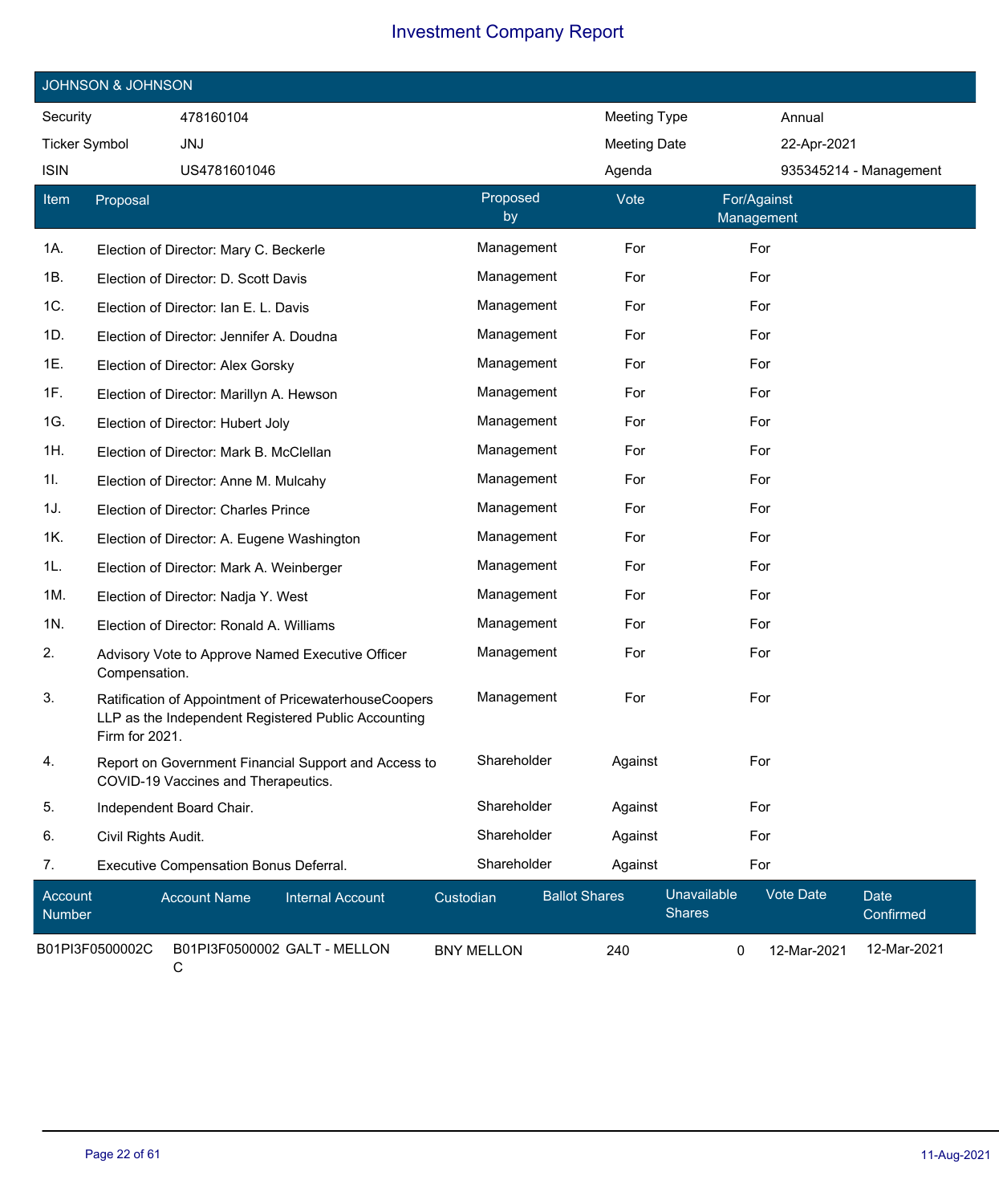# Investment Company Report

## JOHNSON & JOHNSON

| Security | 478160104 | Meeting Type | Annual |
|---|---|---|---|
| Ticker Symbol | JNJ | Meeting Date | 22-Apr-2021 |
| ISIN | US4781601046 | Agenda | 935345214 - Management |

| Item | Proposal | Proposed by | Vote | For/Against Management |
|---|---|---|---|---|
| 1A. | Election of Director: Mary C. Beckerle | Management | For | For |
| 1B. | Election of Director: D. Scott Davis | Management | For | For |
| 1C. | Election of Director: Ian E. L. Davis | Management | For | For |
| 1D. | Election of Director: Jennifer A. Doudna | Management | For | For |
| 1E. | Election of Director: Alex Gorsky | Management | For | For |
| 1F. | Election of Director: Marillyn A. Hewson | Management | For | For |
| 1G. | Election of Director: Hubert Joly | Management | For | For |
| 1H. | Election of Director: Mark B. McClellan | Management | For | For |
| 1I. | Election of Director: Anne M. Mulcahy | Management | For | For |
| 1J. | Election of Director: Charles Prince | Management | For | For |
| 1K. | Election of Director: A. Eugene Washington | Management | For | For |
| 1L. | Election of Director: Mark A. Weinberger | Management | For | For |
| 1M. | Election of Director: Nadja Y. West | Management | For | For |
| 1N. | Election of Director: Ronald A. Williams | Management | For | For |
| 2. | Advisory Vote to Approve Named Executive Officer Compensation. | Management | For | For |
| 3. | Ratification of Appointment of PricewaterhouseCoopers LLP as the Independent Registered Public Accounting Firm for 2021. | Management | For | For |
| 4. | Report on Government Financial Support and Access to COVID-19 Vaccines and Therapeutics. | Shareholder | Against | For |
| 5. | Independent Board Chair. | Shareholder | Against | For |
| 6. | Civil Rights Audit. | Shareholder | Against | For |
| 7. | Executive Compensation Bonus Deferral. | Shareholder | Against | For |

| Account Number | Account Name | Internal Account | Custodian | Ballot Shares | Unavailable Shares | Vote Date | Date Confirmed |
|---|---|---|---|---|---|---|---|
| B01PI3F0500002C | B01PI3F0500002C | GALT - MELLON | BNY MELLON | 240 | 0 | 12-Mar-2021 | 12-Mar-2021 |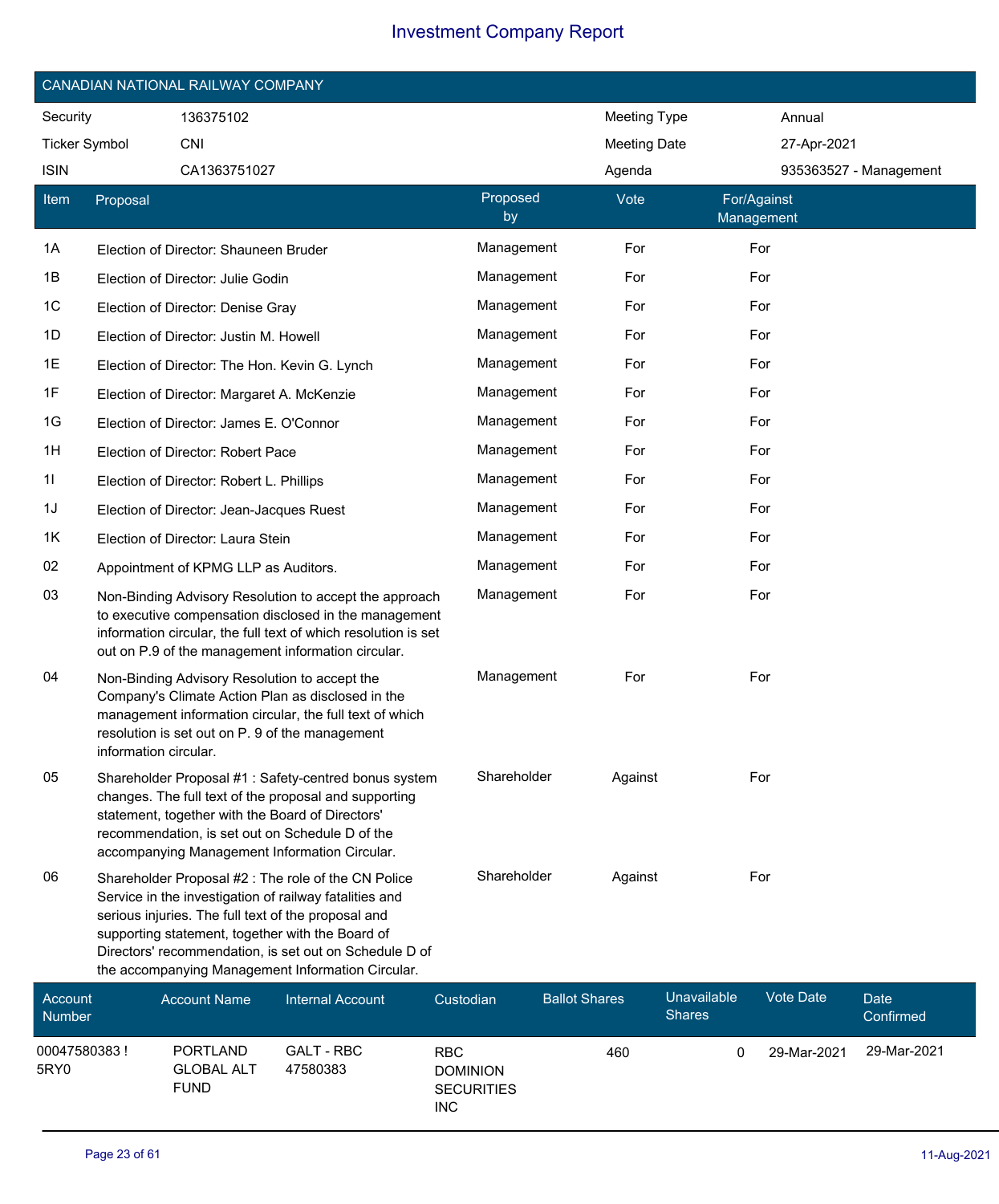# Investment Company Report

## CANADIAN NATIONAL RAILWAY COMPANY

| | | | |
|---|---|---|---|
| Security | 136375102 | Meeting Type | Annual |
| Ticker Symbol | CNI | Meeting Date | 27-Apr-2021 |
| ISIN | CA1363751027 | Agenda | 935363527 - Management |

| Item | Proposal | Proposed by | Vote | For/Against Management |
|---|---|---|---|---|
| 1A | Election of Director: Shauneen Bruder | Management | For | For |
| 1B | Election of Director: Julie Godin | Management | For | For |
| 1C | Election of Director: Denise Gray | Management | For | For |
| 1D | Election of Director: Justin M. Howell | Management | For | For |
| 1E | Election of Director: The Hon. Kevin G. Lynch | Management | For | For |
| 1F | Election of Director: Margaret A. McKenzie | Management | For | For |
| 1G | Election of Director: James E. O'Connor | Management | For | For |
| 1H | Election of Director: Robert Pace | Management | For | For |
| 1I | Election of Director: Robert L. Phillips | Management | For | For |
| 1J | Election of Director: Jean-Jacques Ruest | Management | For | For |
| 1K | Election of Director: Laura Stein | Management | For | For |
| 02 | Appointment of KPMG LLP as Auditors. | Management | For | For |
| 03 | Non-Binding Advisory Resolution to accept the approach to executive compensation disclosed in the management information circular, the full text of which resolution is set out on P.9 of the management information circular. | Management | For | For |
| 04 | Non-Binding Advisory Resolution to accept the Company's Climate Action Plan as disclosed in the management information circular, the full text of which resolution is set out on P. 9 of the management information circular. | Management | For | For |
| 05 | Shareholder Proposal #1 : Safety-centred bonus system changes. The full text of the proposal and supporting statement, together with the Board of Directors' recommendation, is set out on Schedule D of the accompanying Management Information Circular. | Shareholder | Against | For |
| 06 | Shareholder Proposal #2 : The role of the CN Police Service in the investigation of railway fatalities and serious injuries. The full text of the proposal and supporting statement, together with the Board of Directors' recommendation, is set out on Schedule D of the accompanying Management Information Circular. | Shareholder | Against | For |

| Account Number | Account Name | Internal Account | Custodian | Ballot Shares | Unavailable Shares | Vote Date | Date Confirmed |
|---|---|---|---|---|---|---|---|
| 00047580383 ! 5RY0 | PORTLAND GLOBAL ALT FUND | GALT - RBC 47580383 | RBC DOMINION SECURITIES INC | 460 | 0 | 29-Mar-2021 | 29-Mar-2021 |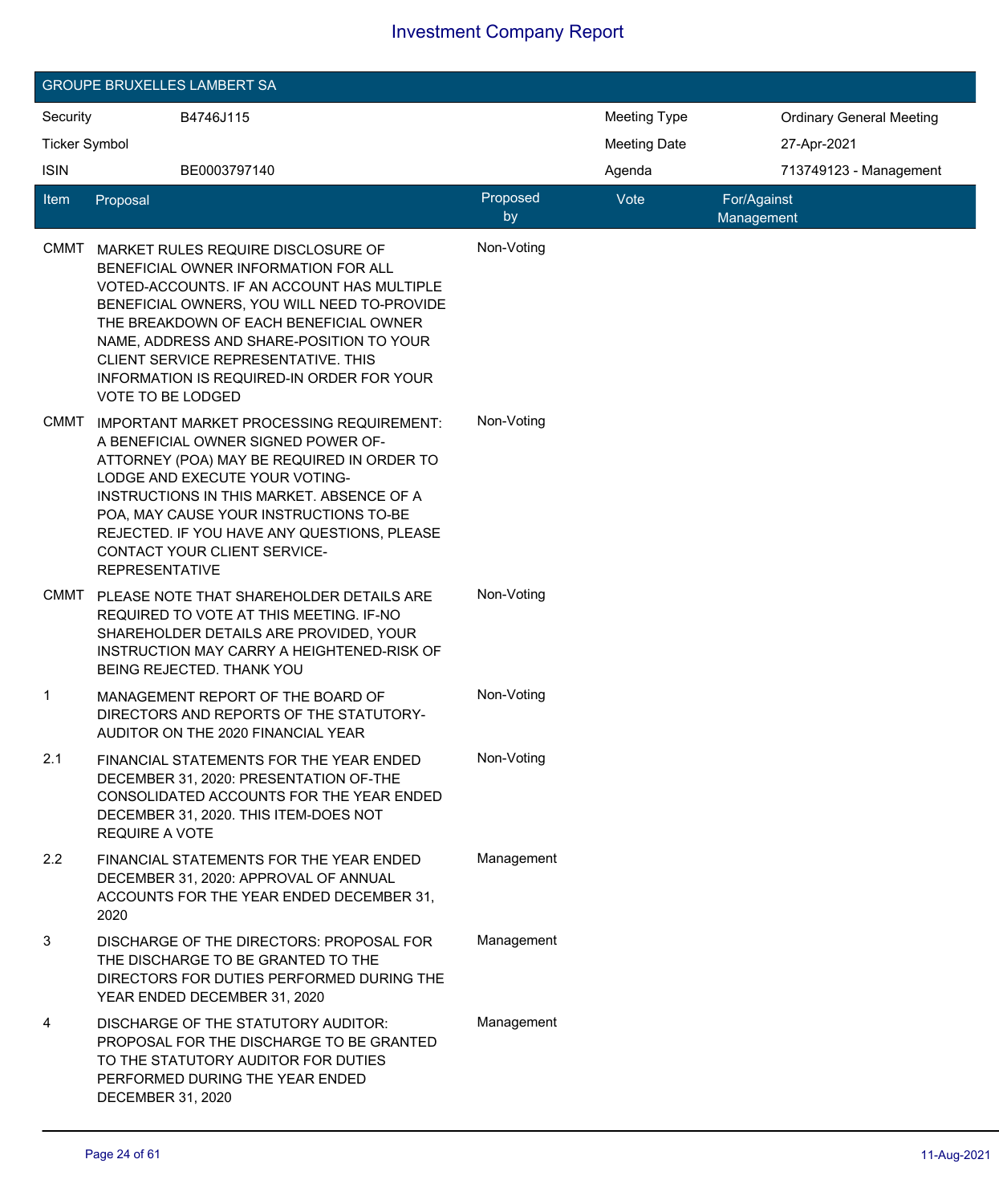# Investment Company Report

## GROUPE BRUXELLES LAMBERT SA

| | | | |
|---|---|---|---|
| Security | B4746J115 | Meeting Type | Ordinary General Meeting |
| Ticker Symbol | | Meeting Date | 27-Apr-2021 |
| ISIN | BE0003797140 | Agenda | 713749123 - Management |

| Item | Proposal | Proposed by | Vote | For/Against Management |
|---|---|---|---|---|
| CMMT | MARKET RULES REQUIRE DISCLOSURE OF BENEFICIAL OWNER INFORMATION FOR ALL VOTED-ACCOUNTS. IF AN ACCOUNT HAS MULTIPLE BENEFICIAL OWNERS, YOU WILL NEED TO-PROVIDE THE BREAKDOWN OF EACH BENEFICIAL OWNER NAME, ADDRESS AND SHARE-POSITION TO YOUR CLIENT SERVICE REPRESENTATIVE. THIS INFORMATION IS REQUIRED-IN ORDER FOR YOUR VOTE TO BE LODGED | Non-Voting | | |
| CMMT | IMPORTANT MARKET PROCESSING REQUIREMENT: A BENEFICIAL OWNER SIGNED POWER OF-ATTORNEY (POA) MAY BE REQUIRED IN ORDER TO LODGE AND EXECUTE YOUR VOTING-INSTRUCTIONS IN THIS MARKET. ABSENCE OF A POA, MAY CAUSE YOUR INSTRUCTIONS TO-BE REJECTED. IF YOU HAVE ANY QUESTIONS, PLEASE CONTACT YOUR CLIENT SERVICE-REPRESENTATIVE | Non-Voting | | |
| CMMT | PLEASE NOTE THAT SHAREHOLDER DETAILS ARE REQUIRED TO VOTE AT THIS MEETING. IF-NO SHAREHOLDER DETAILS ARE PROVIDED, YOUR INSTRUCTION MAY CARRY A HEIGHTENED-RISK OF BEING REJECTED. THANK YOU | Non-Voting | | |
| 1 | MANAGEMENT REPORT OF THE BOARD OF DIRECTORS AND REPORTS OF THE STATUTORY-AUDITOR ON THE 2020 FINANCIAL YEAR | Non-Voting | | |
| 2.1 | FINANCIAL STATEMENTS FOR THE YEAR ENDED DECEMBER 31, 2020: PRESENTATION OF-THE CONSOLIDATED ACCOUNTS FOR THE YEAR ENDED DECEMBER 31, 2020. THIS ITEM-DOES NOT REQUIRE A VOTE | Non-Voting | | |
| 2.2 | FINANCIAL STATEMENTS FOR THE YEAR ENDED DECEMBER 31, 2020: APPROVAL OF ANNUAL ACCOUNTS FOR THE YEAR ENDED DECEMBER 31, 2020 | Management | | |
| 3 | DISCHARGE OF THE DIRECTORS: PROPOSAL FOR THE DISCHARGE TO BE GRANTED TO THE DIRECTORS FOR DUTIES PERFORMED DURING THE YEAR ENDED DECEMBER 31, 2020 | Management | | |
| 4 | DISCHARGE OF THE STATUTORY AUDITOR: PROPOSAL FOR THE DISCHARGE TO BE GRANTED TO THE STATUTORY AUDITOR FOR DUTIES PERFORMED DURING THE YEAR ENDED DECEMBER 31, 2020 | Management | | |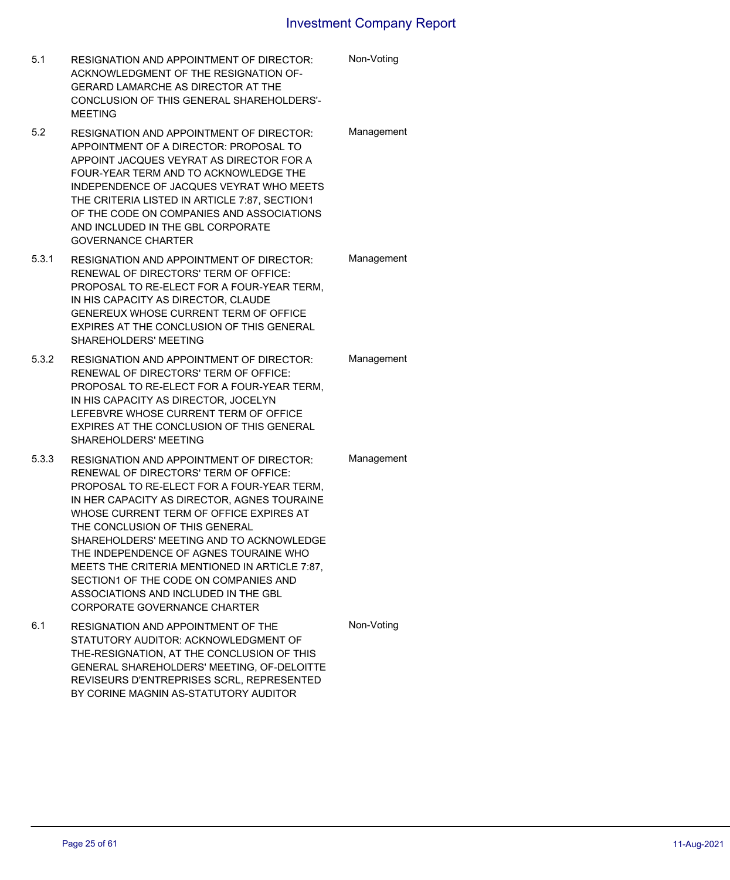| | | |
|---|---|---|
| 5.1 | RESIGNATION AND APPOINTMENT OF DIRECTOR: ACKNOWLEDGMENT OF THE RESIGNATION OF-GERARD LAMARCHE AS DIRECTOR AT THE CONCLUSION OF THIS GENERAL SHAREHOLDERS'-MEETING | Non-Voting |
| 5.2 | RESIGNATION AND APPOINTMENT OF DIRECTOR: APPOINTMENT OF A DIRECTOR: PROPOSAL TO APPOINT JACQUES VEYRAT AS DIRECTOR FOR A FOUR-YEAR TERM AND TO ACKNOWLEDGE THE INDEPENDENCE OF JACQUES VEYRAT WHO MEETS THE CRITERIA LISTED IN ARTICLE 7:87, SECTION1 OF THE CODE ON COMPANIES AND ASSOCIATIONS AND INCLUDED IN THE GBL CORPORATE GOVERNANCE CHARTER | Management |
| 5.3.1 | RESIGNATION AND APPOINTMENT OF DIRECTOR: RENEWAL OF DIRECTORS' TERM OF OFFICE: PROPOSAL TO RE-ELECT FOR A FOUR-YEAR TERM, IN HIS CAPACITY AS DIRECTOR, CLAUDE GENEREUX WHOSE CURRENT TERM OF OFFICE EXPIRES AT THE CONCLUSION OF THIS GENERAL SHAREHOLDERS' MEETING | Management |
| 5.3.2 | RESIGNATION AND APPOINTMENT OF DIRECTOR: RENEWAL OF DIRECTORS' TERM OF OFFICE: PROPOSAL TO RE-ELECT FOR A FOUR-YEAR TERM, IN HIS CAPACITY AS DIRECTOR, JOCELYN LEFEBVRE WHOSE CURRENT TERM OF OFFICE EXPIRES AT THE CONCLUSION OF THIS GENERAL SHAREHOLDERS' MEETING | Management |
| 5.3.3 | RESIGNATION AND APPOINTMENT OF DIRECTOR: RENEWAL OF DIRECTORS' TERM OF OFFICE: PROPOSAL TO RE-ELECT FOR A FOUR-YEAR TERM, IN HER CAPACITY AS DIRECTOR, AGNES TOURAINE WHOSE CURRENT TERM OF OFFICE EXPIRES AT THE CONCLUSION OF THIS GENERAL SHAREHOLDERS' MEETING AND TO ACKNOWLEDGE THE INDEPENDENCE OF AGNES TOURAINE WHO MEETS THE CRITERIA MENTIONED IN ARTICLE 7:87, SECTION1 OF THE CODE ON COMPANIES AND ASSOCIATIONS AND INCLUDED IN THE GBL CORPORATE GOVERNANCE CHARTER | Management |
| 6.1 | RESIGNATION AND APPOINTMENT OF THE STATUTORY AUDITOR: ACKNOWLEDGMENT OF THE-RESIGNATION, AT THE CONCLUSION OF THIS GENERAL SHAREHOLDERS' MEETING, OF-DELOITTE REVISEURS D'ENTREPRISES SCRL, REPRESENTED BY CORINE MAGNIN AS-STATUTORY AUDITOR | Non-Voting |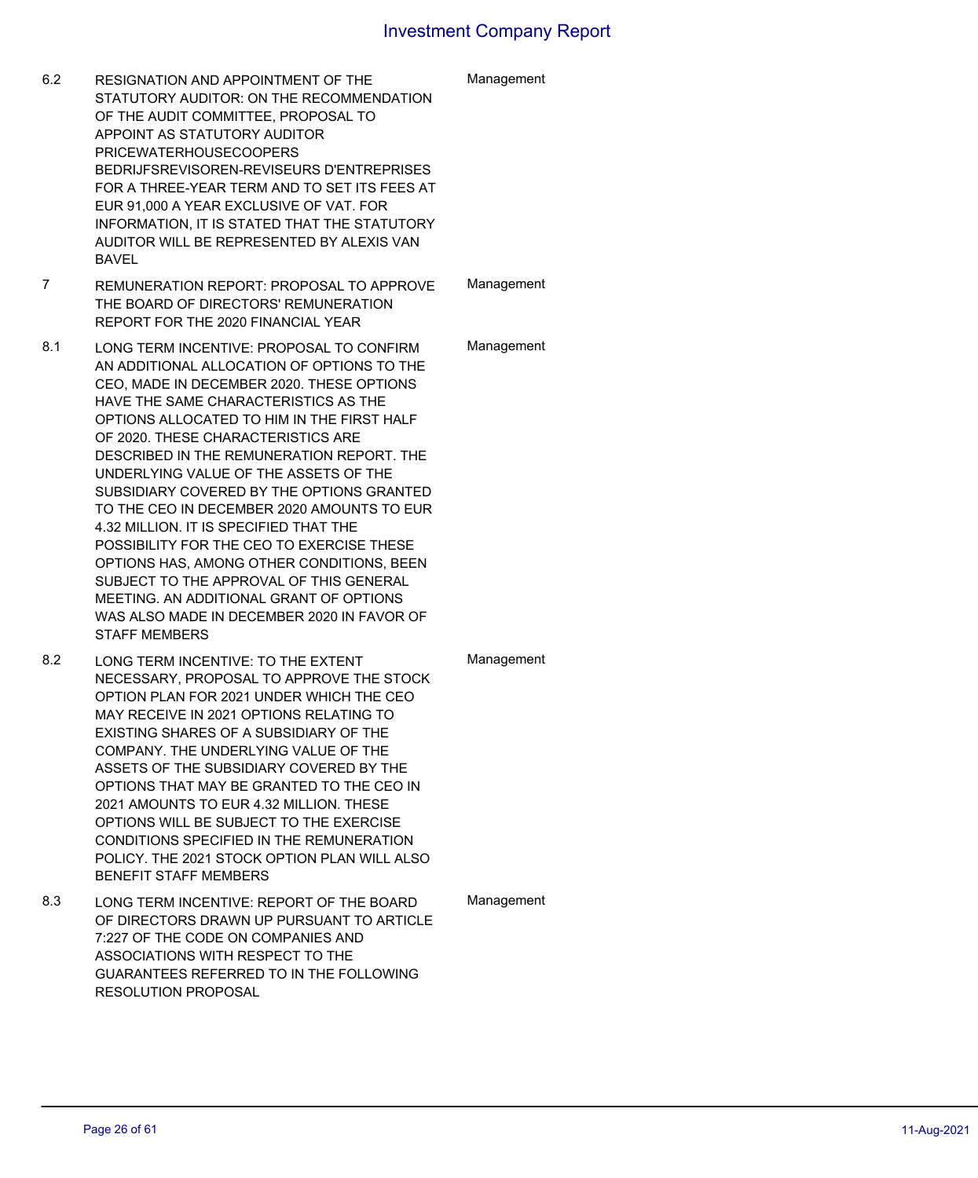| | | |
|---|---|---|
| 6.2 | RESIGNATION AND APPOINTMENT OF THE STATUTORY AUDITOR: ON THE RECOMMENDATION OF THE AUDIT COMMITTEE, PROPOSAL TO APPOINT AS STATUTORY AUDITOR PRICEWATERHOUSECOOPERS BEDRIJFSREVISOREN-REVISEURS D'ENTREPRISES FOR A THREE-YEAR TERM AND TO SET ITS FEES AT EUR 91,000 A YEAR EXCLUSIVE OF VAT. FOR INFORMATION, IT IS STATED THAT THE STATUTORY AUDITOR WILL BE REPRESENTED BY ALEXIS VAN BAVEL | Management |
| 7 | REMUNERATION REPORT: PROPOSAL TO APPROVE THE BOARD OF DIRECTORS' REMUNERATION REPORT FOR THE 2020 FINANCIAL YEAR | Management |
| 8.1 | LONG TERM INCENTIVE: PROPOSAL TO CONFIRM AN ADDITIONAL ALLOCATION OF OPTIONS TO THE CEO, MADE IN DECEMBER 2020. THESE OPTIONS HAVE THE SAME CHARACTERISTICS AS THE OPTIONS ALLOCATED TO HIM IN THE FIRST HALF OF 2020. THESE CHARACTERISTICS ARE DESCRIBED IN THE REMUNERATION REPORT. THE UNDERLYING VALUE OF THE ASSETS OF THE SUBSIDIARY COVERED BY THE OPTIONS GRANTED TO THE CEO IN DECEMBER 2020 AMOUNTS TO EUR 4.32 MILLION. IT IS SPECIFIED THAT THE POSSIBILITY FOR THE CEO TO EXERCISE THESE OPTIONS HAS, AMONG OTHER CONDITIONS, BEEN SUBJECT TO THE APPROVAL OF THIS GENERAL MEETING. AN ADDITIONAL GRANT OF OPTIONS WAS ALSO MADE IN DECEMBER 2020 IN FAVOR OF STAFF MEMBERS | Management |
| 8.2 | LONG TERM INCENTIVE: TO THE EXTENT NECESSARY, PROPOSAL TO APPROVE THE STOCK OPTION PLAN FOR 2021 UNDER WHICH THE CEO MAY RECEIVE IN 2021 OPTIONS RELATING TO EXISTING SHARES OF A SUBSIDIARY OF THE COMPANY. THE UNDERLYING VALUE OF THE ASSETS OF THE SUBSIDIARY COVERED BY THE OPTIONS THAT MAY BE GRANTED TO THE CEO IN 2021 AMOUNTS TO EUR 4.32 MILLION. THESE OPTIONS WILL BE SUBJECT TO THE EXERCISE CONDITIONS SPECIFIED IN THE REMUNERATION POLICY. THE 2021 STOCK OPTION PLAN WILL ALSO BENEFIT STAFF MEMBERS | Management |
| 8.3 | LONG TERM INCENTIVE: REPORT OF THE BOARD OF DIRECTORS DRAWN UP PURSUANT TO ARTICLE 7:227 OF THE CODE ON COMPANIES AND ASSOCIATIONS WITH RESPECT TO THE GUARANTEES REFERRED TO IN THE FOLLOWING RESOLUTION PROPOSAL | Management |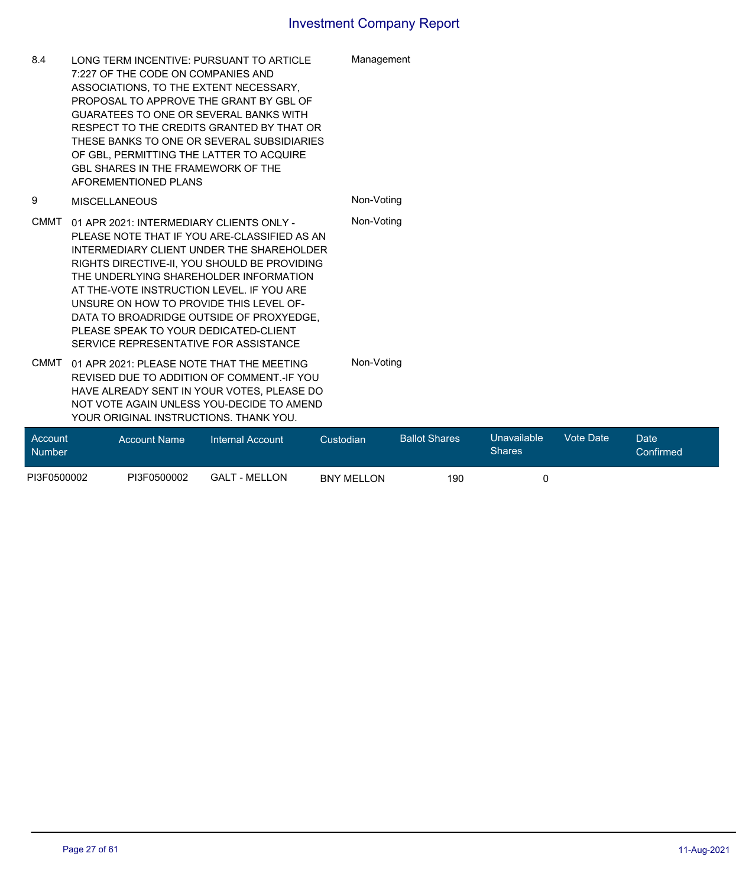# Investment Company Report

| | | |
|---|---|---|
| 8.4 | LONG TERM INCENTIVE: PURSUANT TO ARTICLE 7:227 OF THE CODE ON COMPANIES AND ASSOCIATIONS, TO THE EXTENT NECESSARY, PROPOSAL TO APPROVE THE GRANT BY GBL OF GUARATEES TO ONE OR SEVERAL BANKS WITH RESPECT TO THE CREDITS GRANTED BY THAT OR THESE BANKS TO ONE OR SEVERAL SUBSIDIARIES OF GBL, PERMITTING THE LATTER TO ACQUIRE GBL SHARES IN THE FRAMEWORK OF THE AFOREMENTIONED PLANS | Management |
| 9 | MISCELLANEOUS | Non-Voting |
| CMMT | 01 APR 2021: INTERMEDIARY CLIENTS ONLY - PLEASE NOTE THAT IF YOU ARE-CLASSIFIED AS AN INTERMEDIARY CLIENT UNDER THE SHAREHOLDER RIGHTS DIRECTIVE-II, YOU SHOULD BE PROVIDING THE UNDERLYING SHAREHOLDER INFORMATION AT THE-VOTE INSTRUCTION LEVEL. IF YOU ARE UNSURE ON HOW TO PROVIDE THIS LEVEL OF-DATA TO BROADRIDGE OUTSIDE OF PROXYEDGE, PLEASE SPEAK TO YOUR DEDICATED-CLIENT SERVICE REPRESENTATIVE FOR ASSISTANCE | Non-Voting |
| CMMT | 01 APR 2021: PLEASE NOTE THAT THE MEETING REVISED DUE TO ADDITION OF COMMENT.-IF YOU HAVE ALREADY SENT IN YOUR VOTES, PLEASE DO NOT VOTE AGAIN UNLESS YOU-DECIDE TO AMEND YOUR ORIGINAL INSTRUCTIONS. THANK YOU. | Non-Voting |

| Account Number | Account Name | Internal Account | Custodian | Ballot Shares | Unavailable Shares | Vote Date | Date Confirmed |
|---|---|---|---|---|---|---|---|
| PI3F0500002 | PI3F0500002 | GALT - MELLON | BNY MELLON | 190 | 0 | | |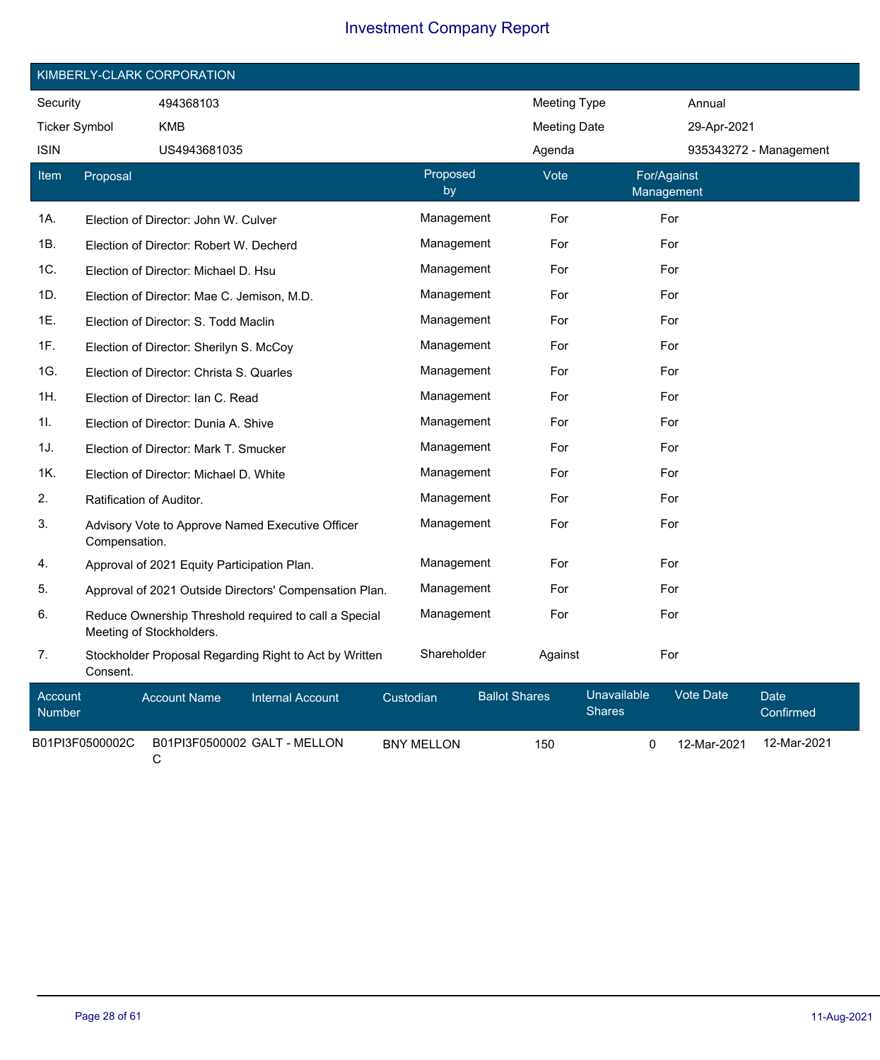# Investment Company Report

## KIMBERLY-CLARK CORPORATION

| Security | 494368103 | Meeting Type | Annual |
|---|---|---|---|
| Ticker Symbol | KMB | Meeting Date | 29-Apr-2021 |
| ISIN | US4943681035 | Agenda | 935343272 - Management |

| Item | Proposal | Proposed by | Vote | For/Against Management |
|---|---|---|---|---|
| 1A. | Election of Director: John W. Culver | Management | For | For |
| 1B. | Election of Director: Robert W. Decherd | Management | For | For |
| 1C. | Election of Director: Michael D. Hsu | Management | For | For |
| 1D. | Election of Director: Mae C. Jemison, M.D. | Management | For | For |
| 1E. | Election of Director: S. Todd Maclin | Management | For | For |
| 1F. | Election of Director: Sherilyn S. McCoy | Management | For | For |
| 1G. | Election of Director: Christa S. Quarles | Management | For | For |
| 1H. | Election of Director: Ian C. Read | Management | For | For |
| 1I. | Election of Director: Dunia A. Shive | Management | For | For |
| 1J. | Election of Director: Mark T. Smucker | Management | For | For |
| 1K. | Election of Director: Michael D. White | Management | For | For |
| 2. | Ratification of Auditor. | Management | For | For |
| 3. | Advisory Vote to Approve Named Executive Officer Compensation. | Management | For | For |
| 4. | Approval of 2021 Equity Participation Plan. | Management | For | For |
| 5. | Approval of 2021 Outside Directors' Compensation Plan. | Management | For | For |
| 6. | Reduce Ownership Threshold required to call a Special Meeting of Stockholders. | Management | For | For |
| 7. | Stockholder Proposal Regarding Right to Act by Written Consent. | Shareholder | Against | For |

| Account Number | Account Name | Internal Account | Custodian | Ballot Shares | Unavailable Shares | Vote Date | Date Confirmed |
|---|---|---|---|---|---|---|---|
| B01PI3F0500002C | B01PI3F0500002C | GALT - MELLON | BNY MELLON | 150 | 0 | 12-Mar-2021 | 12-Mar-2021 |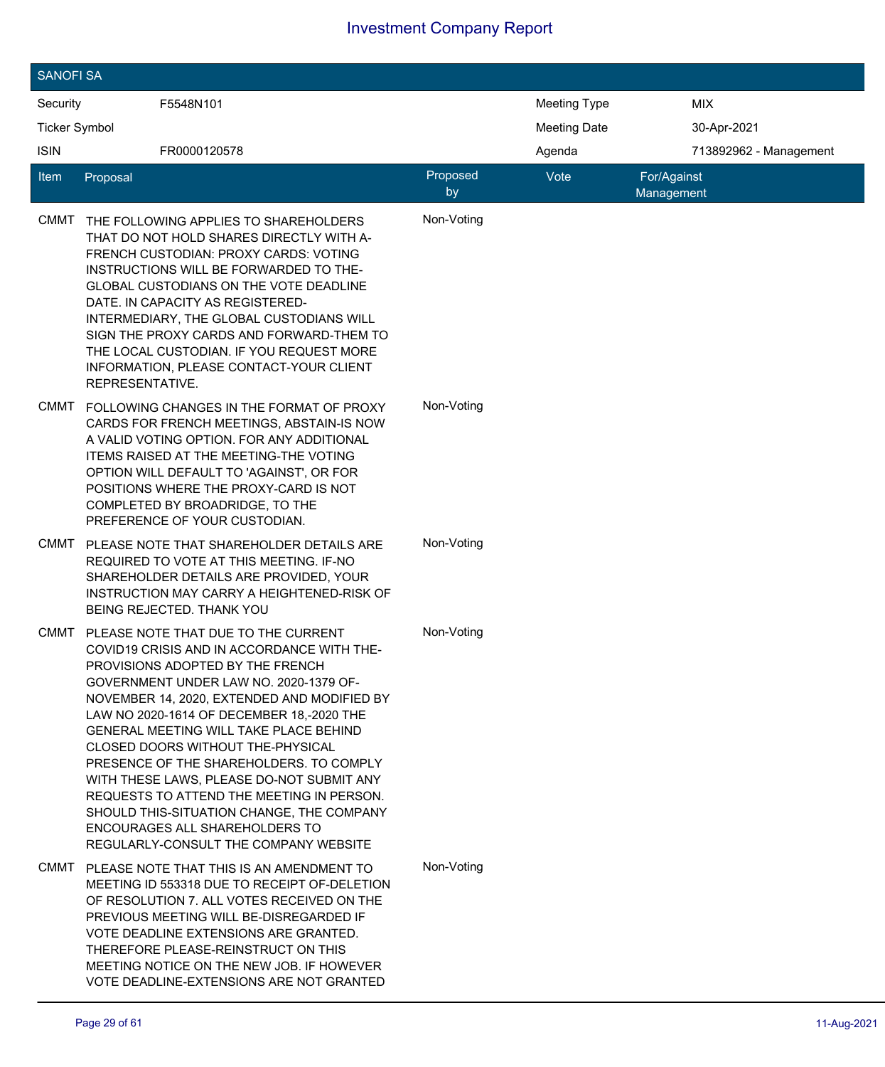# Investment Company Report

## SANOFI SA

| Security | F5548N101 | Meeting Type | MIX |
|---|---|---|---|
| Ticker Symbol | | Meeting Date | 30-Apr-2021 |
| ISIN | FR0000120578 | Agenda | 713892962 - Management |

| Item | Proposal | Proposed by | Vote | For/Against Management |
|---|---|---|---|---|
| CMMT | THE FOLLOWING APPLIES TO SHAREHOLDERS THAT DO NOT HOLD SHARES DIRECTLY WITH A-FRENCH CUSTODIAN: PROXY CARDS: VOTING INSTRUCTIONS WILL BE FORWARDED TO THE-GLOBAL CUSTODIANS ON THE VOTE DEADLINE DATE. IN CAPACITY AS REGISTERED-INTERMEDIARY, THE GLOBAL CUSTODIANS WILL SIGN THE PROXY CARDS AND FORWARD-THEM TO THE LOCAL CUSTODIAN. IF YOU REQUEST MORE INFORMATION, PLEASE CONTACT-YOUR CLIENT REPRESENTATIVE. | Non-Voting | | |
| CMMT | FOLLOWING CHANGES IN THE FORMAT OF PROXY CARDS FOR FRENCH MEETINGS, ABSTAIN-IS NOW A VALID VOTING OPTION. FOR ANY ADDITIONAL ITEMS RAISED AT THE MEETING-THE VOTING OPTION WILL DEFAULT TO 'AGAINST', OR FOR POSITIONS WHERE THE PROXY-CARD IS NOT COMPLETED BY BROADRIDGE, TO THE PREFERENCE OF YOUR CUSTODIAN. | Non-Voting | | |
| CMMT | PLEASE NOTE THAT SHAREHOLDER DETAILS ARE REQUIRED TO VOTE AT THIS MEETING. IF-NO SHAREHOLDER DETAILS ARE PROVIDED, YOUR INSTRUCTION MAY CARRY A HEIGHTENED-RISK OF BEING REJECTED. THANK YOU | Non-Voting | | |
| CMMT | PLEASE NOTE THAT DUE TO THE CURRENT COVID19 CRISIS AND IN ACCORDANCE WITH THE-PROVISIONS ADOPTED BY THE FRENCH GOVERNMENT UNDER LAW NO. 2020-1379 OF-NOVEMBER 14, 2020, EXTENDED AND MODIFIED BY LAW NO 2020-1614 OF DECEMBER 18,-2020 THE GENERAL MEETING WILL TAKE PLACE BEHIND CLOSED DOORS WITHOUT THE-PHYSICAL PRESENCE OF THE SHAREHOLDERS. TO COMPLY WITH THESE LAWS, PLEASE DO-NOT SUBMIT ANY REQUESTS TO ATTEND THE MEETING IN PERSON. SHOULD THIS-SITUATION CHANGE, THE COMPANY ENCOURAGES ALL SHAREHOLDERS TO REGULARLY-CONSULT THE COMPANY WEBSITE | Non-Voting | | |
| CMMT | PLEASE NOTE THAT THIS IS AN AMENDMENT TO MEETING ID 553318 DUE TO RECEIPT OF-DELETION OF RESOLUTION 7. ALL VOTES RECEIVED ON THE PREVIOUS MEETING WILL BE-DISREGARDED IF VOTE DEADLINE EXTENSIONS ARE GRANTED. THEREFORE PLEASE-REINSTRUCT ON THIS MEETING NOTICE ON THE NEW JOB. IF HOWEVER VOTE DEADLINE-EXTENSIONS ARE NOT GRANTED | Non-Voting | | |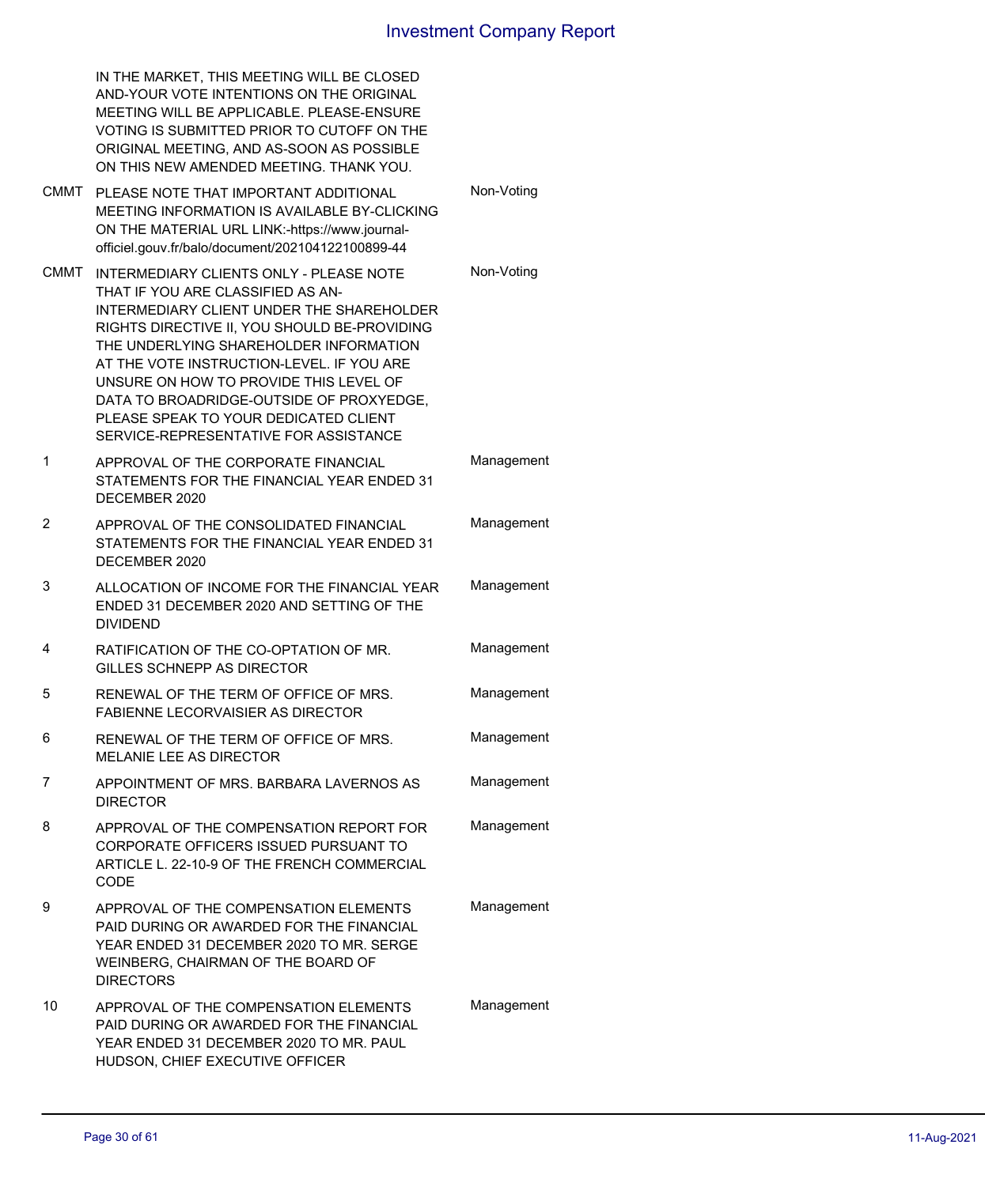| | | |
|---|---|---|
| | IN THE MARKET, THIS MEETING WILL BE CLOSED AND-YOUR VOTE INTENTIONS ON THE ORIGINAL MEETING WILL BE APPLICABLE. PLEASE-ENSURE VOTING IS SUBMITTED PRIOR TO CUTOFF ON THE ORIGINAL MEETING, AND AS-SOON AS POSSIBLE ON THIS NEW AMENDED MEETING. THANK YOU. | |
| CMMT | PLEASE NOTE THAT IMPORTANT ADDITIONAL MEETING INFORMATION IS AVAILABLE BY-CLICKING ON THE MATERIAL URL LINK:-https://www.journal-officiel.gouv.fr/balo/document/202104122100899-44 | Non-Voting |
| CMMT | INTERMEDIARY CLIENTS ONLY - PLEASE NOTE THAT IF YOU ARE CLASSIFIED AS AN-INTERMEDIARY CLIENT UNDER THE SHAREHOLDER RIGHTS DIRECTIVE II, YOU SHOULD BE-PROVIDING THE UNDERLYING SHAREHOLDER INFORMATION AT THE VOTE INSTRUCTION-LEVEL. IF YOU ARE UNSURE ON HOW TO PROVIDE THIS LEVEL OF DATA TO BROADRIDGE-OUTSIDE OF PROXYEDGE, PLEASE SPEAK TO YOUR DEDICATED CLIENT SERVICE-REPRESENTATIVE FOR ASSISTANCE | Non-Voting |
| 1 | APPROVAL OF THE CORPORATE FINANCIAL STATEMENTS FOR THE FINANCIAL YEAR ENDED 31 DECEMBER 2020 | Management |
| 2 | APPROVAL OF THE CONSOLIDATED FINANCIAL STATEMENTS FOR THE FINANCIAL YEAR ENDED 31 DECEMBER 2020 | Management |
| 3 | ALLOCATION OF INCOME FOR THE FINANCIAL YEAR ENDED 31 DECEMBER 2020 AND SETTING OF THE DIVIDEND | Management |
| 4 | RATIFICATION OF THE CO-OPTATION OF MR. GILLES SCHNEPP AS DIRECTOR | Management |
| 5 | RENEWAL OF THE TERM OF OFFICE OF MRS. FABIENNE LECORVAISIER AS DIRECTOR | Management |
| 6 | RENEWAL OF THE TERM OF OFFICE OF MRS. MELANIE LEE AS DIRECTOR | Management |
| 7 | APPOINTMENT OF MRS. BARBARA LAVERNOS AS DIRECTOR | Management |
| 8 | APPROVAL OF THE COMPENSATION REPORT FOR CORPORATE OFFICERS ISSUED PURSUANT TO ARTICLE L. 22-10-9 OF THE FRENCH COMMERCIAL CODE | Management |
| 9 | APPROVAL OF THE COMPENSATION ELEMENTS PAID DURING OR AWARDED FOR THE FINANCIAL YEAR ENDED 31 DECEMBER 2020 TO MR. SERGE WEINBERG, CHAIRMAN OF THE BOARD OF DIRECTORS | Management |
| 10 | APPROVAL OF THE COMPENSATION ELEMENTS PAID DURING OR AWARDED FOR THE FINANCIAL YEAR ENDED 31 DECEMBER 2020 TO MR. PAUL HUDSON, CHIEF EXECUTIVE OFFICER | Management |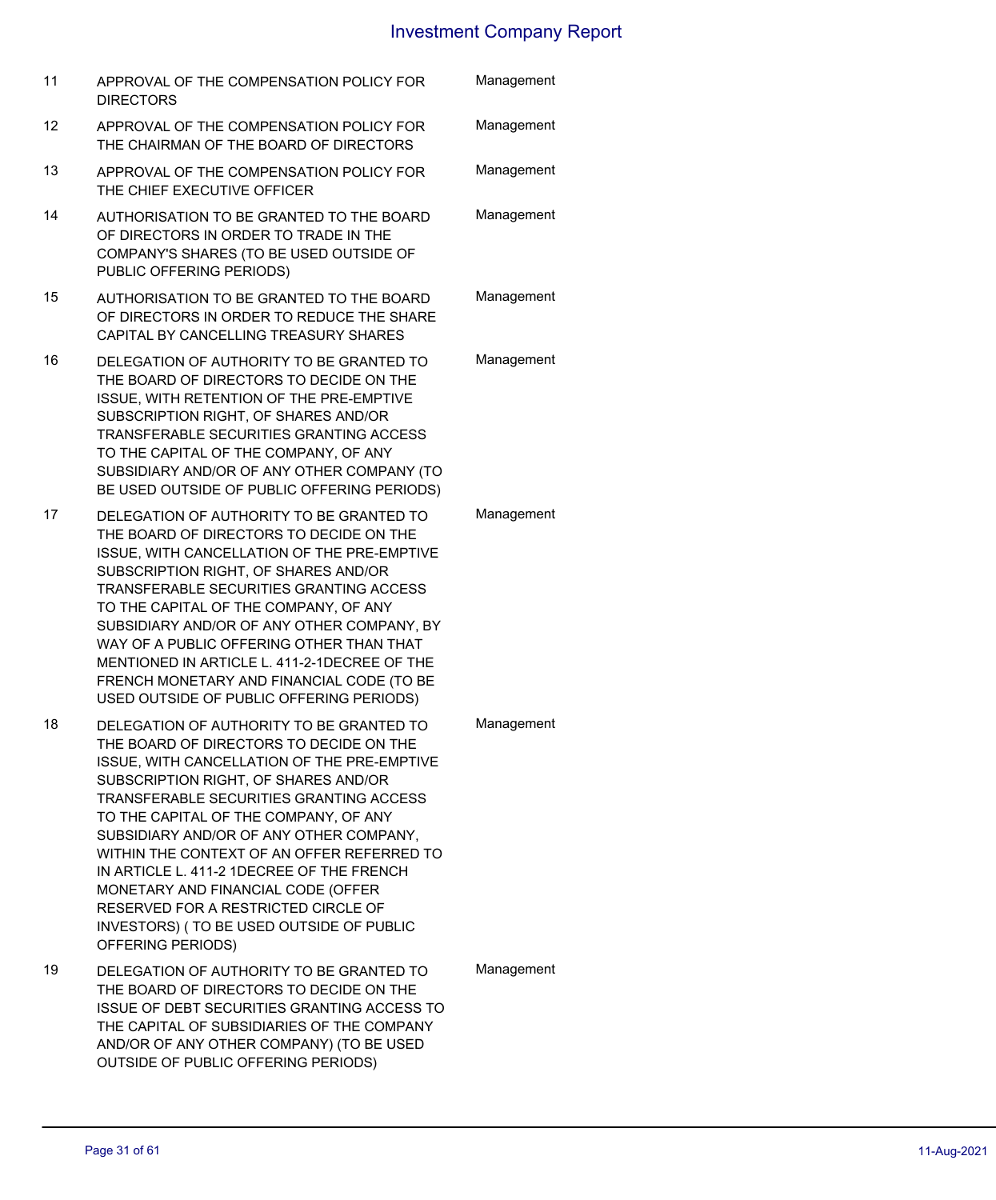| | | |
|---|---|---|
| 11 | APPROVAL OF THE COMPENSATION POLICY FOR DIRECTORS | Management |
| 12 | APPROVAL OF THE COMPENSATION POLICY FOR THE CHAIRMAN OF THE BOARD OF DIRECTORS | Management |
| 13 | APPROVAL OF THE COMPENSATION POLICY FOR THE CHIEF EXECUTIVE OFFICER | Management |
| 14 | AUTHORISATION TO BE GRANTED TO THE BOARD OF DIRECTORS IN ORDER TO TRADE IN THE COMPANY'S SHARES (TO BE USED OUTSIDE OF PUBLIC OFFERING PERIODS) | Management |
| 15 | AUTHORISATION TO BE GRANTED TO THE BOARD OF DIRECTORS IN ORDER TO REDUCE THE SHARE CAPITAL BY CANCELLING TREASURY SHARES | Management |
| 16 | DELEGATION OF AUTHORITY TO BE GRANTED TO THE BOARD OF DIRECTORS TO DECIDE ON THE ISSUE, WITH RETENTION OF THE PRE-EMPTIVE SUBSCRIPTION RIGHT, OF SHARES AND/OR TRANSFERABLE SECURITIES GRANTING ACCESS TO THE CAPITAL OF THE COMPANY, OF ANY SUBSIDIARY AND/OR OF ANY OTHER COMPANY (TO BE USED OUTSIDE OF PUBLIC OFFERING PERIODS) | Management |
| 17 | DELEGATION OF AUTHORITY TO BE GRANTED TO THE BOARD OF DIRECTORS TO DECIDE ON THE ISSUE, WITH CANCELLATION OF THE PRE-EMPTIVE SUBSCRIPTION RIGHT, OF SHARES AND/OR TRANSFERABLE SECURITIES GRANTING ACCESS TO THE CAPITAL OF THE COMPANY, OF ANY SUBSIDIARY AND/OR OF ANY OTHER COMPANY, BY WAY OF A PUBLIC OFFERING OTHER THAN THAT MENTIONED IN ARTICLE L. 411-2-1DECREE OF THE FRENCH MONETARY AND FINANCIAL CODE (TO BE USED OUTSIDE OF PUBLIC OFFERING PERIODS) | Management |
| 18 | DELEGATION OF AUTHORITY TO BE GRANTED TO THE BOARD OF DIRECTORS TO DECIDE ON THE ISSUE, WITH CANCELLATION OF THE PRE-EMPTIVE SUBSCRIPTION RIGHT, OF SHARES AND/OR TRANSFERABLE SECURITIES GRANTING ACCESS TO THE CAPITAL OF THE COMPANY, OF ANY SUBSIDIARY AND/OR OF ANY OTHER COMPANY, WITHIN THE CONTEXT OF AN OFFER REFERRED TO IN ARTICLE L. 411-2 1DECREE OF THE FRENCH MONETARY AND FINANCIAL CODE (OFFER RESERVED FOR A RESTRICTED CIRCLE OF INVESTORS) ( TO BE USED OUTSIDE OF PUBLIC OFFERING PERIODS) | Management |
| 19 | DELEGATION OF AUTHORITY TO BE GRANTED TO THE BOARD OF DIRECTORS TO DECIDE ON THE ISSUE OF DEBT SECURITIES GRANTING ACCESS TO THE CAPITAL OF SUBSIDIARIES OF THE COMPANY AND/OR OF ANY OTHER COMPANY) (TO BE USED OUTSIDE OF PUBLIC OFFERING PERIODS) | Management |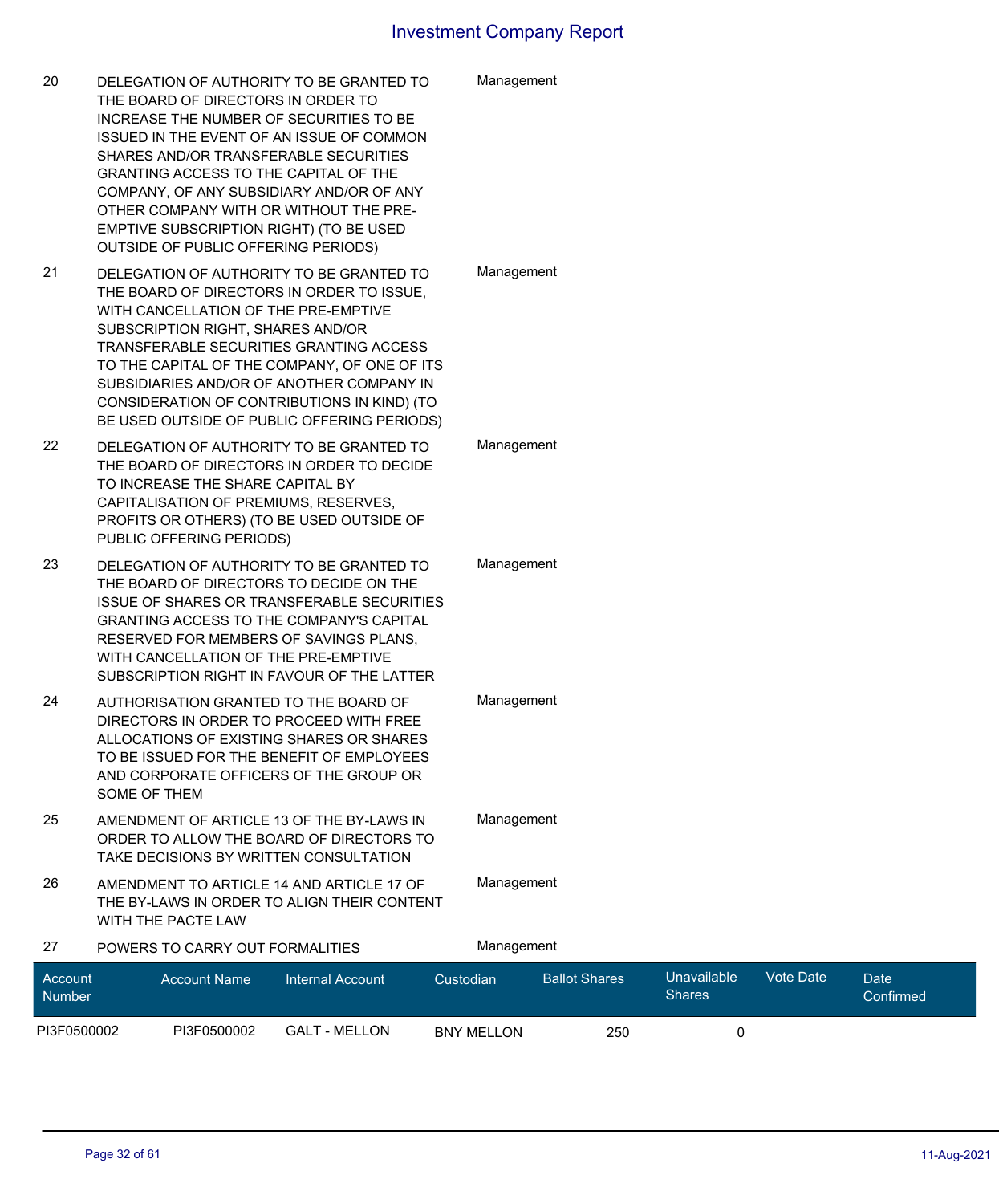| | | |
|---|---|---|
| 20 | DELEGATION OF AUTHORITY TO BE GRANTED TO THE BOARD OF DIRECTORS IN ORDER TO INCREASE THE NUMBER OF SECURITIES TO BE ISSUED IN THE EVENT OF AN ISSUE OF COMMON SHARES AND/OR TRANSFERABLE SECURITIES GRANTING ACCESS TO THE CAPITAL OF THE COMPANY, OF ANY SUBSIDIARY AND/OR OF ANY OTHER COMPANY WITH OR WITHOUT THE PRE-EMPTIVE SUBSCRIPTION RIGHT) (TO BE USED OUTSIDE OF PUBLIC OFFERING PERIODS) | Management |
| 21 | DELEGATION OF AUTHORITY TO BE GRANTED TO THE BOARD OF DIRECTORS IN ORDER TO ISSUE, WITH CANCELLATION OF THE PRE-EMPTIVE SUBSCRIPTION RIGHT, SHARES AND/OR TRANSFERABLE SECURITIES GRANTING ACCESS TO THE CAPITAL OF THE COMPANY, OF ONE OF ITS SUBSIDIARIES AND/OR OF ANOTHER COMPANY IN CONSIDERATION OF CONTRIBUTIONS IN KIND) (TO BE USED OUTSIDE OF PUBLIC OFFERING PERIODS) | Management |
| 22 | DELEGATION OF AUTHORITY TO BE GRANTED TO THE BOARD OF DIRECTORS IN ORDER TO DECIDE TO INCREASE THE SHARE CAPITAL BY CAPITALISATION OF PREMIUMS, RESERVES, PROFITS OR OTHERS) (TO BE USED OUTSIDE OF PUBLIC OFFERING PERIODS) | Management |
| 23 | DELEGATION OF AUTHORITY TO BE GRANTED TO THE BOARD OF DIRECTORS TO DECIDE ON THE ISSUE OF SHARES OR TRANSFERABLE SECURITIES GRANTING ACCESS TO THE COMPANY'S CAPITAL RESERVED FOR MEMBERS OF SAVINGS PLANS, WITH CANCELLATION OF THE PRE-EMPTIVE SUBSCRIPTION RIGHT IN FAVOUR OF THE LATTER | Management |
| 24 | AUTHORISATION GRANTED TO THE BOARD OF DIRECTORS IN ORDER TO PROCEED WITH FREE ALLOCATIONS OF EXISTING SHARES OR SHARES TO BE ISSUED FOR THE BENEFIT OF EMPLOYEES AND CORPORATE OFFICERS OF THE GROUP OR SOME OF THEM | Management |
| 25 | AMENDMENT OF ARTICLE 13 OF THE BY-LAWS IN ORDER TO ALLOW THE BOARD OF DIRECTORS TO TAKE DECISIONS BY WRITTEN CONSULTATION | Management |
| 26 | AMENDMENT TO ARTICLE 14 AND ARTICLE 17 OF THE BY-LAWS IN ORDER TO ALIGN THEIR CONTENT WITH THE PACTE LAW | Management |
| 27 | POWERS TO CARRY OUT FORMALITIES | Management |

| Account Number | Account Name | Internal Account | Custodian | Ballot Shares | Unavailable Shares | Vote Date | Date Confirmed |
|---|---|---|---|---|---|---|---|
| PI3F0500002 | PI3F0500002 | GALT - MELLON | BNY MELLON | 250 | 0 | | |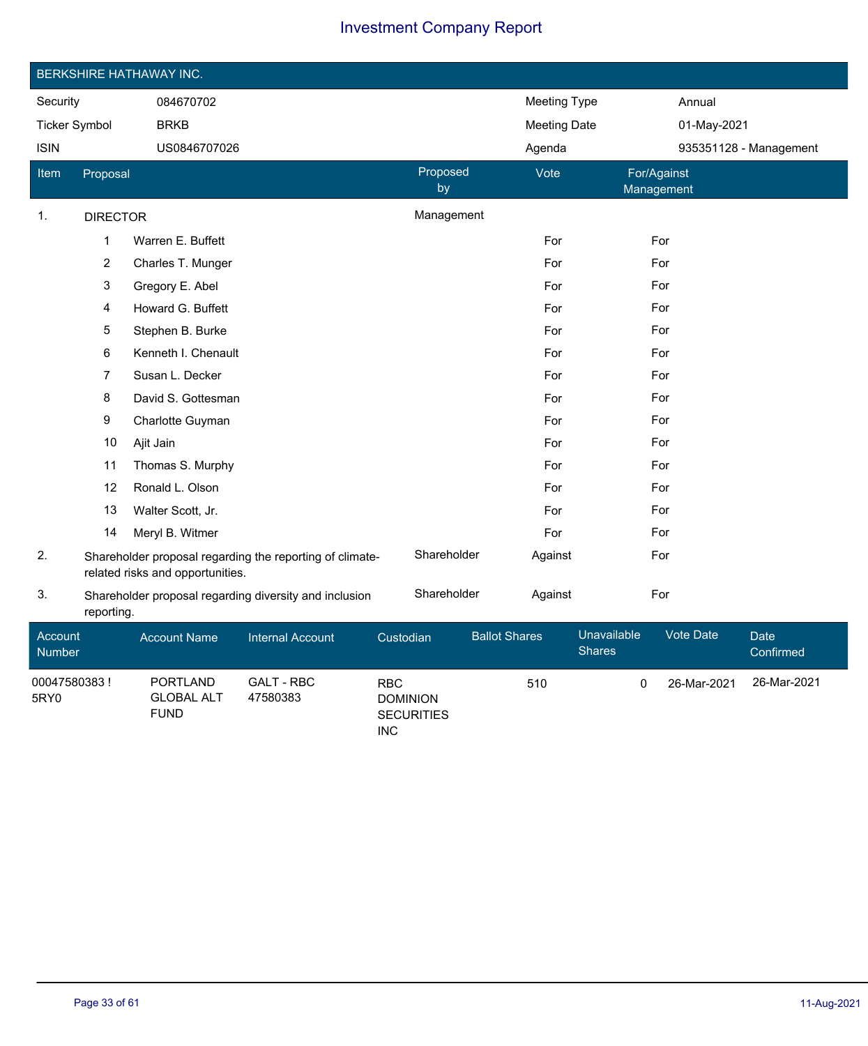# Investment Company Report

## BERKSHIRE HATHAWAY INC.

| | | | |
|---|---|---|---|
| Security | 084670702 | Meeting Type | Annual |
| Ticker Symbol | BRKB | Meeting Date | 01-May-2021 |
| ISIN | US0846707026 | Agenda | 935351128 - Management |

| Item | Proposal | Proposed by | Vote | For/Against Management |
|---|---|---|---|---|
| 1. | DIRECTOR | Management | | |
| | 1 Warren E. Buffett | | For | For |
| | 2 Charles T. Munger | | For | For |
| | 3 Gregory E. Abel | | For | For |
| | 4 Howard G. Buffett | | For | For |
| | 5 Stephen B. Burke | | For | For |
| | 6 Kenneth I. Chenault | | For | For |
| | 7 Susan L. Decker | | For | For |
| | 8 David S. Gottesman | | For | For |
| | 9 Charlotte Guyman | | For | For |
| | 10 Ajit Jain | | For | For |
| | 11 Thomas S. Murphy | | For | For |
| | 12 Ronald L. Olson | | For | For |
| | 13 Walter Scott, Jr. | | For | For |
| | 14 Meryl B. Witmer | | For | For |
| 2. | Shareholder proposal regarding the reporting of climate-related risks and opportunities. | Shareholder | Against | For |
| 3. | Shareholder proposal regarding diversity and inclusion reporting. | Shareholder | Against | For |

| Account Number | Account Name | Internal Account | Custodian | Ballot Shares | Unavailable Shares | Vote Date | Date Confirmed |
|---|---|---|---|---|---|---|---|
| 00047580383 ! 5RY0 | PORTLAND GLOBAL ALT FUND | GALT - RBC 47580383 | RBC DOMINION SECURITIES INC | 510 | 0 | 26-Mar-2021 | 26-Mar-2021 |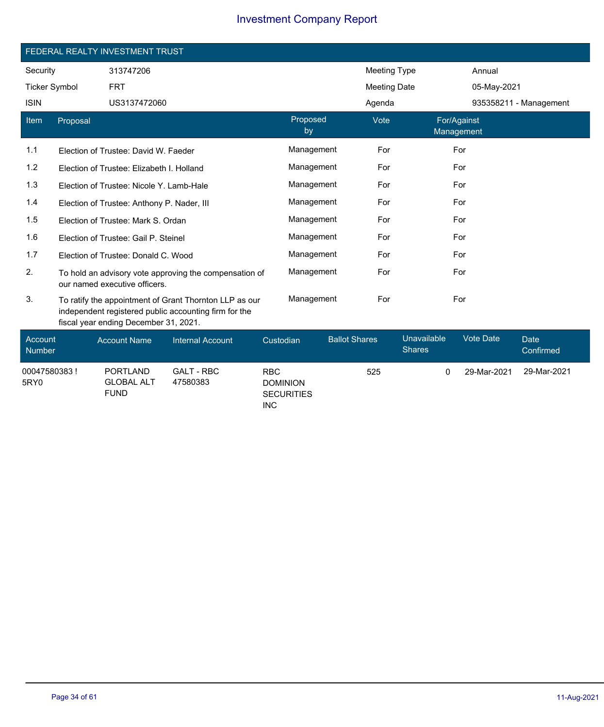# Investment Company Report

## FEDERAL REALTY INVESTMENT TRUST

| | | | |
|---|---|---|---|
| Security | 313747206 | Meeting Type | Annual |
| Ticker Symbol | FRT | Meeting Date | 05-May-2021 |
| ISIN | US3137472060 | Agenda | 935358211 - Management |

| Item | Proposal | Proposed by | Vote | For/Against Management |
|---|---|---|---|---|
| 1.1 | Election of Trustee: David W. Faeder | Management | For | For |
| 1.2 | Election of Trustee: Elizabeth I. Holland | Management | For | For |
| 1.3 | Election of Trustee: Nicole Y. Lamb-Hale | Management | For | For |
| 1.4 | Election of Trustee: Anthony P. Nader, III | Management | For | For |
| 1.5 | Election of Trustee: Mark S. Ordan | Management | For | For |
| 1.6 | Election of Trustee: Gail P. Steinel | Management | For | For |
| 1.7 | Election of Trustee: Donald C. Wood | Management | For | For |
| 2. | To hold an advisory vote approving the compensation of our named executive officers. | Management | For | For |
| 3. | To ratify the appointment of Grant Thornton LLP as our independent registered public accounting firm for the fiscal year ending December 31, 2021. | Management | For | For |

| Account Number | Account Name | Internal Account | Custodian | Ballot Shares | Unavailable Shares | Vote Date | Date Confirmed |
|---|---|---|---|---|---|---|---|
| 00047580383 ! 5RY0 | PORTLAND GLOBAL ALT FUND | GALT - RBC 47580383 | RBC DOMINION SECURITIES INC | 525 | 0 | 29-Mar-2021 | 29-Mar-2021 |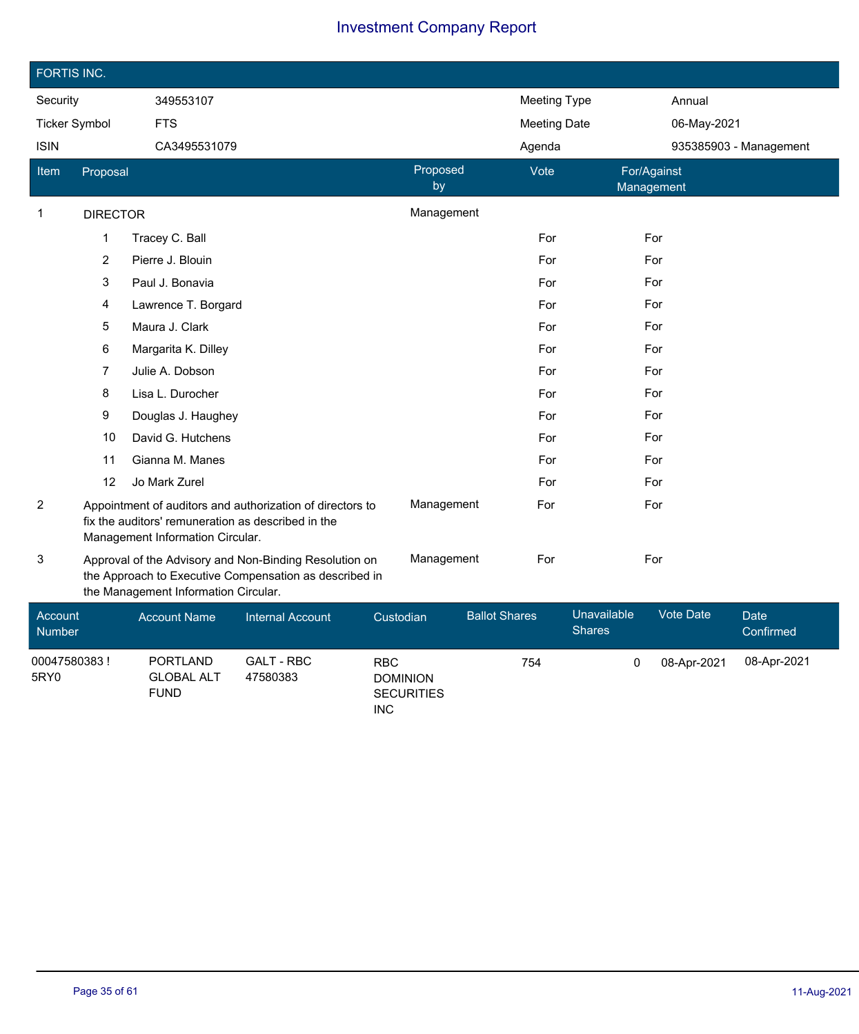# Investment Company Report

## FORTIS INC.

| | | | |
|---|---|---|---|
| Security | 349553107 | Meeting Type | Annual |
| Ticker Symbol | FTS | Meeting Date | 06-May-2021 |
| ISIN | CA3495531079 | Agenda | 935385903 - Management |

| Item | Proposal | Proposed by | Vote | For/Against Management |
|---|---|---|---|---|
| 1 | DIRECTOR | Management | | |
| | 1 Tracey C. Ball | | For | For |
| | 2 Pierre J. Blouin | | For | For |
| | 3 Paul J. Bonavia | | For | For |
| | 4 Lawrence T. Borgard | | For | For |
| | 5 Maura J. Clark | | For | For |
| | 6 Margarita K. Dilley | | For | For |
| | 7 Julie A. Dobson | | For | For |
| | 8 Lisa L. Durocher | | For | For |
| | 9 Douglas J. Haughey | | For | For |
| | 10 David G. Hutchens | | For | For |
| | 11 Gianna M. Manes | | For | For |
| | 12 Jo Mark Zurel | | For | For |
| 2 | Appointment of auditors and authorization of directors to fix the auditors' remuneration as described in the Management Information Circular. | Management | For | For |
| 3 | Approval of the Advisory and Non-Binding Resolution on the Approach to Executive Compensation as described in the Management Information Circular. | Management | For | For |

| Account Number | Account Name | Internal Account | Custodian | Ballot Shares | Unavailable Shares | Vote Date | Date Confirmed |
|---|---|---|---|---|---|---|---|
| 00047580383 ! 5RY0 | PORTLAND GLOBAL ALT FUND | GALT - RBC 47580383 | RBC DOMINION SECURITIES INC | 754 | 0 | 08-Apr-2021 | 08-Apr-2021 |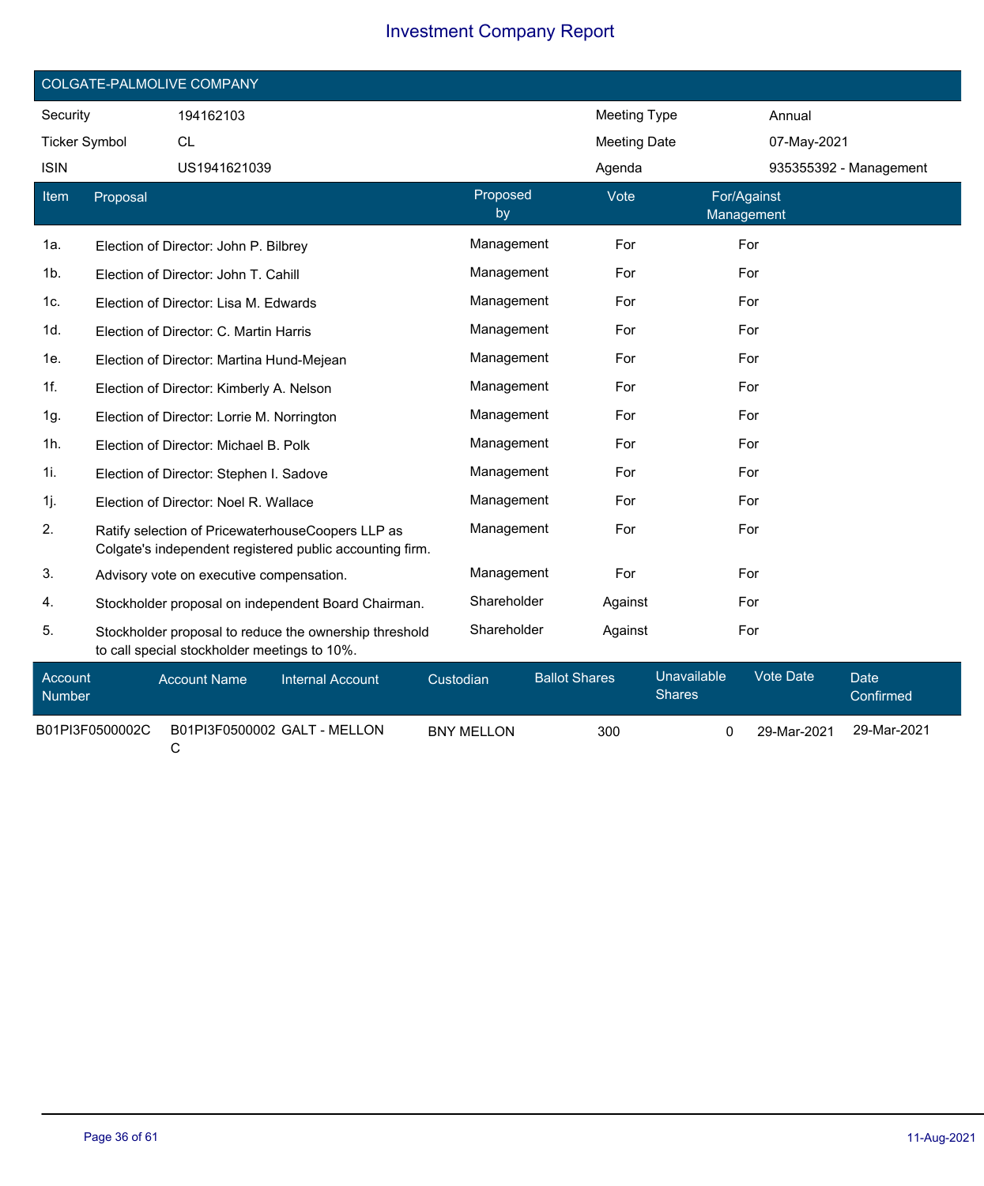# Investment Company Report

## COLGATE-PALMOLIVE COMPANY

| | | | |
|---|---|---|---|
| Security | 194162103 | Meeting Type | Annual |
| Ticker Symbol | CL | Meeting Date | 07-May-2021 |
| ISIN | US1941621039 | Agenda | 935355392 - Management |

| Item | Proposal | Proposed by | Vote | For/Against Management |
|---|---|---|---|---|
| 1a. | Election of Director: John P. Bilbrey | Management | For | For |
| 1b. | Election of Director: John T. Cahill | Management | For | For |
| 1c. | Election of Director: Lisa M. Edwards | Management | For | For |
| 1d. | Election of Director: C. Martin Harris | Management | For | For |
| 1e. | Election of Director: Martina Hund-Mejean | Management | For | For |
| 1f. | Election of Director: Kimberly A. Nelson | Management | For | For |
| 1g. | Election of Director: Lorrie M. Norrington | Management | For | For |
| 1h. | Election of Director: Michael B. Polk | Management | For | For |
| 1i. | Election of Director: Stephen I. Sadove | Management | For | For |
| 1j. | Election of Director: Noel R. Wallace | Management | For | For |
| 2. | Ratify selection of PricewaterhouseCoopers LLP as Colgate's independent registered public accounting firm. | Management | For | For |
| 3. | Advisory vote on executive compensation. | Management | For | For |
| 4. | Stockholder proposal on independent Board Chairman. | Shareholder | Against | For |
| 5. | Stockholder proposal to reduce the ownership threshold to call special stockholder meetings to 10%. | Shareholder | Against | For |

| Account Number | Account Name | Internal Account | Custodian | Ballot Shares | Unavailable Shares | Vote Date | Date Confirmed |
|---|---|---|---|---|---|---|---|
| B01PI3F0500002C | B01PI3F0500002C | GALT - MELLON | BNY MELLON | 300 | 0 | 29-Mar-2021 | 29-Mar-2021 |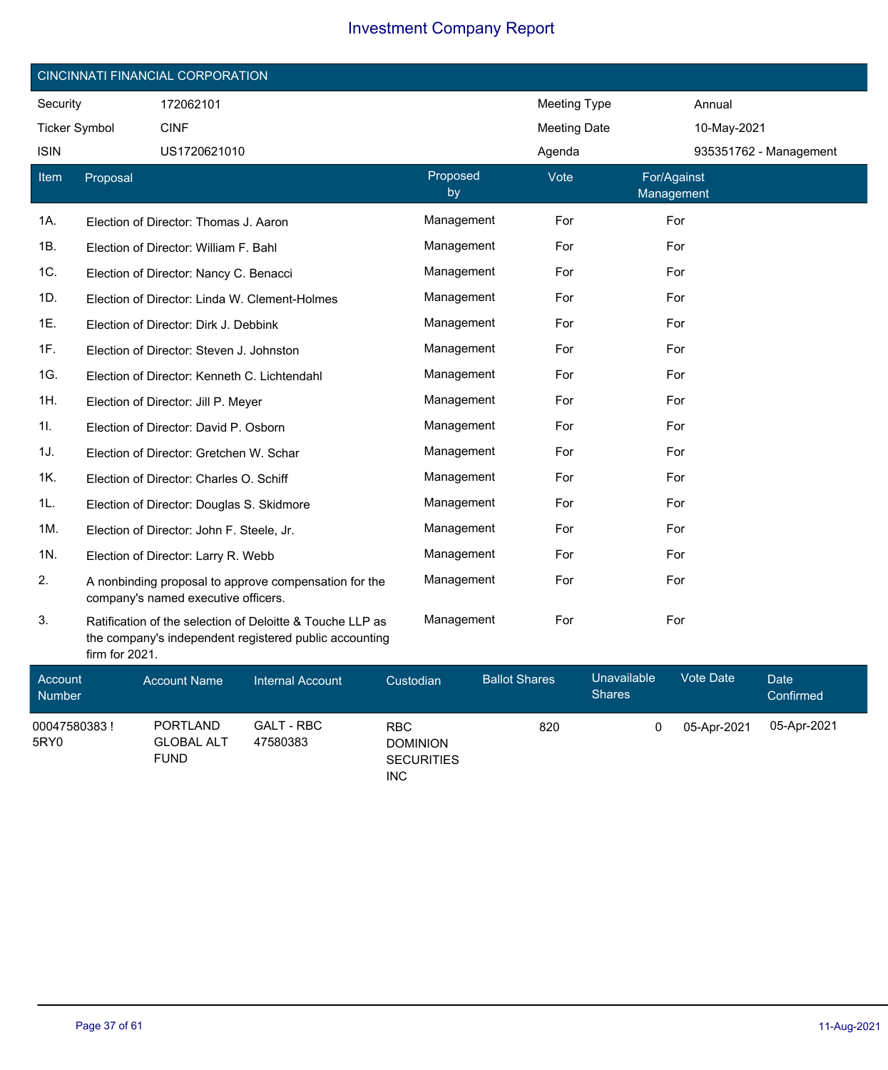# Investment Company Report

## CINCINNATI FINANCIAL CORPORATION

| | | | |
|---|---|---|---|
| Security | 172062101 | Meeting Type | Annual |
| Ticker Symbol | CINF | Meeting Date | 10-May-2021 |
| ISIN | US1720621010 | Agenda | 935351762 - Management |

| Item | Proposal | Proposed by | Vote | For/Against Management |
|---|---|---|---|---|
| 1A. | Election of Director: Thomas J. Aaron | Management | For | For |
| 1B. | Election of Director: William F. Bahl | Management | For | For |
| 1C. | Election of Director: Nancy C. Benacci | Management | For | For |
| 1D. | Election of Director: Linda W. Clement-Holmes | Management | For | For |
| 1E. | Election of Director: Dirk J. Debbink | Management | For | For |
| 1F. | Election of Director: Steven J. Johnston | Management | For | For |
| 1G. | Election of Director: Kenneth C. Lichtendahl | Management | For | For |
| 1H. | Election of Director: Jill P. Meyer | Management | For | For |
| 1I. | Election of Director: David P. Osborn | Management | For | For |
| 1J. | Election of Director: Gretchen W. Schar | Management | For | For |
| 1K. | Election of Director: Charles O. Schiff | Management | For | For |
| 1L. | Election of Director: Douglas S. Skidmore | Management | For | For |
| 1M. | Election of Director: John F. Steele, Jr. | Management | For | For |
| 1N. | Election of Director: Larry R. Webb | Management | For | For |
| 2. | A nonbinding proposal to approve compensation for the company's named executive officers. | Management | For | For |
| 3. | Ratification of the selection of Deloitte & Touche LLP as the company's independent registered public accounting firm for 2021. | Management | For | For |

| Account Number | Account Name | Internal Account | Custodian | Ballot Shares | Unavailable Shares | Vote Date | Date Confirmed |
|---|---|---|---|---|---|---|---|
| 00047580383 ! 5RY0 | PORTLAND GLOBAL ALT FUND | GALT - RBC 47580383 | RBC DOMINION SECURITIES INC | 820 | 0 | 05-Apr-2021 | 05-Apr-2021 |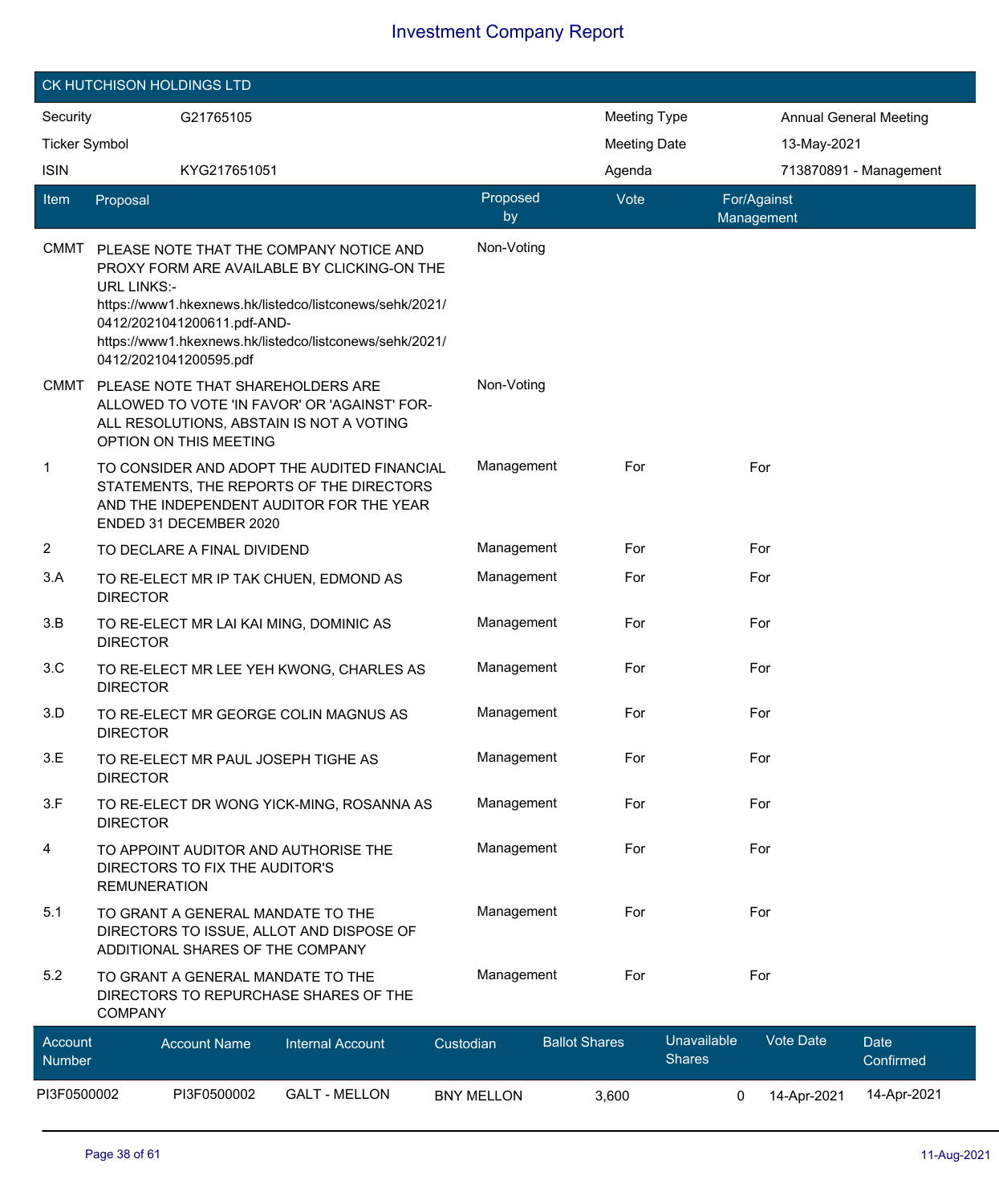# Investment Company Report

## CK HUTCHISON HOLDINGS LTD

| | | | |
|---|---|---|---|
| Security | G21765105 | Meeting Type | Annual General Meeting |
| Ticker Symbol | | Meeting Date | 13-May-2021 |
| ISIN | KYG217651051 | Agenda | 713870891 - Management |

| Item | Proposal | Proposed by | Vote | For/Against Management |
|---|---|---|---|---|
| CMMT | PLEASE NOTE THAT THE COMPANY NOTICE AND PROXY FORM ARE AVAILABLE BY CLICKING-ON THE URL LINKS:- https://www1.hkexnews.hk/listedco/listconews/sehk/2021/0412/2021041200611.pdf-AND- https://www1.hkexnews.hk/listedco/listconews/sehk/2021/0412/2021041200595.pdf | Non-Voting | | |
| CMMT | PLEASE NOTE THAT SHAREHOLDERS ARE ALLOWED TO VOTE 'IN FAVOR' OR 'AGAINST' FOR-ALL RESOLUTIONS, ABSTAIN IS NOT A VOTING OPTION ON THIS MEETING | Non-Voting | | |
| 1 | TO CONSIDER AND ADOPT THE AUDITED FINANCIAL STATEMENTS, THE REPORTS OF THE DIRECTORS AND THE INDEPENDENT AUDITOR FOR THE YEAR ENDED 31 DECEMBER 2020 | Management | For | For |
| 2 | TO DECLARE A FINAL DIVIDEND | Management | For | For |
| 3.A | TO RE-ELECT MR IP TAK CHUEN, EDMOND AS DIRECTOR | Management | For | For |
| 3.B | TO RE-ELECT MR LAI KAI MING, DOMINIC AS DIRECTOR | Management | For | For |
| 3.C | TO RE-ELECT MR LEE YEH KWONG, CHARLES AS DIRECTOR | Management | For | For |
| 3.D | TO RE-ELECT MR GEORGE COLIN MAGNUS AS DIRECTOR | Management | For | For |
| 3.E | TO RE-ELECT MR PAUL JOSEPH TIGHE AS DIRECTOR | Management | For | For |
| 3.F | TO RE-ELECT DR WONG YICK-MING, ROSANNA AS DIRECTOR | Management | For | For |
| 4 | TO APPOINT AUDITOR AND AUTHORISE THE DIRECTORS TO FIX THE AUDITOR'S REMUNERATION | Management | For | For |
| 5.1 | TO GRANT A GENERAL MANDATE TO THE DIRECTORS TO ISSUE, ALLOT AND DISPOSE OF ADDITIONAL SHARES OF THE COMPANY | Management | For | For |
| 5.2 | TO GRANT A GENERAL MANDATE TO THE DIRECTORS TO REPURCHASE SHARES OF THE COMPANY | Management | For | For |

| Account Number | Account Name | Internal Account | Custodian | Ballot Shares | Unavailable Shares | Vote Date | Date Confirmed |
|---|---|---|---|---|---|---|---|
| PI3F0500002 | PI3F0500002 | GALT - MELLON | BNY MELLON | 3,600 | 0 | 14-Apr-2021 | 14-Apr-2021 |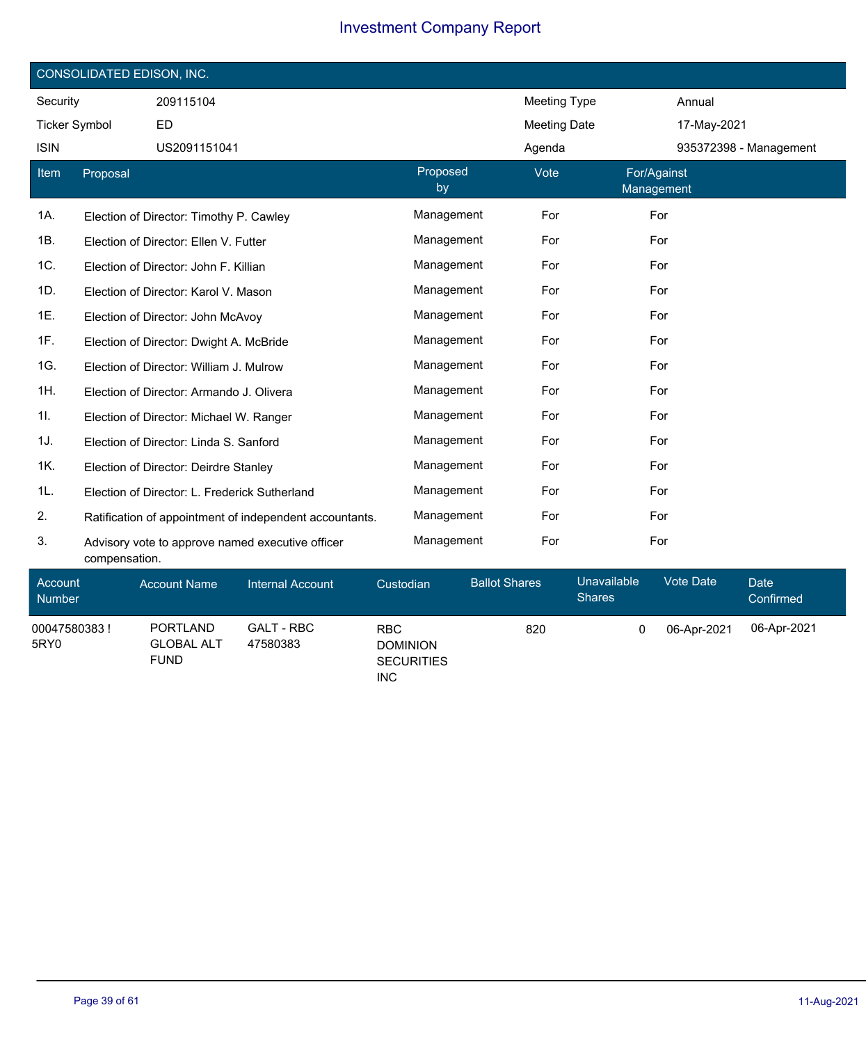# Investment Company Report

## CONSOLIDATED EDISON, INC.

| | | | |
|---|---|---|---|
| Security | 209115104 | Meeting Type | Annual |
| Ticker Symbol | ED | Meeting Date | 17-May-2021 |
| ISIN | US2091151041 | Agenda | 935372398 - Management |

| Item | Proposal | Proposed by | Vote | For/Against Management |
|---|---|---|---|---|
| 1A. | Election of Director: Timothy P. Cawley | Management | For | For |
| 1B. | Election of Director: Ellen V. Futter | Management | For | For |
| 1C. | Election of Director: John F. Killian | Management | For | For |
| 1D. | Election of Director: Karol V. Mason | Management | For | For |
| 1E. | Election of Director: John McAvoy | Management | For | For |
| 1F. | Election of Director: Dwight A. McBride | Management | For | For |
| 1G. | Election of Director: William J. Mulrow | Management | For | For |
| 1H. | Election of Director: Armando J. Olivera | Management | For | For |
| 1I. | Election of Director: Michael W. Ranger | Management | For | For |
| 1J. | Election of Director: Linda S. Sanford | Management | For | For |
| 1K. | Election of Director: Deirdre Stanley | Management | For | For |
| 1L. | Election of Director: L. Frederick Sutherland | Management | For | For |
| 2. | Ratification of appointment of independent accountants. | Management | For | For |
| 3. | Advisory vote to approve named executive officer compensation. | Management | For | For |

| Account Number | Account Name | Internal Account | Custodian | Ballot Shares | Unavailable Shares | Vote Date | Date Confirmed |
|---|---|---|---|---|---|---|---|
| 00047580383 ! 5RY0 | PORTLAND GLOBAL ALT FUND | GALT - RBC 47580383 | RBC DOMINION SECURITIES INC | 820 | 0 | 06-Apr-2021 | 06-Apr-2021 |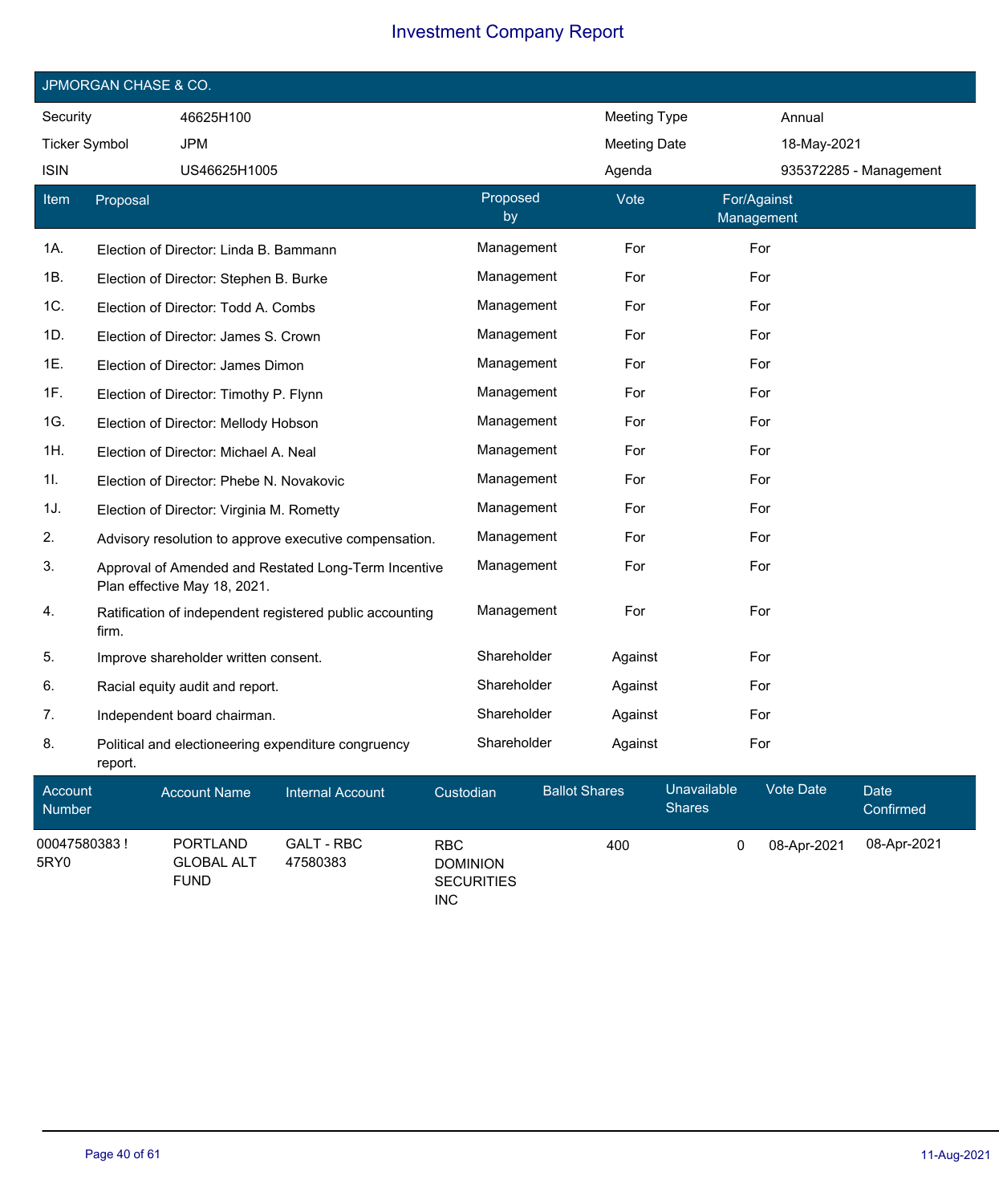# Investment Company Report

## JPMORGAN CHASE & CO.

| | | | |
|---|---|---|---|
| Security | 46625H100 | Meeting Type | Annual |
| Ticker Symbol | JPM | Meeting Date | 18-May-2021 |
| ISIN | US46625H1005 | Agenda | 935372285 - Management |

| Item | Proposal | Proposed by | Vote | For/Against Management |
|---|---|---|---|---|
| 1A. | Election of Director: Linda B. Bammann | Management | For | For |
| 1B. | Election of Director: Stephen B. Burke | Management | For | For |
| 1C. | Election of Director: Todd A. Combs | Management | For | For |
| 1D. | Election of Director: James S. Crown | Management | For | For |
| 1E. | Election of Director: James Dimon | Management | For | For |
| 1F. | Election of Director: Timothy P. Flynn | Management | For | For |
| 1G. | Election of Director: Mellody Hobson | Management | For | For |
| 1H. | Election of Director: Michael A. Neal | Management | For | For |
| 1I. | Election of Director: Phebe N. Novakovic | Management | For | For |
| 1J. | Election of Director: Virginia M. Rometty | Management | For | For |
| 2. | Advisory resolution to approve executive compensation. | Management | For | For |
| 3. | Approval of Amended and Restated Long-Term Incentive Plan effective May 18, 2021. | Management | For | For |
| 4. | Ratification of independent registered public accounting firm. | Management | For | For |
| 5. | Improve shareholder written consent. | Shareholder | Against | For |
| 6. | Racial equity audit and report. | Shareholder | Against | For |
| 7. | Independent board chairman. | Shareholder | Against | For |
| 8. | Political and electioneering expenditure congruency report. | Shareholder | Against | For |

| Account Number | Account Name | Internal Account | Custodian | Ballot Shares | Unavailable Shares | Vote Date | Date Confirmed |
|---|---|---|---|---|---|---|---|
| 00047580383 ! 5RY0 | PORTLAND GLOBAL ALT FUND | GALT - RBC 47580383 | RBC DOMINION SECURITIES INC | 400 | 0 | 08-Apr-2021 | 08-Apr-2021 |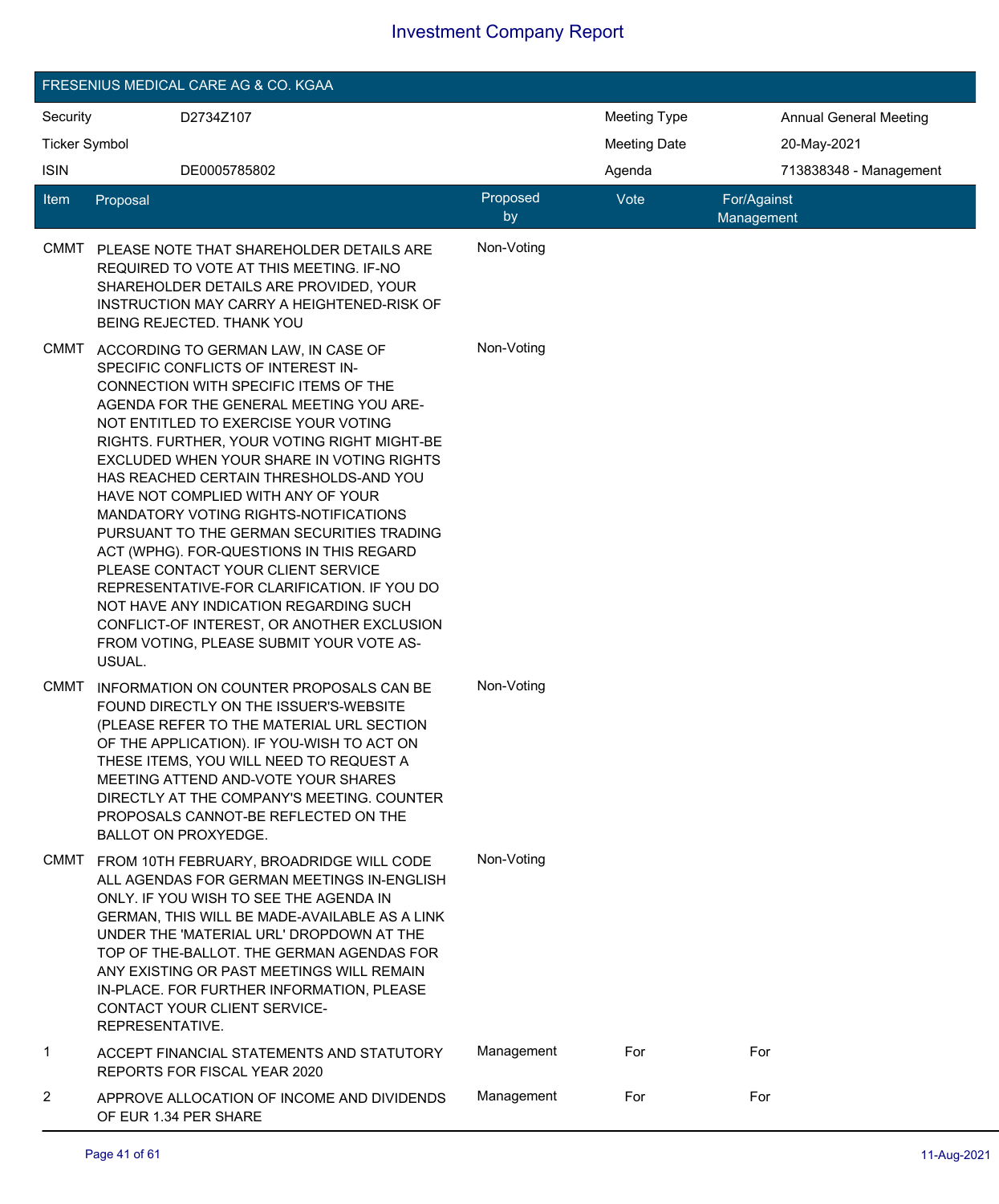# Investment Company Report

## FRESENIUS MEDICAL CARE AG & CO. KGAA

| | | | |
|---|---|---|---|
| Security | D2734Z107 | Meeting Type | Annual General Meeting |
| Ticker Symbol | | Meeting Date | 20-May-2021 |
| ISIN | DE0005785802 | Agenda | 713838348 - Management |

| Item | Proposal | Proposed by | Vote | For/Against Management |
|---|---|---|---|---|
| CMMT | PLEASE NOTE THAT SHAREHOLDER DETAILS ARE REQUIRED TO VOTE AT THIS MEETING. IF-NO SHAREHOLDER DETAILS ARE PROVIDED, YOUR INSTRUCTION MAY CARRY A HEIGHTENED-RISK OF BEING REJECTED. THANK YOU | Non-Voting | | |
| CMMT | ACCORDING TO GERMAN LAW, IN CASE OF SPECIFIC CONFLICTS OF INTEREST IN-CONNECTION WITH SPECIFIC ITEMS OF THE AGENDA FOR THE GENERAL MEETING YOU ARE-NOT ENTITLED TO EXERCISE YOUR VOTING RIGHTS. FURTHER, YOUR VOTING RIGHT MIGHT-BE EXCLUDED WHEN YOUR SHARE IN VOTING RIGHTS HAS REACHED CERTAIN THRESHOLDS-AND YOU HAVE NOT COMPLIED WITH ANY OF YOUR MANDATORY VOTING RIGHTS-NOTIFICATIONS PURSUANT TO THE GERMAN SECURITIES TRADING ACT (WPHG). FOR-QUESTIONS IN THIS REGARD PLEASE CONTACT YOUR CLIENT SERVICE REPRESENTATIVE-FOR CLARIFICATION. IF YOU DO NOT HAVE ANY INDICATION REGARDING SUCH CONFLICT-OF INTEREST, OR ANOTHER EXCLUSION FROM VOTING, PLEASE SUBMIT YOUR VOTE AS-USUAL. | Non-Voting | | |
| CMMT | INFORMATION ON COUNTER PROPOSALS CAN BE FOUND DIRECTLY ON THE ISSUER'S-WEBSITE (PLEASE REFER TO THE MATERIAL URL SECTION OF THE APPLICATION). IF YOU-WISH TO ACT ON THESE ITEMS, YOU WILL NEED TO REQUEST A MEETING ATTEND AND-VOTE YOUR SHARES DIRECTLY AT THE COMPANY'S MEETING. COUNTER PROPOSALS CANNOT-BE REFLECTED ON THE BALLOT ON PROXYEDGE. | Non-Voting | | |
| CMMT | FROM 10TH FEBRUARY, BROADRIDGE WILL CODE ALL AGENDAS FOR GERMAN MEETINGS IN-ENGLISH ONLY. IF YOU WISH TO SEE THE AGENDA IN GERMAN, THIS WILL BE MADE-AVAILABLE AS A LINK UNDER THE 'MATERIAL URL' DROPDOWN AT THE TOP OF THE-BALLOT. THE GERMAN AGENDAS FOR ANY EXISTING OR PAST MEETINGS WILL REMAIN IN-PLACE. FOR FURTHER INFORMATION, PLEASE CONTACT YOUR CLIENT SERVICE-REPRESENTATIVE. | Non-Voting | | |
| 1 | ACCEPT FINANCIAL STATEMENTS AND STATUTORY REPORTS FOR FISCAL YEAR 2020 | Management | For | For |
| 2 | APPROVE ALLOCATION OF INCOME AND DIVIDENDS OF EUR 1.34 PER SHARE | Management | For | For |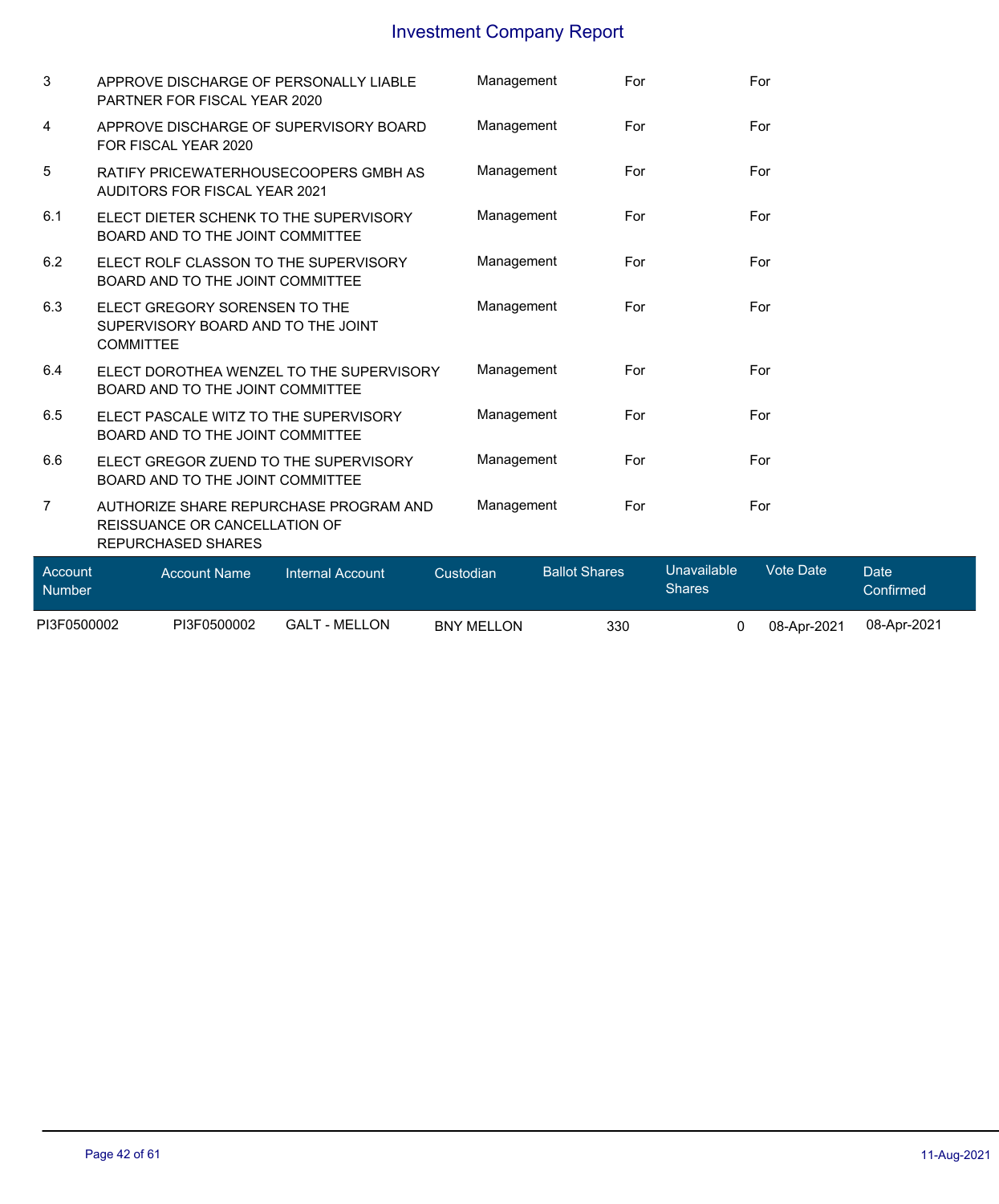| | | | | |
|---|---|---|---|---|
| 3 | APPROVE DISCHARGE OF PERSONALLY LIABLE PARTNER FOR FISCAL YEAR 2020 | Management | For | For |
| 4 | APPROVE DISCHARGE OF SUPERVISORY BOARD FOR FISCAL YEAR 2020 | Management | For | For |
| 5 | RATIFY PRICEWATERHOUSECOOPERS GMBH AS AUDITORS FOR FISCAL YEAR 2021 | Management | For | For |
| 6.1 | ELECT DIETER SCHENK TO THE SUPERVISORY BOARD AND TO THE JOINT COMMITTEE | Management | For | For |
| 6.2 | ELECT ROLF CLASSON TO THE SUPERVISORY BOARD AND TO THE JOINT COMMITTEE | Management | For | For |
| 6.3 | ELECT GREGORY SORENSEN TO THE SUPERVISORY BOARD AND TO THE JOINT COMMITTEE | Management | For | For |
| 6.4 | ELECT DOROTHEA WENZEL TO THE SUPERVISORY BOARD AND TO THE JOINT COMMITTEE | Management | For | For |
| 6.5 | ELECT PASCALE WITZ TO THE SUPERVISORY BOARD AND TO THE JOINT COMMITTEE | Management | For | For |
| 6.6 | ELECT GREGOR ZUEND TO THE SUPERVISORY BOARD AND TO THE JOINT COMMITTEE | Management | For | For |
| 7 | AUTHORIZE SHARE REPURCHASE PROGRAM AND REISSUANCE OR CANCELLATION OF REPURCHASED SHARES | Management | For | For |

| Account Number | Account Name | Internal Account | Custodian | Ballot Shares | Unavailable Shares | Vote Date | Date Confirmed |
|---|---|---|---|---|---|---|---|
| PI3F0500002 | PI3F0500002 | GALT - MELLON | BNY MELLON | 330 | 0 | 08-Apr-2021 | 08-Apr-2021 |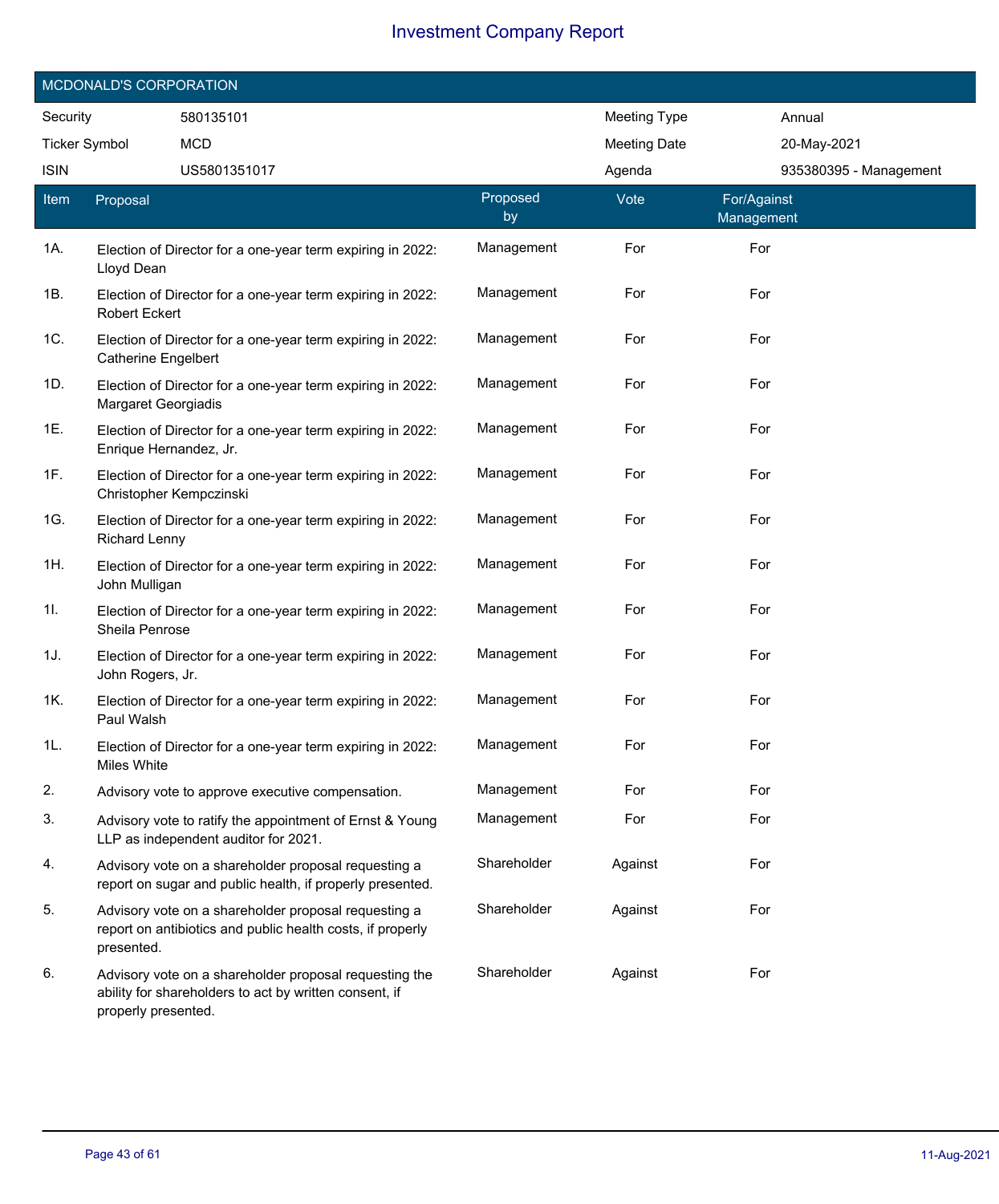# Investment Company Report

## MCDONALD'S CORPORATION

| | | | |
|---|---|---|---|
| Security | 580135101 | Meeting Type | Annual |
| Ticker Symbol | MCD | Meeting Date | 20-May-2021 |
| ISIN | US5801351017 | Agenda | 935380395 - Management |

| Item | Proposal | Proposed by | Vote | For/Against Management |
|---|---|---|---|---|
| 1A. | Election of Director for a one-year term expiring in 2022: Lloyd Dean | Management | For | For |
| 1B. | Election of Director for a one-year term expiring in 2022: Robert Eckert | Management | For | For |
| 1C. | Election of Director for a one-year term expiring in 2022: Catherine Engelbert | Management | For | For |
| 1D. | Election of Director for a one-year term expiring in 2022: Margaret Georgiadis | Management | For | For |
| 1E. | Election of Director for a one-year term expiring in 2022: Enrique Hernandez, Jr. | Management | For | For |
| 1F. | Election of Director for a one-year term expiring in 2022: Christopher Kempczinski | Management | For | For |
| 1G. | Election of Director for a one-year term expiring in 2022: Richard Lenny | Management | For | For |
| 1H. | Election of Director for a one-year term expiring in 2022: John Mulligan | Management | For | For |
| 1I. | Election of Director for a one-year term expiring in 2022: Sheila Penrose | Management | For | For |
| 1J. | Election of Director for a one-year term expiring in 2022: John Rogers, Jr. | Management | For | For |
| 1K. | Election of Director for a one-year term expiring in 2022: Paul Walsh | Management | For | For |
| 1L. | Election of Director for a one-year term expiring in 2022: Miles White | Management | For | For |
| 2. | Advisory vote to approve executive compensation. | Management | For | For |
| 3. | Advisory vote to ratify the appointment of Ernst & Young LLP as independent auditor for 2021. | Management | For | For |
| 4. | Advisory vote on a shareholder proposal requesting a report on sugar and public health, if properly presented. | Shareholder | Against | For |
| 5. | Advisory vote on a shareholder proposal requesting a report on antibiotics and public health costs, if properly presented. | Shareholder | Against | For |
| 6. | Advisory vote on a shareholder proposal requesting the ability for shareholders to act by written consent, if properly presented. | Shareholder | Against | For |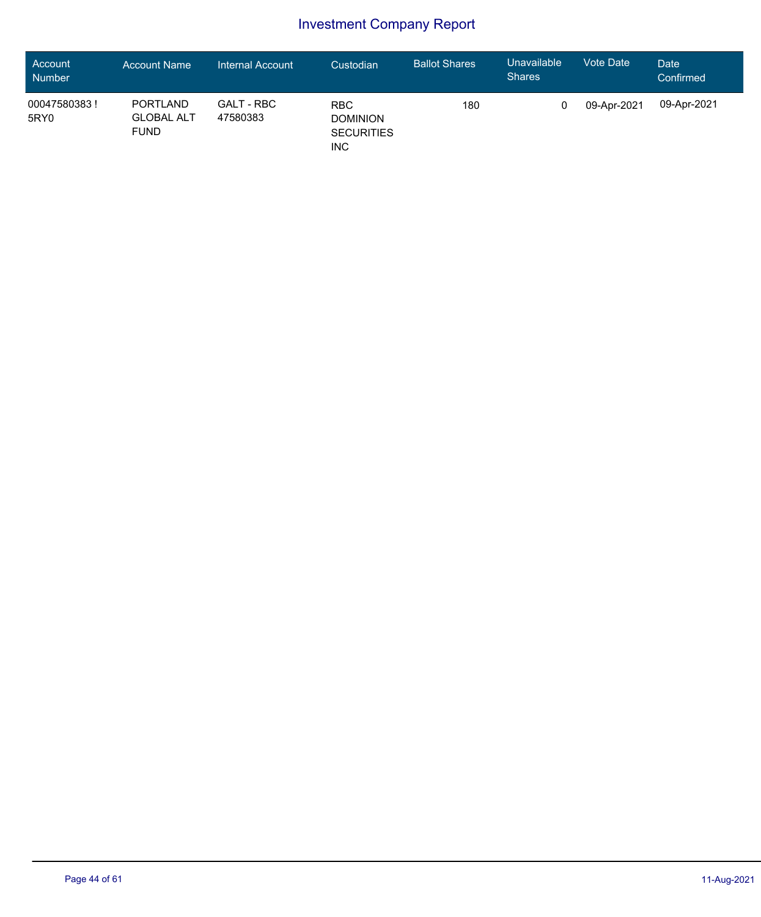# Investment Company Report

| Account Number | Account Name | Internal Account | Custodian | Ballot Shares | Unavailable Shares | Vote Date | Date Confirmed |
|---|---|---|---|---|---|---|---|
| 00047580383 ! 5RY0 | PORTLAND GLOBAL ALT FUND | GALT - RBC 47580383 | RBC DOMINION SECURITIES INC | 180 | 0 | 09-Apr-2021 | 09-Apr-2021 |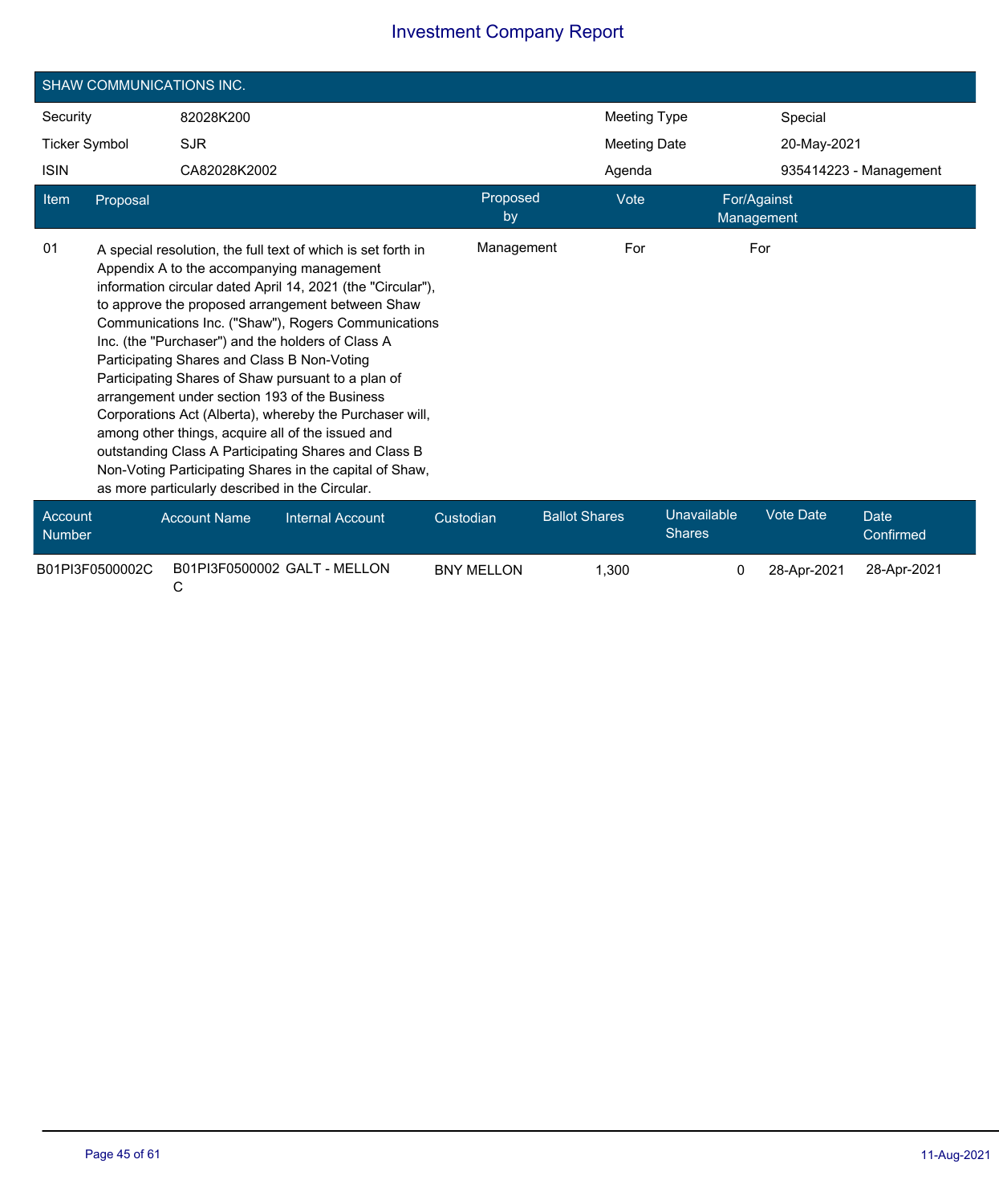# Investment Company Report

## SHAW COMMUNICATIONS INC.

| | | | |
|---|---|---|---|
| Security | 82028K200 | Meeting Type | Special |
| Ticker Symbol | SJR | Meeting Date | 20-May-2021 |
| ISIN | CA82028K2002 | Agenda | 935414223 - Management |

| Item | Proposal | Proposed by | Vote | For/Against Management |
|---|---|---|---|---|
| 01 | A special resolution, the full text of which is set forth in Appendix A to the accompanying management information circular dated April 14, 2021 (the "Circular"), to approve the proposed arrangement between Shaw Communications Inc. ("Shaw"), Rogers Communications Inc. (the "Purchaser") and the holders of Class A Participating Shares and Class B Non-Voting Participating Shares of Shaw pursuant to a plan of arrangement under section 193 of the Business Corporations Act (Alberta), whereby the Purchaser will, among other things, acquire all of the issued and outstanding Class A Participating Shares and Class B Non-Voting Participating Shares in the capital of Shaw, as more particularly described in the Circular. | Management | For | For |

| Account Number | Account Name | Internal Account | Custodian | Ballot Shares | Unavailable Shares | Vote Date | Date Confirmed |
|---|---|---|---|---|---|---|---|
| B01PI3F0500002C | B01PI3F0500002C | GALT - MELLON | BNY MELLON | 1,300 | 0 | 28-Apr-2021 | 28-Apr-2021 |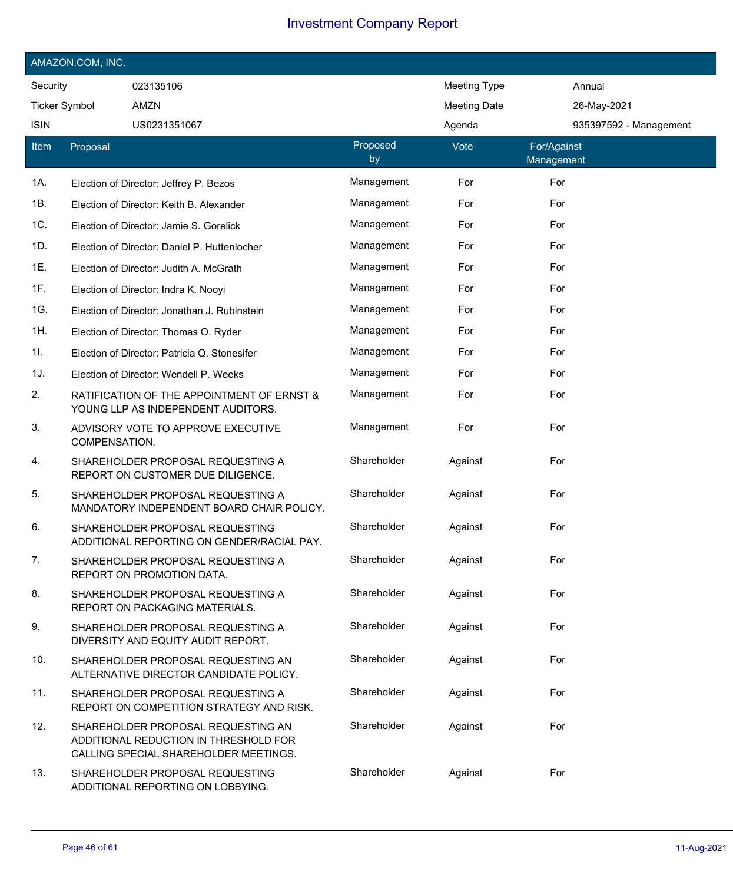# Investment Company Report

## AMAZON.COM, INC.

| | | | |
|---|---|---|---|
| Security | 023135106 | Meeting Type | Annual |
| Ticker Symbol | AMZN | Meeting Date | 26-May-2021 |
| ISIN | US0231351067 | Agenda | 935397592 - Management |

| Item | Proposal | Proposed by | Vote | For/Against Management |
|---|---|---|---|---|
| 1A. | Election of Director: Jeffrey P. Bezos | Management | For | For |
| 1B. | Election of Director: Keith B. Alexander | Management | For | For |
| 1C. | Election of Director: Jamie S. Gorelick | Management | For | For |
| 1D. | Election of Director: Daniel P. Huttenlocher | Management | For | For |
| 1E. | Election of Director: Judith A. McGrath | Management | For | For |
| 1F. | Election of Director: Indra K. Nooyi | Management | For | For |
| 1G. | Election of Director: Jonathan J. Rubinstein | Management | For | For |
| 1H. | Election of Director: Thomas O. Ryder | Management | For | For |
| 1I. | Election of Director: Patricia Q. Stonesifer | Management | For | For |
| 1J. | Election of Director: Wendell P. Weeks | Management | For | For |
| 2. | RATIFICATION OF THE APPOINTMENT OF ERNST & YOUNG LLP AS INDEPENDENT AUDITORS. | Management | For | For |
| 3. | ADVISORY VOTE TO APPROVE EXECUTIVE COMPENSATION. | Management | For | For |
| 4. | SHAREHOLDER PROPOSAL REQUESTING A REPORT ON CUSTOMER DUE DILIGENCE. | Shareholder | Against | For |
| 5. | SHAREHOLDER PROPOSAL REQUESTING A MANDATORY INDEPENDENT BOARD CHAIR POLICY. | Shareholder | Against | For |
| 6. | SHAREHOLDER PROPOSAL REQUESTING ADDITIONAL REPORTING ON GENDER/RACIAL PAY. | Shareholder | Against | For |
| 7. | SHAREHOLDER PROPOSAL REQUESTING A REPORT ON PROMOTION DATA. | Shareholder | Against | For |
| 8. | SHAREHOLDER PROPOSAL REQUESTING A REPORT ON PACKAGING MATERIALS. | Shareholder | Against | For |
| 9. | SHAREHOLDER PROPOSAL REQUESTING A DIVERSITY AND EQUITY AUDIT REPORT. | Shareholder | Against | For |
| 10. | SHAREHOLDER PROPOSAL REQUESTING AN ALTERNATIVE DIRECTOR CANDIDATE POLICY. | Shareholder | Against | For |
| 11. | SHAREHOLDER PROPOSAL REQUESTING A REPORT ON COMPETITION STRATEGY AND RISK. | Shareholder | Against | For |
| 12. | SHAREHOLDER PROPOSAL REQUESTING AN ADDITIONAL REDUCTION IN THRESHOLD FOR CALLING SPECIAL SHAREHOLDER MEETINGS. | Shareholder | Against | For |
| 13. | SHAREHOLDER PROPOSAL REQUESTING ADDITIONAL REPORTING ON LOBBYING. | Shareholder | Against | For |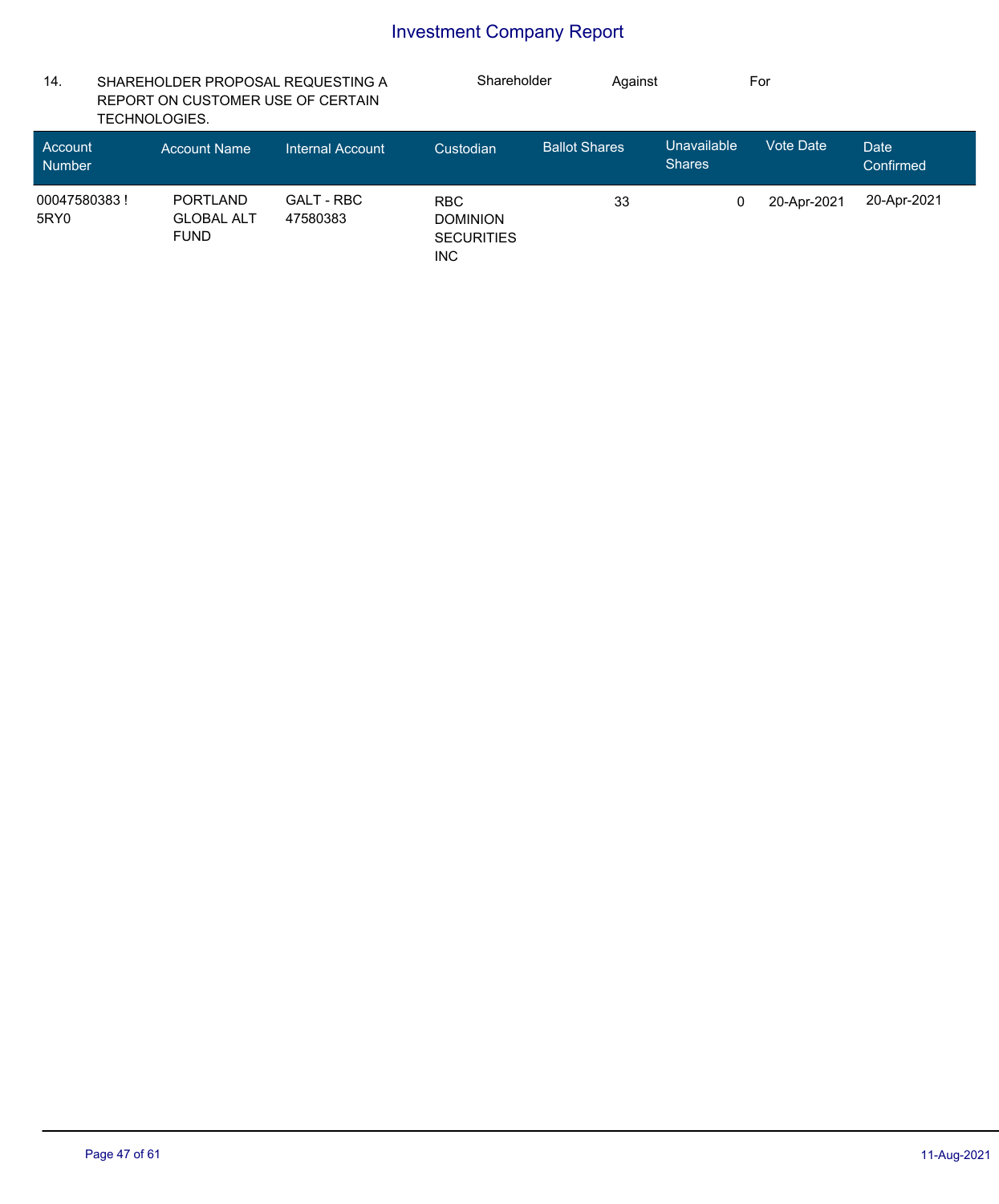| 14. | SHAREHOLDER PROPOSAL REQUESTING A REPORT ON CUSTOMER USE OF CERTAIN TECHNOLOGIES. | Shareholder | Against | For |
|---|---|---|---|---|

| Account Number | Account Name | Internal Account | Custodian | Ballot Shares | Unavailable Shares | Vote Date | Date Confirmed |
|---|---|---|---|---|---|---|---|
| 00047580383 ! 5RY0 | PORTLAND GLOBAL ALT FUND | GALT - RBC 47580383 | RBC DOMINION SECURITIES INC | 33 | 0 | 20-Apr-2021 | 20-Apr-2021 |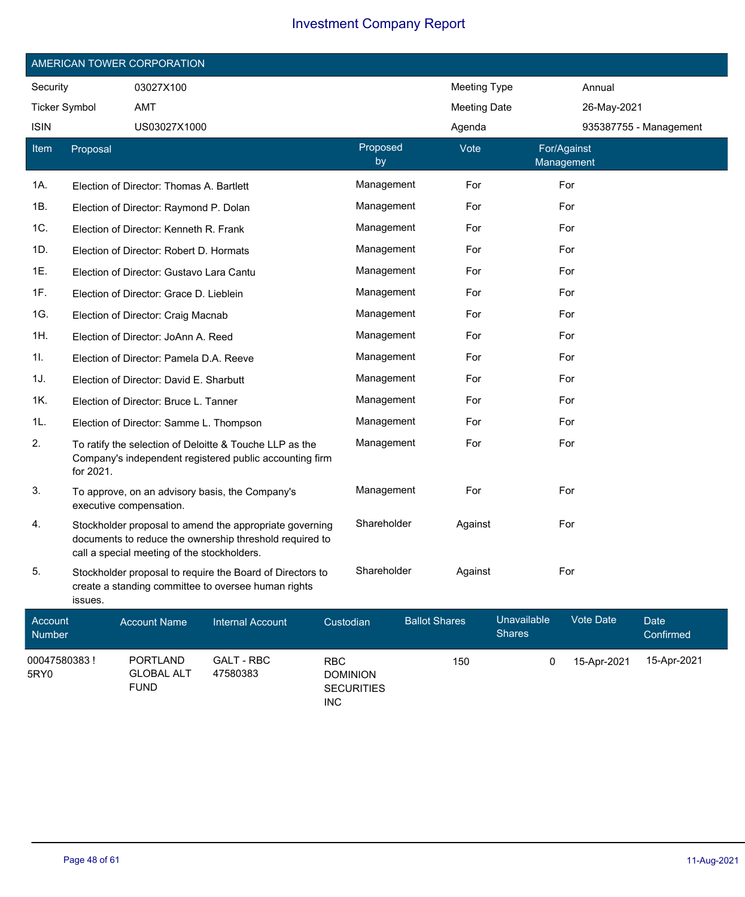# Investment Company Report

## AMERICAN TOWER CORPORATION

| | | | |
|---|---|---|---|
| Security | 03027X100 | Meeting Type | Annual |
| Ticker Symbol | AMT | Meeting Date | 26-May-2021 |
| ISIN | US03027X1000 | Agenda | 935387755 - Management |

| Item | Proposal | Proposed by | Vote | For/Against Management |
|---|---|---|---|---|
| 1A. | Election of Director: Thomas A. Bartlett | Management | For | For |
| 1B. | Election of Director: Raymond P. Dolan | Management | For | For |
| 1C. | Election of Director: Kenneth R. Frank | Management | For | For |
| 1D. | Election of Director: Robert D. Hormats | Management | For | For |
| 1E. | Election of Director: Gustavo Lara Cantu | Management | For | For |
| 1F. | Election of Director: Grace D. Lieblein | Management | For | For |
| 1G. | Election of Director: Craig Macnab | Management | For | For |
| 1H. | Election of Director: JoAnn A. Reed | Management | For | For |
| 1I. | Election of Director: Pamela D.A. Reeve | Management | For | For |
| 1J. | Election of Director: David E. Sharbutt | Management | For | For |
| 1K. | Election of Director: Bruce L. Tanner | Management | For | For |
| 1L. | Election of Director: Samme L. Thompson | Management | For | For |
| 2. | To ratify the selection of Deloitte & Touche LLP as the Company's independent registered public accounting firm for 2021. | Management | For | For |
| 3. | To approve, on an advisory basis, the Company's executive compensation. | Management | For | For |
| 4. | Stockholder proposal to amend the appropriate governing documents to reduce the ownership threshold required to call a special meeting of the stockholders. | Shareholder | Against | For |
| 5. | Stockholder proposal to require the Board of Directors to create a standing committee to oversee human rights issues. | Shareholder | Against | For |

| Account Number | Account Name | Internal Account | Custodian | Ballot Shares | Unavailable Shares | Vote Date | Date Confirmed |
|---|---|---|---|---|---|---|---|
| 00047580383 ! 5RY0 | PORTLAND GLOBAL ALT FUND | GALT - RBC 47580383 | RBC DOMINION SECURITIES INC | 150 | 0 | 15-Apr-2021 | 15-Apr-2021 |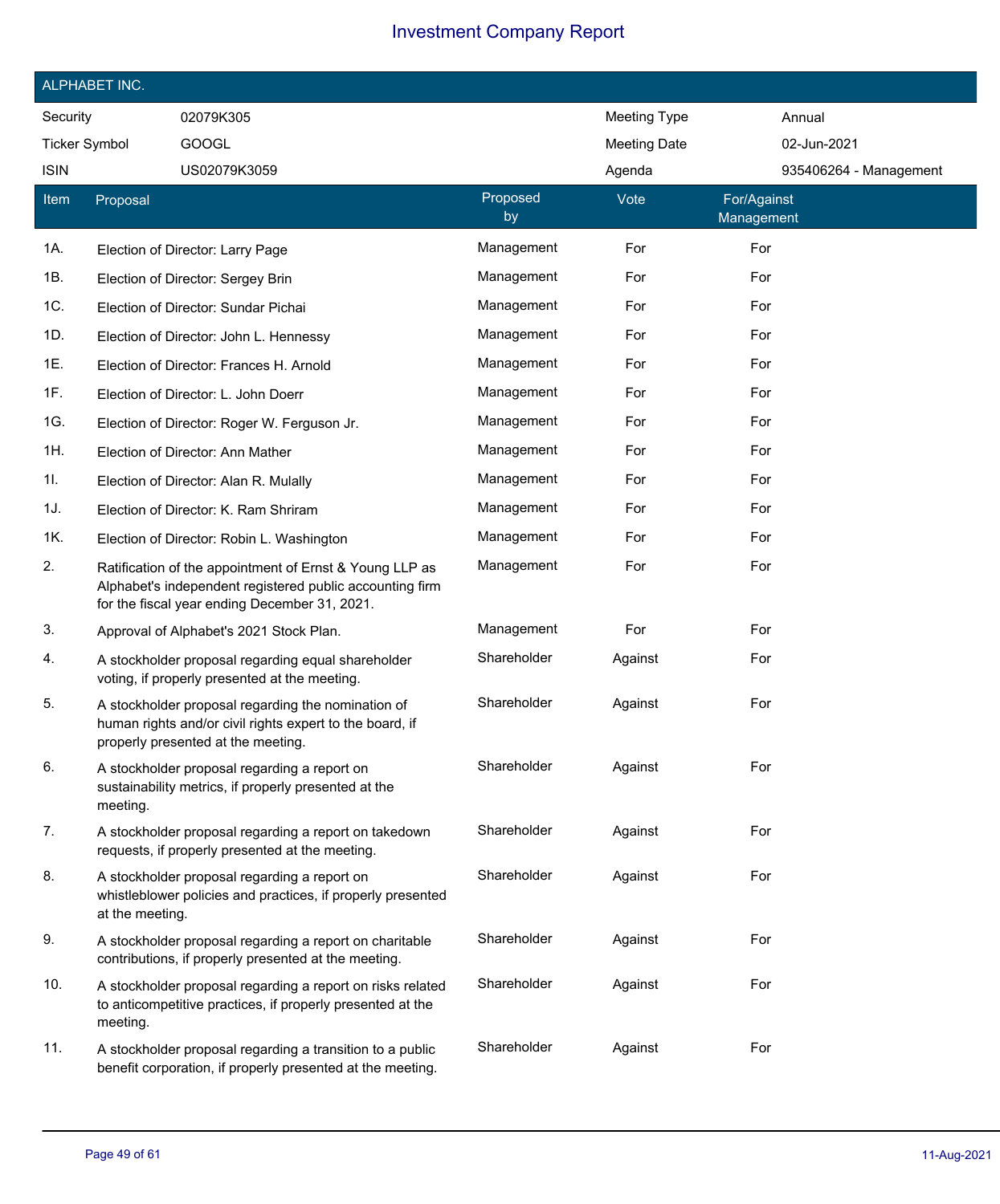# Investment Company Report

## ALPHABET INC.

| | | | |
|---|---|---|---|
| Security | 02079K305 | Meeting Type | Annual |
| Ticker Symbol | GOOGL | Meeting Date | 02-Jun-2021 |
| ISIN | US02079K3059 | Agenda | 935406264 - Management |

| Item | Proposal | Proposed by | Vote | For/Against Management |
|---|---|---|---|---|
| 1A. | Election of Director: Larry Page | Management | For | For |
| 1B. | Election of Director: Sergey Brin | Management | For | For |
| 1C. | Election of Director: Sundar Pichai | Management | For | For |
| 1D. | Election of Director: John L. Hennessy | Management | For | For |
| 1E. | Election of Director: Frances H. Arnold | Management | For | For |
| 1F. | Election of Director: L. John Doerr | Management | For | For |
| 1G. | Election of Director: Roger W. Ferguson Jr. | Management | For | For |
| 1H. | Election of Director: Ann Mather | Management | For | For |
| 1I. | Election of Director: Alan R. Mulally | Management | For | For |
| 1J. | Election of Director: K. Ram Shriram | Management | For | For |
| 1K. | Election of Director: Robin L. Washington | Management | For | For |
| 2. | Ratification of the appointment of Ernst & Young LLP as Alphabet's independent registered public accounting firm for the fiscal year ending December 31, 2021. | Management | For | For |
| 3. | Approval of Alphabet's 2021 Stock Plan. | Management | For | For |
| 4. | A stockholder proposal regarding equal shareholder voting, if properly presented at the meeting. | Shareholder | Against | For |
| 5. | A stockholder proposal regarding the nomination of human rights and/or civil rights expert to the board, if properly presented at the meeting. | Shareholder | Against | For |
| 6. | A stockholder proposal regarding a report on sustainability metrics, if properly presented at the meeting. | Shareholder | Against | For |
| 7. | A stockholder proposal regarding a report on takedown requests, if properly presented at the meeting. | Shareholder | Against | For |
| 8. | A stockholder proposal regarding a report on whistleblower policies and practices, if properly presented at the meeting. | Shareholder | Against | For |
| 9. | A stockholder proposal regarding a report on charitable contributions, if properly presented at the meeting. | Shareholder | Against | For |
| 10. | A stockholder proposal regarding a report on risks related to anticompetitive practices, if properly presented at the meeting. | Shareholder | Against | For |
| 11. | A stockholder proposal regarding a transition to a public benefit corporation, if properly presented at the meeting. | Shareholder | Against | For |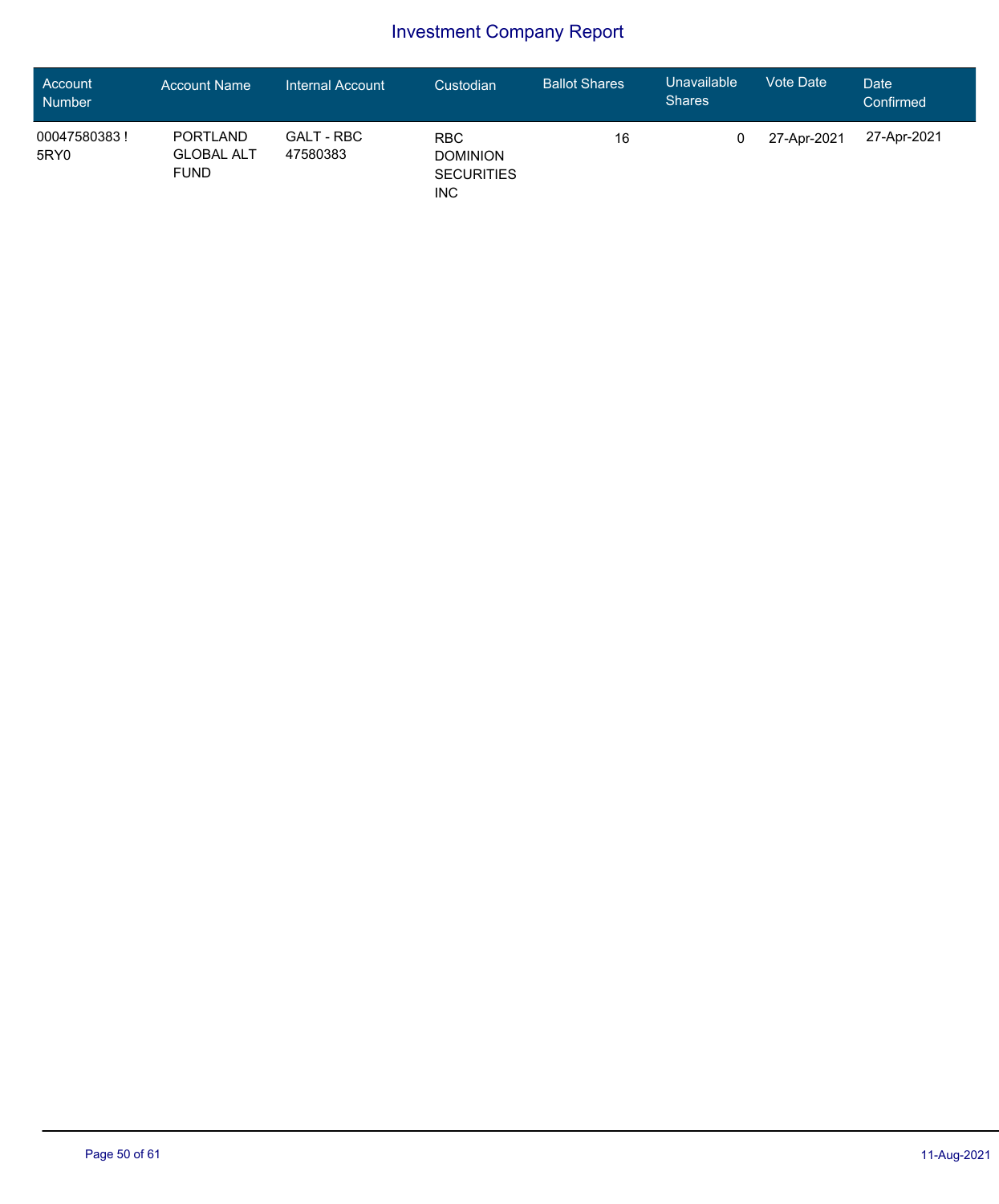# Investment Company Report

| Account Number | Account Name | Internal Account | Custodian | Ballot Shares | Unavailable Shares | Vote Date | Date Confirmed |
|---|---|---|---|---|---|---|---|
| 00047580383 ! 5RY0 | PORTLAND GLOBAL ALT FUND | GALT - RBC 47580383 | RBC DOMINION SECURITIES INC | 16 | 0 | 27-Apr-2021 | 27-Apr-2021 |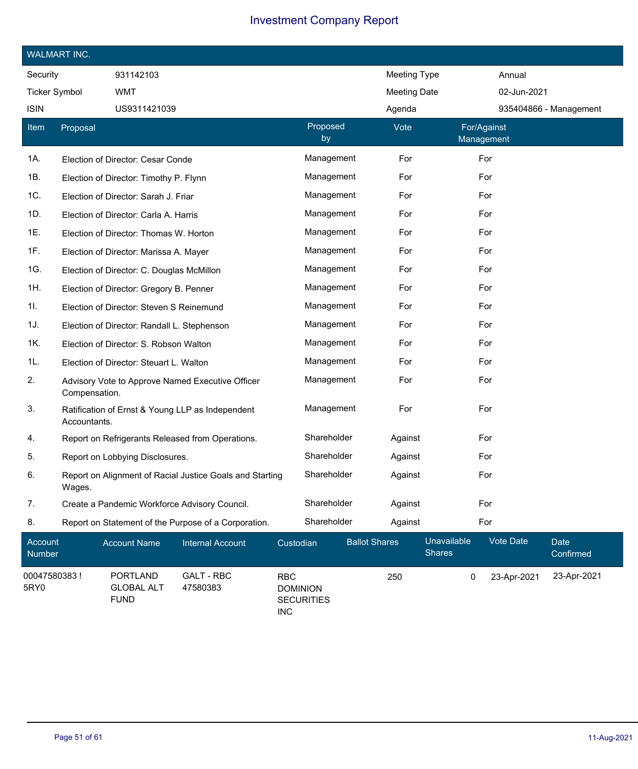# Investment Company Report

## WALMART INC.

| | | | |
|---|---|---|---|
| Security | 931142103 | Meeting Type | Annual |
| Ticker Symbol | WMT | Meeting Date | 02-Jun-2021 |
| ISIN | US9311421039 | Agenda | 935404866 - Management |

| Item | Proposal | Proposed by | Vote | For/Against Management |
|---|---|---|---|---|
| 1A. | Election of Director: Cesar Conde | Management | For | For |
| 1B. | Election of Director: Timothy P. Flynn | Management | For | For |
| 1C. | Election of Director: Sarah J. Friar | Management | For | For |
| 1D. | Election of Director: Carla A. Harris | Management | For | For |
| 1E. | Election of Director: Thomas W. Horton | Management | For | For |
| 1F. | Election of Director: Marissa A. Mayer | Management | For | For |
| 1G. | Election of Director: C. Douglas McMillon | Management | For | For |
| 1H. | Election of Director: Gregory B. Penner | Management | For | For |
| 1I. | Election of Director: Steven S Reinemund | Management | For | For |
| 1J. | Election of Director: Randall L. Stephenson | Management | For | For |
| 1K. | Election of Director: S. Robson Walton | Management | For | For |
| 1L. | Election of Director: Steuart L. Walton | Management | For | For |
| 2. | Advisory Vote to Approve Named Executive Officer Compensation. | Management | For | For |
| 3. | Ratification of Ernst & Young LLP as Independent Accountants. | Management | For | For |
| 4. | Report on Refrigerants Released from Operations. | Shareholder | Against | For |
| 5. | Report on Lobbying Disclosures. | Shareholder | Against | For |
| 6. | Report on Alignment of Racial Justice Goals and Starting Wages. | Shareholder | Against | For |
| 7. | Create a Pandemic Workforce Advisory Council. | Shareholder | Against | For |
| 8. | Report on Statement of the Purpose of a Corporation. | Shareholder | Against | For |

| Account Number | Account Name | Internal Account | Custodian | Ballot Shares | Unavailable Shares | Vote Date | Date Confirmed |
|---|---|---|---|---|---|---|---|
| 00047580383 ! 5RY0 | PORTLAND GLOBAL ALT FUND | GALT - RBC 47580383 | RBC DOMINION SECURITIES INC | 250 | 0 | 23-Apr-2021 | 23-Apr-2021 |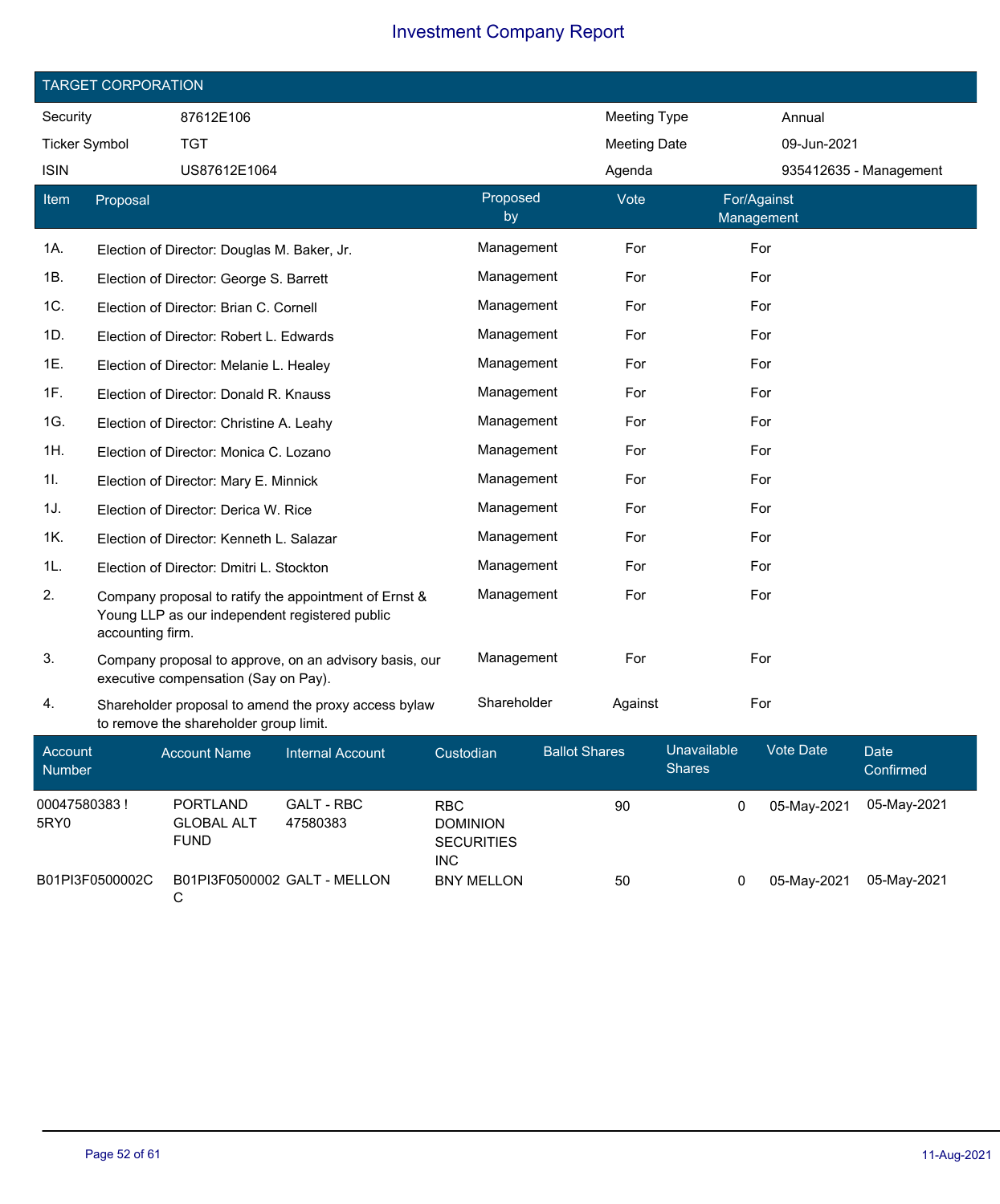# Investment Company Report

## TARGET CORPORATION

| | | | |
|---|---|---|---|
| Security | 87612E106 | Meeting Type | Annual |
| Ticker Symbol | TGT | Meeting Date | 09-Jun-2021 |
| ISIN | US87612E1064 | Agenda | 935412635 - Management |

| Item | Proposal | Proposed by | Vote | For/Against Management |
|---|---|---|---|---|
| 1A. | Election of Director: Douglas M. Baker, Jr. | Management | For | For |
| 1B. | Election of Director: George S. Barrett | Management | For | For |
| 1C. | Election of Director: Brian C. Cornell | Management | For | For |
| 1D. | Election of Director: Robert L. Edwards | Management | For | For |
| 1E. | Election of Director: Melanie L. Healey | Management | For | For |
| 1F. | Election of Director: Donald R. Knauss | Management | For | For |
| 1G. | Election of Director: Christine A. Leahy | Management | For | For |
| 1H. | Election of Director: Monica C. Lozano | Management | For | For |
| 1I. | Election of Director: Mary E. Minnick | Management | For | For |
| 1J. | Election of Director: Derica W. Rice | Management | For | For |
| 1K. | Election of Director: Kenneth L. Salazar | Management | For | For |
| 1L. | Election of Director: Dmitri L. Stockton | Management | For | For |
| 2. | Company proposal to ratify the appointment of Ernst & Young LLP as our independent registered public accounting firm. | Management | For | For |
| 3. | Company proposal to approve, on an advisory basis, our executive compensation (Say on Pay). | Management | For | For |
| 4. | Shareholder proposal to amend the proxy access bylaw to remove the shareholder group limit. | Shareholder | Against | For |

| Account Number | Account Name | Internal Account | Custodian | Ballot Shares | Unavailable Shares | Vote Date | Date Confirmed |
|---|---|---|---|---|---|---|---|
| 00047580383 ! 5RY0 | PORTLAND GLOBAL ALT FUND | GALT - RBC 47580383 | RBC DOMINION SECURITIES INC | 90 | 0 | 05-May-2021 | 05-May-2021 |
| B01PI3F0500002C | B01PI3F0500002C | GALT - MELLON | BNY MELLON | 50 | 0 | 05-May-2021 | 05-May-2021 |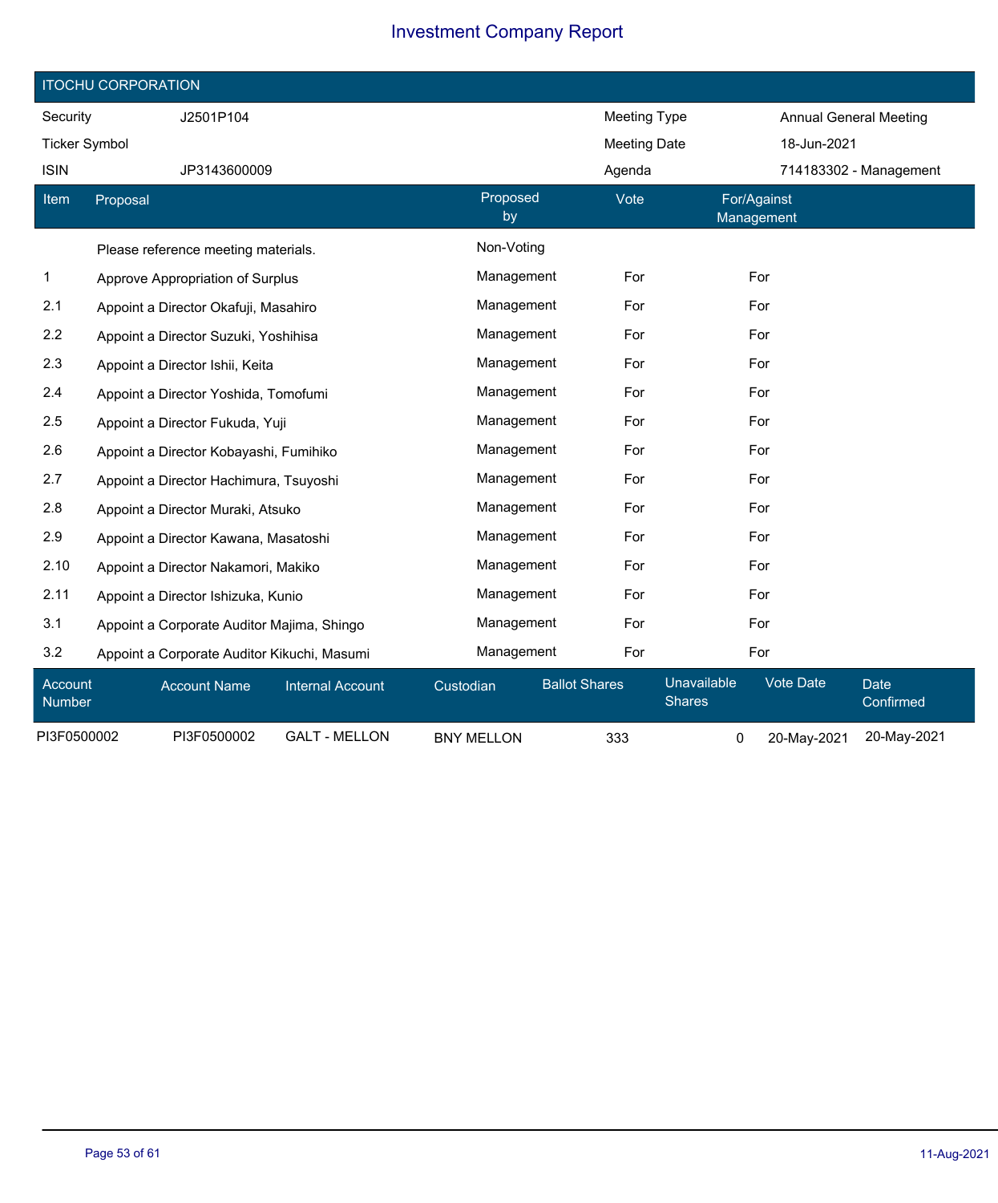# Investment Company Report

## ITOCHU CORPORATION

| | | | |
|---|---|---|---|
| Security | J2501P104 | Meeting Type | Annual General Meeting |
| Ticker Symbol | | Meeting Date | 18-Jun-2021 |
| ISIN | JP3143600009 | Agenda | 714183302 - Management |

| Item | Proposal | Proposed by | Vote | For/Against Management |
|---|---|---|---|---|
| | Please reference meeting materials. | Non-Voting | | |
| 1 | Approve Appropriation of Surplus | Management | For | For |
| 2.1 | Appoint a Director Okafuji, Masahiro | Management | For | For |
| 2.2 | Appoint a Director Suzuki, Yoshihisa | Management | For | For |
| 2.3 | Appoint a Director Ishii, Keita | Management | For | For |
| 2.4 | Appoint a Director Yoshida, Tomofumi | Management | For | For |
| 2.5 | Appoint a Director Fukuda, Yuji | Management | For | For |
| 2.6 | Appoint a Director Kobayashi, Fumihiko | Management | For | For |
| 2.7 | Appoint a Director Hachimura, Tsuyoshi | Management | For | For |
| 2.8 | Appoint a Director Muraki, Atsuko | Management | For | For |
| 2.9 | Appoint a Director Kawana, Masatoshi | Management | For | For |
| 2.10 | Appoint a Director Nakamori, Makiko | Management | For | For |
| 2.11 | Appoint a Director Ishizuka, Kunio | Management | For | For |
| 3.1 | Appoint a Corporate Auditor Majima, Shingo | Management | For | For |
| 3.2 | Appoint a Corporate Auditor Kikuchi, Masumi | Management | For | For |

| Account Number | Account Name | Internal Account | Custodian | Ballot Shares | Unavailable Shares | Vote Date | Date Confirmed |
|---|---|---|---|---|---|---|---|
| PI3F0500002 | PI3F0500002 | GALT - MELLON | BNY MELLON | 333 | 0 | 20-May-2021 | 20-May-2021 |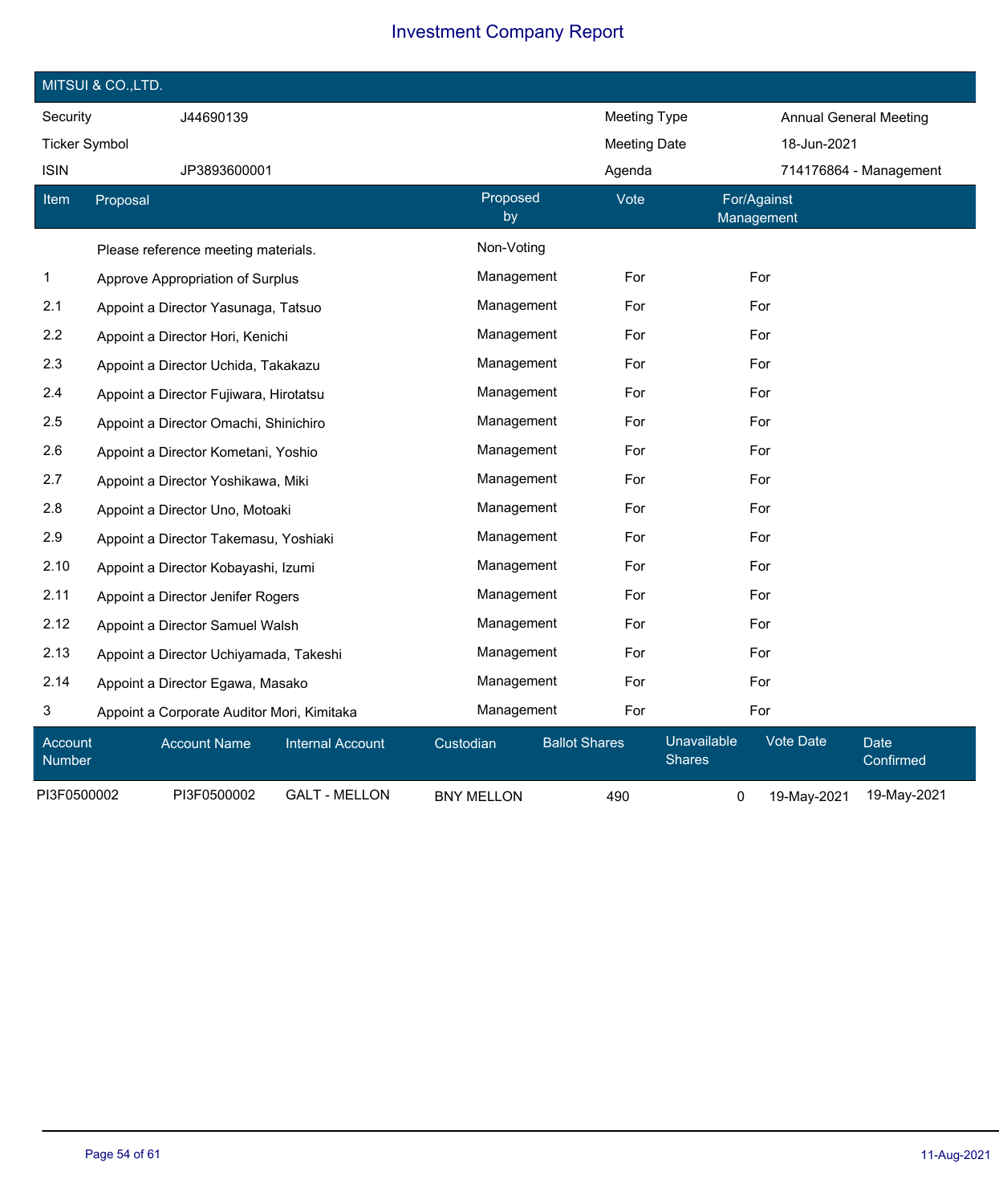## MITSUI & CO.,LTD.

| Security | J44690139 | Meeting Type | Annual General Meeting |
|---|---|---|---|
| Ticker Symbol | | Meeting Date | 18-Jun-2021 |
| ISIN | JP3893600001 | Agenda | 714176864 - Management |

| Item | Proposal | Proposed by | Vote | For/Against Management |
|---|---|---|---|---|
| | Please reference meeting materials. | Non-Voting | | |
| 1 | Approve Appropriation of Surplus | Management | For | For |
| 2.1 | Appoint a Director Yasunaga, Tatsuo | Management | For | For |
| 2.2 | Appoint a Director Hori, Kenichi | Management | For | For |
| 2.3 | Appoint a Director Uchida, Takakazu | Management | For | For |
| 2.4 | Appoint a Director Fujiwara, Hirotatsu | Management | For | For |
| 2.5 | Appoint a Director Omachi, Shinichiro | Management | For | For |
| 2.6 | Appoint a Director Kometani, Yoshio | Management | For | For |
| 2.7 | Appoint a Director Yoshikawa, Miki | Management | For | For |
| 2.8 | Appoint a Director Uno, Motoaki | Management | For | For |
| 2.9 | Appoint a Director Takemasu, Yoshiaki | Management | For | For |
| 2.10 | Appoint a Director Kobayashi, Izumi | Management | For | For |
| 2.11 | Appoint a Director Jenifer Rogers | Management | For | For |
| 2.12 | Appoint a Director Samuel Walsh | Management | For | For |
| 2.13 | Appoint a Director Uchiyamada, Takeshi | Management | For | For |
| 2.14 | Appoint a Director Egawa, Masako | Management | For | For |
| 3 | Appoint a Corporate Auditor Mori, Kimitaka | Management | For | For |

| Account Number | Account Name | Internal Account | Custodian | Ballot Shares | Unavailable Shares | Vote Date | Date Confirmed |
|---|---|---|---|---|---|---|---|
| PI3F0500002 | PI3F0500002 | GALT - MELLON | BNY MELLON | 490 | 0 | 19-May-2021 | 19-May-2021 |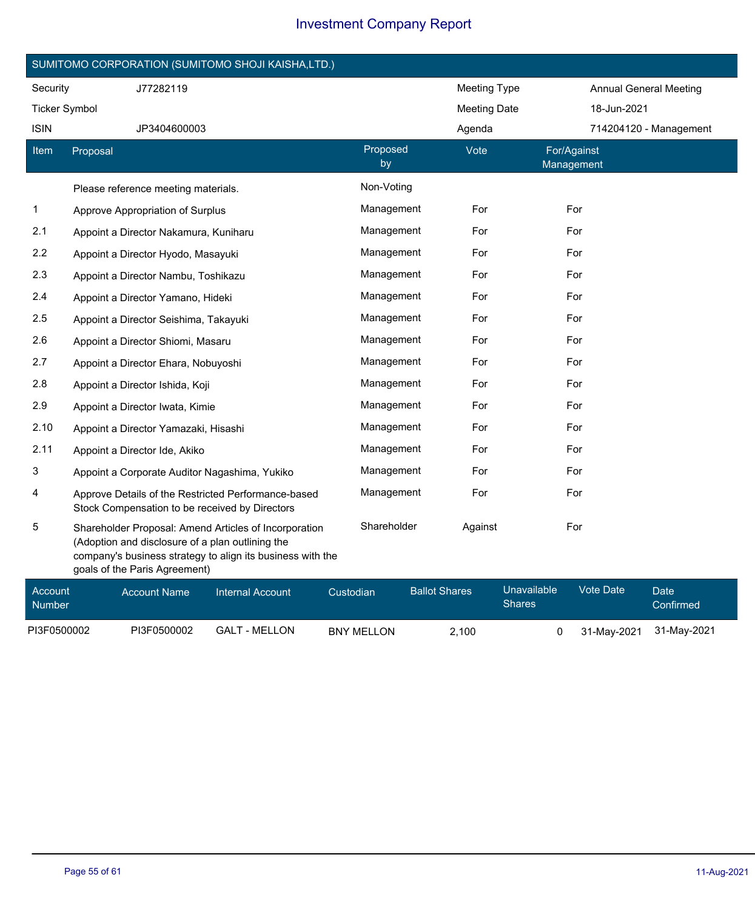# Investment Company Report

## SUMITOMO CORPORATION (SUMITOMO SHOJI KAISHA,LTD.)

| | | | |
|---|---|---|---|
| Security | J77282119 | Meeting Type | Annual General Meeting |
| Ticker Symbol | | Meeting Date | 18-Jun-2021 |
| ISIN | JP3404600003 | Agenda | 714204120 - Management |

| Item | Proposal | Proposed by | Vote | For/Against Management |
|---|---|---|---|---|
| | Please reference meeting materials. | Non-Voting | | |
| 1 | Approve Appropriation of Surplus | Management | For | For |
| 2.1 | Appoint a Director Nakamura, Kuniharu | Management | For | For |
| 2.2 | Appoint a Director Hyodo, Masayuki | Management | For | For |
| 2.3 | Appoint a Director Nambu, Toshikazu | Management | For | For |
| 2.4 | Appoint a Director Yamano, Hideki | Management | For | For |
| 2.5 | Appoint a Director Seishima, Takayuki | Management | For | For |
| 2.6 | Appoint a Director Shiomi, Masaru | Management | For | For |
| 2.7 | Appoint a Director Ehara, Nobuyoshi | Management | For | For |
| 2.8 | Appoint a Director Ishida, Koji | Management | For | For |
| 2.9 | Appoint a Director Iwata, Kimie | Management | For | For |
| 2.10 | Appoint a Director Yamazaki, Hisashi | Management | For | For |
| 2.11 | Appoint a Director Ide, Akiko | Management | For | For |
| 3 | Appoint a Corporate Auditor Nagashima, Yukiko | Management | For | For |
| 4 | Approve Details of the Restricted Performance-based Stock Compensation to be received by Directors | Management | For | For |
| 5 | Shareholder Proposal: Amend Articles of Incorporation (Adoption and disclosure of a plan outlining the company's business strategy to align its business with the goals of the Paris Agreement) | Shareholder | Against | For |

| Account Number | Account Name | Internal Account | Custodian | Ballot Shares | Unavailable Shares | Vote Date | Date Confirmed |
|---|---|---|---|---|---|---|---|
| PI3F0500002 | PI3F0500002 | GALT - MELLON | BNY MELLON | 2,100 | 0 | 31-May-2021 | 31-May-2021 |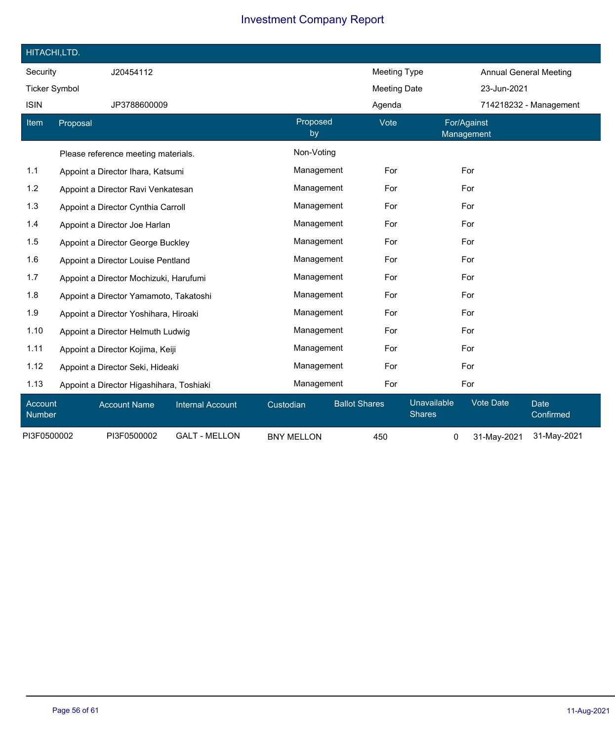# Investment Company Report

## HITACHI,LTD.

| | | | |
|---|---|---|---|
| Security | J20454112 | Meeting Type | Annual General Meeting |
| Ticker Symbol | | Meeting Date | 23-Jun-2021 |
| ISIN | JP3788600009 | Agenda | 714218232 - Management |

| Item | Proposal | Proposed by | Vote | For/Against Management |
|---|---|---|---|---|
| | Please reference meeting materials. | Non-Voting | | |
| 1.1 | Appoint a Director Ihara, Katsumi | Management | For | For |
| 1.2 | Appoint a Director Ravi Venkatesan | Management | For | For |
| 1.3 | Appoint a Director Cynthia Carroll | Management | For | For |
| 1.4 | Appoint a Director Joe Harlan | Management | For | For |
| 1.5 | Appoint a Director George Buckley | Management | For | For |
| 1.6 | Appoint a Director Louise Pentland | Management | For | For |
| 1.7 | Appoint a Director Mochizuki, Harufumi | Management | For | For |
| 1.8 | Appoint a Director Yamamoto, Takatoshi | Management | For | For |
| 1.9 | Appoint a Director Yoshihara, Hiroaki | Management | For | For |
| 1.10 | Appoint a Director Helmuth Ludwig | Management | For | For |
| 1.11 | Appoint a Director Kojima, Keiji | Management | For | For |
| 1.12 | Appoint a Director Seki, Hideaki | Management | For | For |
| 1.13 | Appoint a Director Higashihara, Toshiaki | Management | For | For |

| Account Number | Account Name | Internal Account | Custodian | Ballot Shares | Unavailable Shares | Vote Date | Date Confirmed |
|---|---|---|---|---|---|---|---|
| PI3F0500002 | PI3F0500002 | GALT - MELLON | BNY MELLON | 450 | 0 | 31-May-2021 | 31-May-2021 |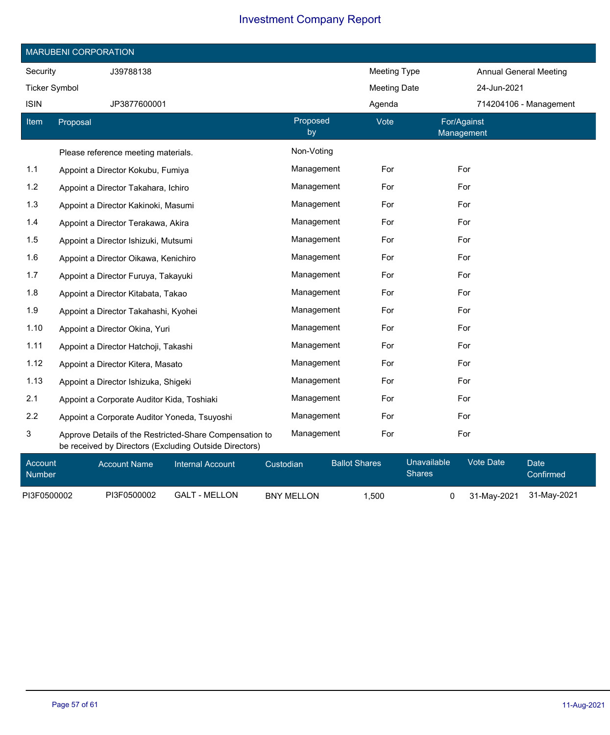# Investment Company Report

## MARUBENI CORPORATION

| | | | |
|---|---|---|---|
| Security | J39788138 | Meeting Type | Annual General Meeting |
| Ticker Symbol | | Meeting Date | 24-Jun-2021 |
| ISIN | JP3877600001 | Agenda | 714204106 - Management |

| Item | Proposal | Proposed by | Vote | For/Against Management |
|---|---|---|---|---|
| | Please reference meeting materials. | Non-Voting | | |
| 1.1 | Appoint a Director Kokubu, Fumiya | Management | For | For |
| 1.2 | Appoint a Director Takahara, Ichiro | Management | For | For |
| 1.3 | Appoint a Director Kakinoki, Masumi | Management | For | For |
| 1.4 | Appoint a Director Terakawa, Akira | Management | For | For |
| 1.5 | Appoint a Director Ishizuki, Mutsumi | Management | For | For |
| 1.6 | Appoint a Director Oikawa, Kenichiro | Management | For | For |
| 1.7 | Appoint a Director Furuya, Takayuki | Management | For | For |
| 1.8 | Appoint a Director Kitabata, Takao | Management | For | For |
| 1.9 | Appoint a Director Takahashi, Kyohei | Management | For | For |
| 1.10 | Appoint a Director Okina, Yuri | Management | For | For |
| 1.11 | Appoint a Director Hatchoji, Takashi | Management | For | For |
| 1.12 | Appoint a Director Kitera, Masato | Management | For | For |
| 1.13 | Appoint a Director Ishizuka, Shigeki | Management | For | For |
| 2.1 | Appoint a Corporate Auditor Kida, Toshiaki | Management | For | For |
| 2.2 | Appoint a Corporate Auditor Yoneda, Tsuyoshi | Management | For | For |
| 3 | Approve Details of the Restricted-Share Compensation to be received by Directors (Excluding Outside Directors) | Management | For | For |

| Account Number | Account Name | Internal Account | Custodian | Ballot Shares | Unavailable Shares | Vote Date | Date Confirmed |
|---|---|---|---|---|---|---|---|
| PI3F0500002 | PI3F0500002 | GALT - MELLON | BNY MELLON | 1,500 | 0 | 31-May-2021 | 31-May-2021 |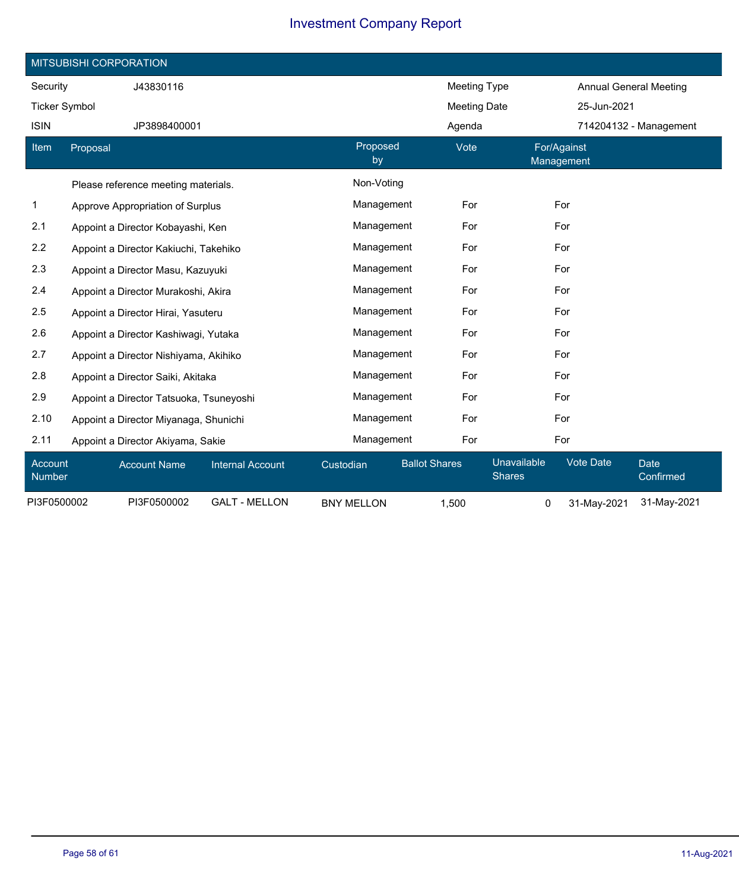# Investment Company Report

## MITSUBISHI CORPORATION

| | | | |
|---|---|---|---|
| Security | J43830116 | Meeting Type | Annual General Meeting |
| Ticker Symbol | | Meeting Date | 25-Jun-2021 |
| ISIN | JP3898400001 | Agenda | 714204132 - Management |

| Item | Proposal | Proposed by | Vote | For/Against Management |
|---|---|---|---|---|
| | Please reference meeting materials. | Non-Voting | | |
| 1 | Approve Appropriation of Surplus | Management | For | For |
| 2.1 | Appoint a Director Kobayashi, Ken | Management | For | For |
| 2.2 | Appoint a Director Kakiuchi, Takehiko | Management | For | For |
| 2.3 | Appoint a Director Masu, Kazuyuki | Management | For | For |
| 2.4 | Appoint a Director Murakoshi, Akira | Management | For | For |
| 2.5 | Appoint a Director Hirai, Yasuteru | Management | For | For |
| 2.6 | Appoint a Director Kashiwagi, Yutaka | Management | For | For |
| 2.7 | Appoint a Director Nishiyama, Akihiko | Management | For | For |
| 2.8 | Appoint a Director Saiki, Akitaka | Management | For | For |
| 2.9 | Appoint a Director Tatsuoka, Tsuneyoshi | Management | For | For |
| 2.10 | Appoint a Director Miyanaga, Shunichi | Management | For | For |
| 2.11 | Appoint a Director Akiyama, Sakie | Management | For | For |

| Account Number | Account Name | Internal Account | Custodian | Ballot Shares | Unavailable Shares | Vote Date | Date Confirmed |
|---|---|---|---|---|---|---|---|
| PI3F0500002 | PI3F0500002 | GALT - MELLON | BNY MELLON | 1,500 | 0 | 31-May-2021 | 31-May-2021 |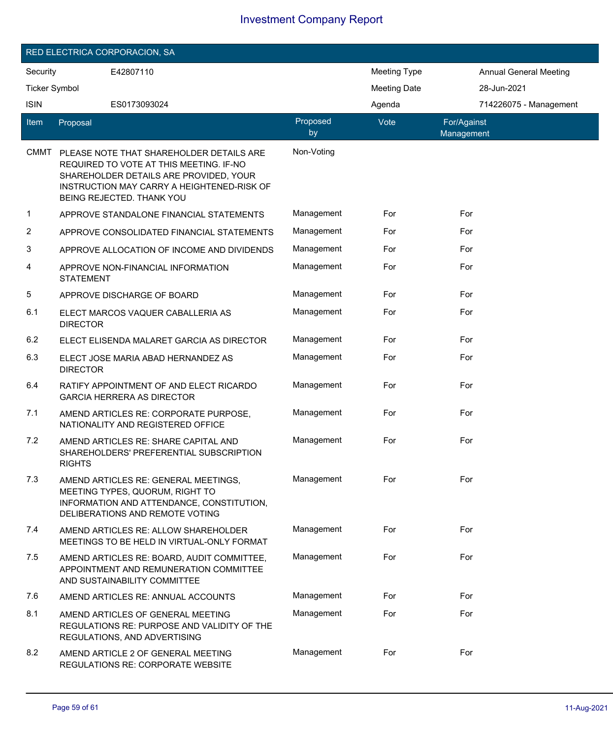# Investment Company Report

## RED ELECTRICA CORPORACION, SA

| | | | |
|---|---|---|---|
| Security | E42807110 | Meeting Type | Annual General Meeting |
| Ticker Symbol | | Meeting Date | 28-Jun-2021 |
| ISIN | ES0173093024 | Agenda | 714226075 - Management |

| Item | Proposal | Proposed by | Vote | For/Against Management |
|---|---|---|---|---|
| CMMT | PLEASE NOTE THAT SHAREHOLDER DETAILS ARE REQUIRED TO VOTE AT THIS MEETING. IF-NO SHAREHOLDER DETAILS ARE PROVIDED, YOUR INSTRUCTION MAY CARRY A HEIGHTENED-RISK OF BEING REJECTED. THANK YOU | Non-Voting | | |
| 1 | APPROVE STANDALONE FINANCIAL STATEMENTS | Management | For | For |
| 2 | APPROVE CONSOLIDATED FINANCIAL STATEMENTS | Management | For | For |
| 3 | APPROVE ALLOCATION OF INCOME AND DIVIDENDS | Management | For | For |
| 4 | APPROVE NON-FINANCIAL INFORMATION STATEMENT | Management | For | For |
| 5 | APPROVE DISCHARGE OF BOARD | Management | For | For |
| 6.1 | ELECT MARCOS VAQUER CABALLERIA AS DIRECTOR | Management | For | For |
| 6.2 | ELECT ELISENDA MALARET GARCIA AS DIRECTOR | Management | For | For |
| 6.3 | ELECT JOSE MARIA ABAD HERNANDEZ AS DIRECTOR | Management | For | For |
| 6.4 | RATIFY APPOINTMENT OF AND ELECT RICARDO GARCIA HERRERA AS DIRECTOR | Management | For | For |
| 7.1 | AMEND ARTICLES RE: CORPORATE PURPOSE, NATIONALITY AND REGISTERED OFFICE | Management | For | For |
| 7.2 | AMEND ARTICLES RE: SHARE CAPITAL AND SHAREHOLDERS' PREFERENTIAL SUBSCRIPTION RIGHTS | Management | For | For |
| 7.3 | AMEND ARTICLES RE: GENERAL MEETINGS, MEETING TYPES, QUORUM, RIGHT TO INFORMATION AND ATTENDANCE, CONSTITUTION, DELIBERATIONS AND REMOTE VOTING | Management | For | For |
| 7.4 | AMEND ARTICLES RE: ALLOW SHAREHOLDER MEETINGS TO BE HELD IN VIRTUAL-ONLY FORMAT | Management | For | For |
| 7.5 | AMEND ARTICLES RE: BOARD, AUDIT COMMITTEE, APPOINTMENT AND REMUNERATION COMMITTEE AND SUSTAINABILITY COMMITTEE | Management | For | For |
| 7.6 | AMEND ARTICLES RE: ANNUAL ACCOUNTS | Management | For | For |
| 8.1 | AMEND ARTICLES OF GENERAL MEETING REGULATIONS RE: PURPOSE AND VALIDITY OF THE REGULATIONS, AND ADVERTISING | Management | For | For |
| 8.2 | AMEND ARTICLE 2 OF GENERAL MEETING REGULATIONS RE: CORPORATE WEBSITE | Management | For | For |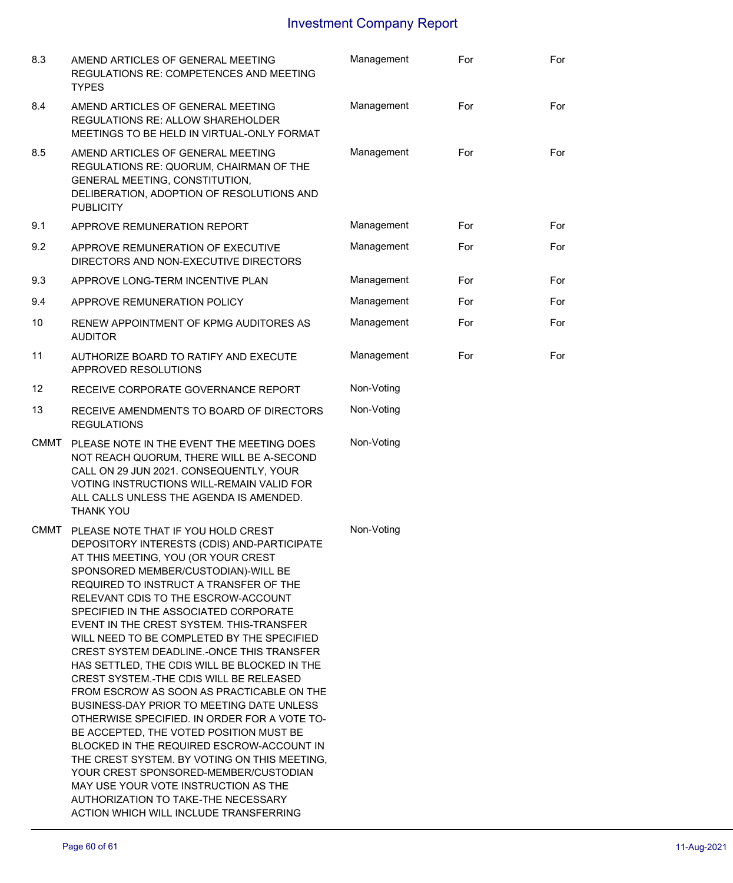| | | | | |
|---|---|---|---|---|
| 8.3 | AMEND ARTICLES OF GENERAL MEETING REGULATIONS RE: COMPETENCES AND MEETING TYPES | Management | For | For |
| 8.4 | AMEND ARTICLES OF GENERAL MEETING REGULATIONS RE: ALLOW SHAREHOLDER MEETINGS TO BE HELD IN VIRTUAL-ONLY FORMAT | Management | For | For |
| 8.5 | AMEND ARTICLES OF GENERAL MEETING REGULATIONS RE: QUORUM, CHAIRMAN OF THE GENERAL MEETING, CONSTITUTION, DELIBERATION, ADOPTION OF RESOLUTIONS AND PUBLICITY | Management | For | For |
| 9.1 | APPROVE REMUNERATION REPORT | Management | For | For |
| 9.2 | APPROVE REMUNERATION OF EXECUTIVE DIRECTORS AND NON-EXECUTIVE DIRECTORS | Management | For | For |
| 9.3 | APPROVE LONG-TERM INCENTIVE PLAN | Management | For | For |
| 9.4 | APPROVE REMUNERATION POLICY | Management | For | For |
| 10 | RENEW APPOINTMENT OF KPMG AUDITORES AS AUDITOR | Management | For | For |
| 11 | AUTHORIZE BOARD TO RATIFY AND EXECUTE APPROVED RESOLUTIONS | Management | For | For |
| 12 | RECEIVE CORPORATE GOVERNANCE REPORT | Non-Voting | | |
| 13 | RECEIVE AMENDMENTS TO BOARD OF DIRECTORS REGULATIONS | Non-Voting | | |
| CMMT | PLEASE NOTE IN THE EVENT THE MEETING DOES NOT REACH QUORUM, THERE WILL BE A-SECOND CALL ON 29 JUN 2021. CONSEQUENTLY, YOUR VOTING INSTRUCTIONS WILL-REMAIN VALID FOR ALL CALLS UNLESS THE AGENDA IS AMENDED. THANK YOU | Non-Voting | | |
| CMMT | PLEASE NOTE THAT IF YOU HOLD CREST DEPOSITORY INTERESTS (CDIS) AND-PARTICIPATE AT THIS MEETING, YOU (OR YOUR CREST SPONSORED MEMBER/CUSTODIAN)-WILL BE REQUIRED TO INSTRUCT A TRANSFER OF THE RELEVANT CDIS TO THE ESCROW-ACCOUNT SPECIFIED IN THE ASSOCIATED CORPORATE EVENT IN THE CREST SYSTEM. THIS-TRANSFER WILL NEED TO BE COMPLETED BY THE SPECIFIED CREST SYSTEM DEADLINE.-ONCE THIS TRANSFER HAS SETTLED, THE CDIS WILL BE BLOCKED IN THE CREST SYSTEM.-THE CDIS WILL BE RELEASED FROM ESCROW AS SOON AS PRACTICABLE ON THE BUSINESS-DAY PRIOR TO MEETING DATE UNLESS OTHERWISE SPECIFIED. IN ORDER FOR A VOTE TO-BE ACCEPTED, THE VOTED POSITION MUST BE BLOCKED IN THE REQUIRED ESCROW-ACCOUNT IN THE CREST SYSTEM. BY VOTING ON THIS MEETING, YOUR CREST SPONSORED-MEMBER/CUSTODIAN MAY USE YOUR VOTE INSTRUCTION AS THE AUTHORIZATION TO TAKE-THE NECESSARY ACTION WHICH WILL INCLUDE TRANSFERRING | Non-Voting | | |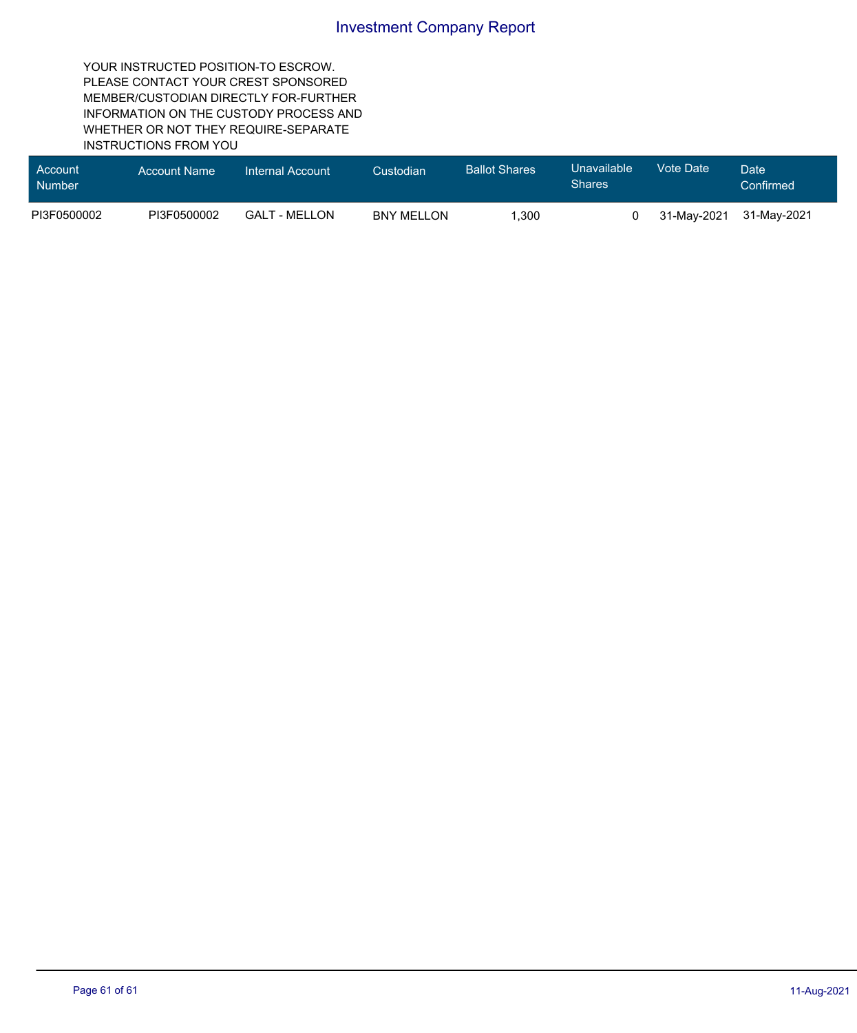YOUR INSTRUCTED POSITION-TO ESCROW.
PLEASE CONTACT YOUR CREST SPONSORED
MEMBER/CUSTODIAN DIRECTLY FOR-FURTHER
INFORMATION ON THE CUSTODY PROCESS AND
WHETHER OR NOT THEY REQUIRE-SEPARATE
INSTRUCTIONS FROM YOU

| Account Number | Account Name | Internal Account | Custodian | Ballot Shares | Unavailable Shares | Vote Date | Date Confirmed |
|---|---|---|---|---|---|---|---|
| PI3F0500002 | PI3F0500002 | GALT - MELLON | BNY MELLON | 1,300 | 0 | 31-May-2021 | 31-May-2021 |